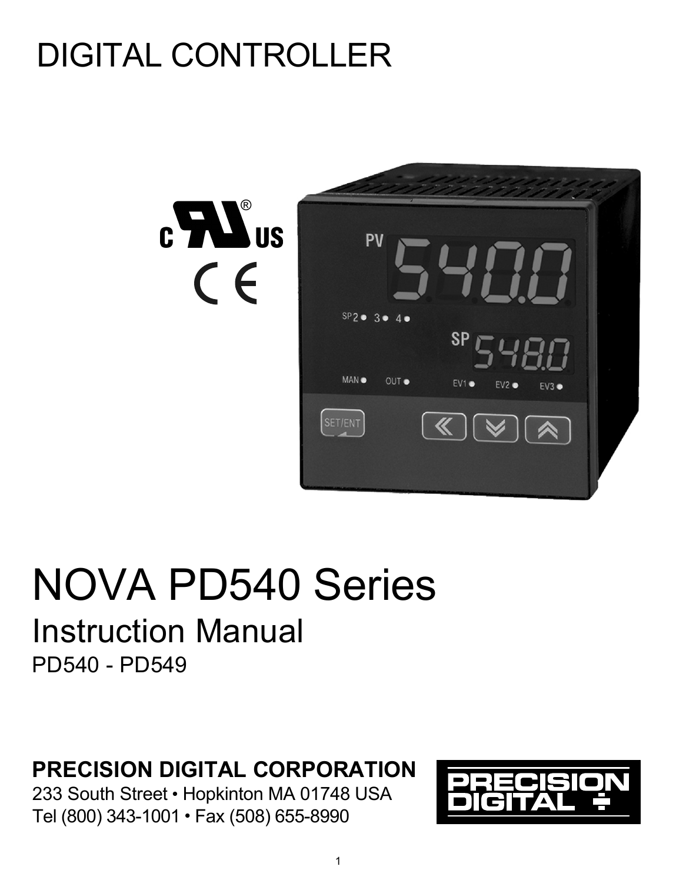# DIGITAL CONTROLLER

# NOVA PD540 Series

## Instruction Manual

PD540 - PD549

**PRECISION DIGITAL CORPORATION**

233 South Street • Hopkinton MA 01748 USA

Tel (800) 343-1001 • Fax (508) 655-8990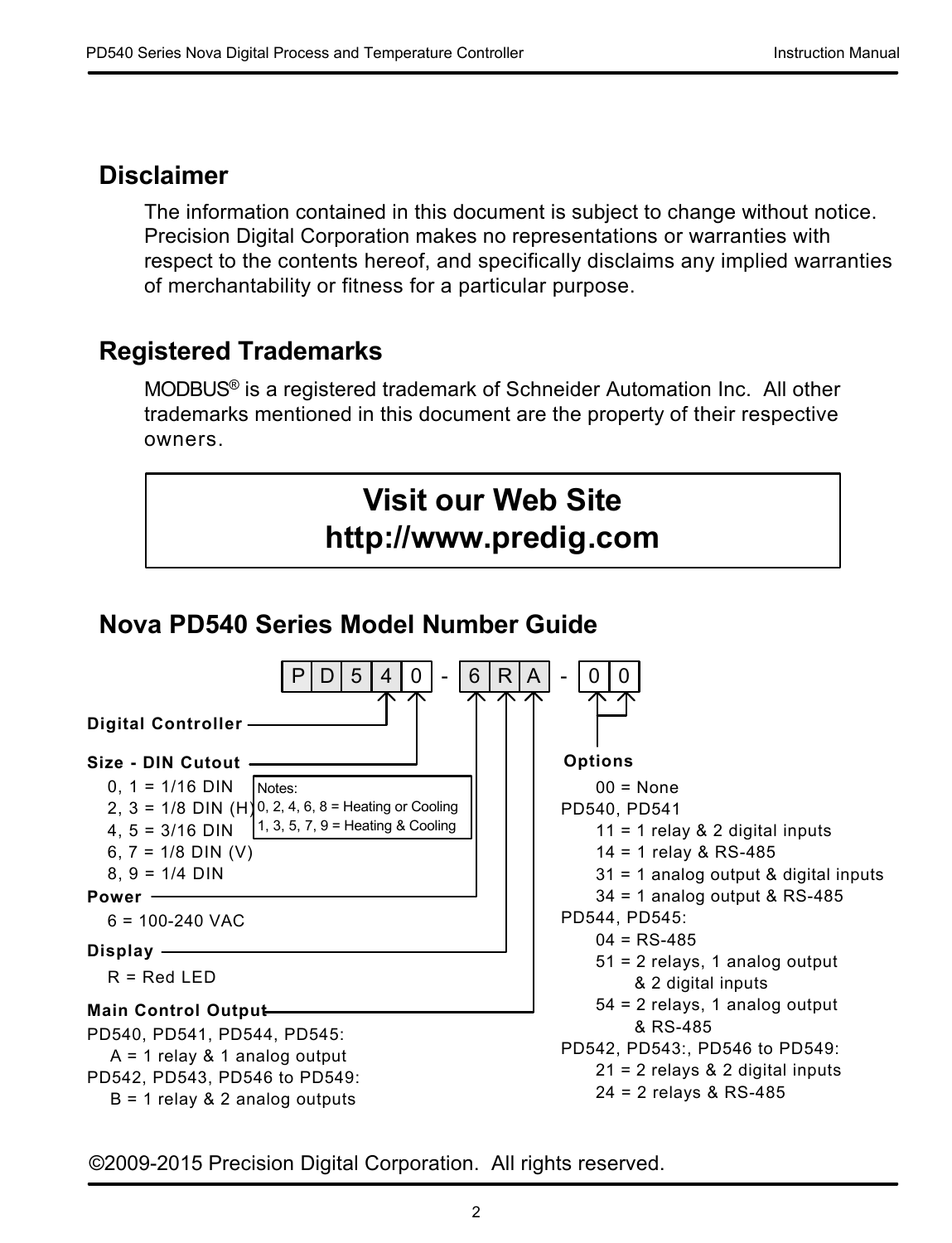## Disclaimer

The information contained in this document is subject to change without notice. Precision Digital Corporation makes no representations or warranties with respect to the contents hereof, and specifically disclaims any implied warranties of merchantability or fitness for a particular purpose.

## Registered Trademarks

MODBUS® is a registered trademark of Schneider Automation Inc. All other trademarks mentioned in this document are the property of their respective owners.

**Visit our Web Site**
**http://www.predig.com**

## Nova PD540 Series Model Number Guide

P D 5 4 0 - 6 R A - 0 0

**Digital Controller**

**Size - DIN Cutout**

- 0, 1 = 1/16 DIN
- 2, 3 = 1/8 DIN (H)
- 4, 5 = 3/16 DIN
- 6, 7 = 1/8 DIN (V)
- 8, 9 = 1/4 DIN

Notes:
0, 2, 4, 6, 8 = Heating or Cooling
1, 3, 5, 7, 9 = Heating & Cooling

**Power**

- 6 = 100-240 VAC

**Display**

- R = Red LED

**Main Control Output**

PD540, PD541, PD544, PD545:
- A = 1 relay & 1 analog output

PD542, PD543, PD546 to PD549:
- B = 1 relay & 2 analog outputs

**Options**

- 00 = None

PD540, PD541
- 11 = 1 relay & 2 digital inputs
- 14 = 1 relay & RS-485
- 31 = 1 analog output & digital inputs
- 34 = 1 analog output & RS-485

PD544, PD545:
- 04 = RS-485
- 51 = 2 relays, 1 analog output & 2 digital inputs
- 54 = 2 relays, 1 analog output & RS-485

PD542, PD543:, PD546 to PD549:
- 21 = 2 relays & 2 digital inputs
- 24 = 2 relays & RS-485

©2009-2015 Precision Digital Corporation. All rights reserved.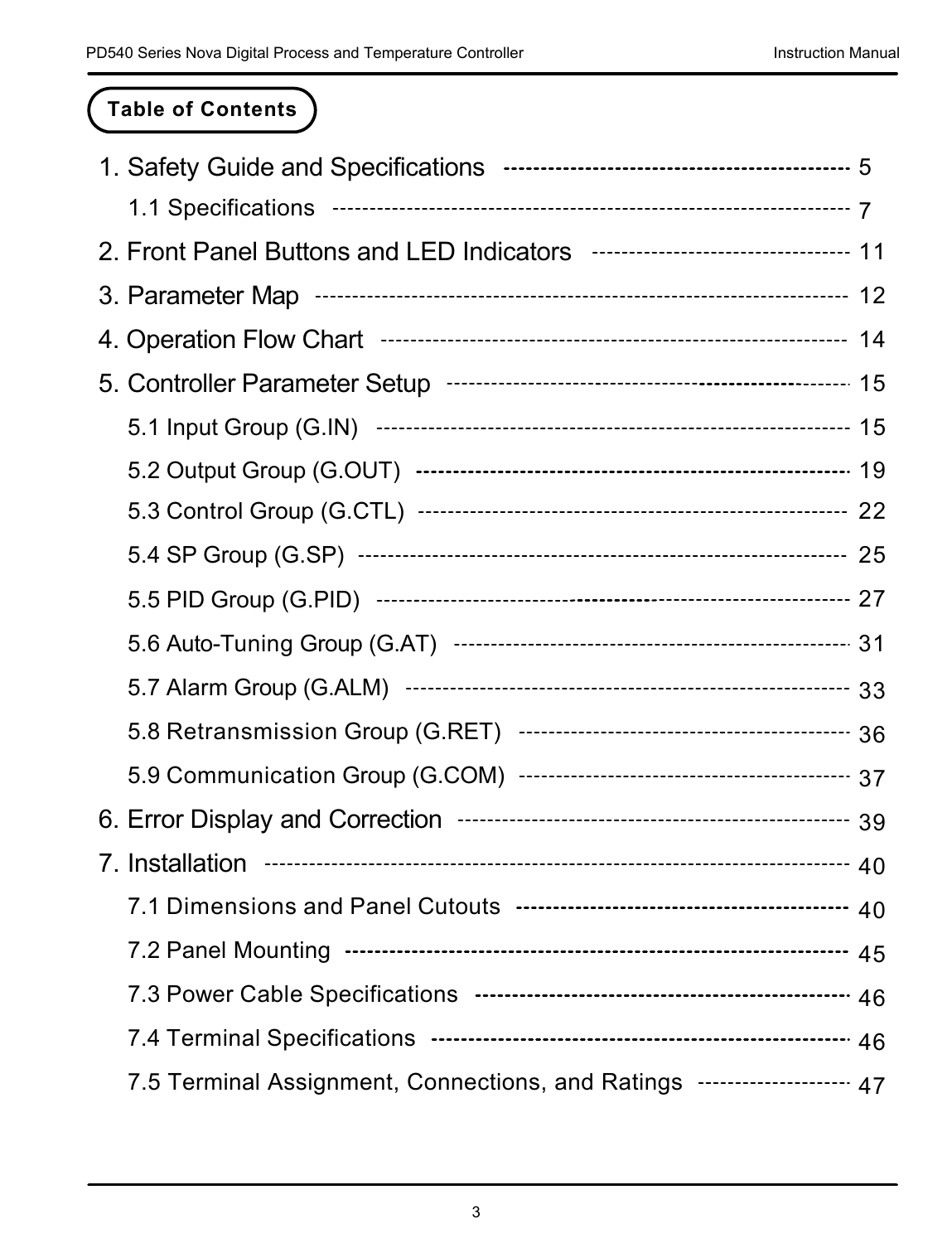## Table of Contents

1. Safety Guide and Specifications ---------------------------------------------- 5
    - 1.1 Specifications ---------------------------------------------------------------- 7
2. Front Panel Buttons and LED Indicators ---------------------------------- 11
3. Parameter Map -------------------------------------------------------------------- 12
4. Operation Flow Chart ------------------------------------------------------------ 14
5. Controller Parameter Setup -------------------------------------------------- 15
    - 5.1 Input Group (G.IN) ------------------------------------------------------------ 15
    - 5.2 Output Group (G.OUT) -------------------------------------------------------- 19
    - 5.3 Control Group (G.CTL) ------------------------------------------------------- 22
    - 5.4 SP Group (G.SP) --------------------------------------------------------------- 25
    - 5.5 PID Group (G.PID) ------------------------------------------------------------ 27
    - 5.6 Auto-Tuning Group (G.AT) ------------------------------------------------ 31
    - 5.7 Alarm Group (G.ALM) -------------------------------------------------------- 33
    - 5.8 Retransmission Group (G.RET) ------------------------------------------ 36
    - 5.9 Communication Group (G.COM) ----------------------------------------- 37
6. Error Display and Correction ------------------------------------------------- 39
7. Installation ---------------------------------------------------------------------------- 40
    - 7.1 Dimensions and Panel Cutouts ------------------------------------------ 40
    - 7.2 Panel Mounting --------------------------------------------------------------- 45
    - 7.3 Power Cable Specifications ---------------------------------------------- 46
    - 7.4 Terminal Specifications ------------------------------------------------------ 46
    - 7.5 Terminal Assignment, Connections, and Ratings -------------------- 47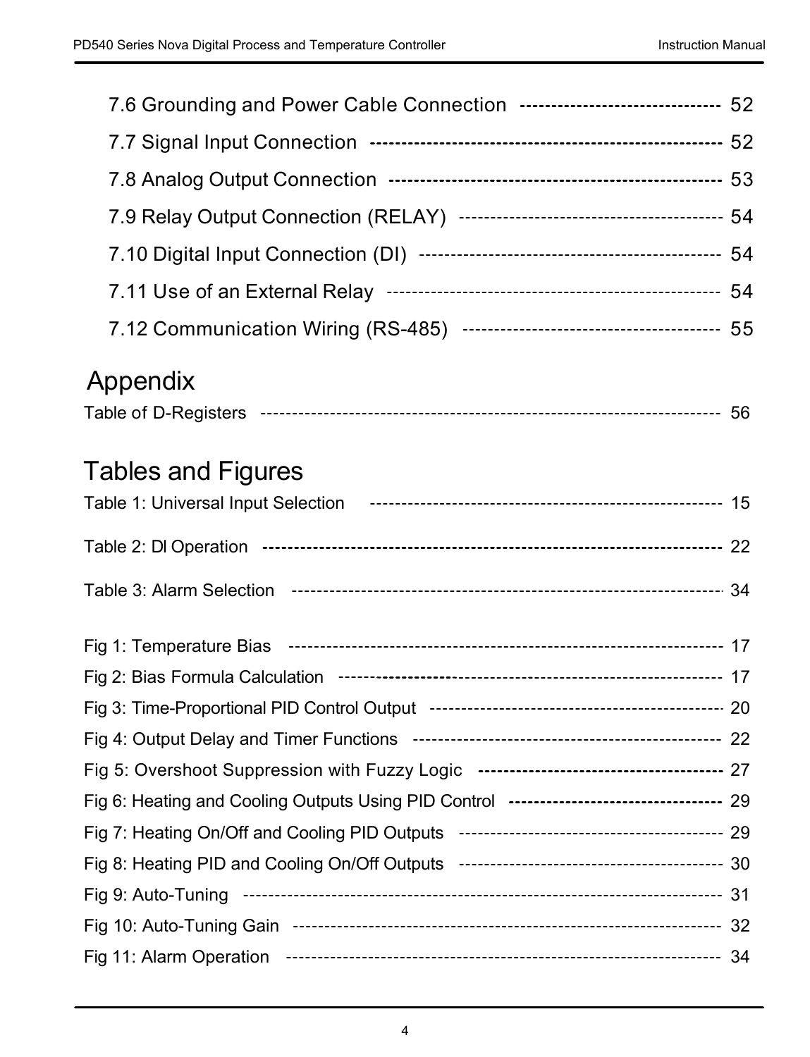7.6 Grounding and Power Cable Connection ------------------------------- 52

7.7 Signal Input Connection ------------------------------------------------------ 52

7.8 Analog Output Connection ---------------------------------------------------- 53

7.9 Relay Output Connection (RELAY) ----------------------------------------- 54

7.10 Digital Input Connection (DI) ---------------------------------------------- 54

7.11 Use of an External Relay ---------------------------------------------------- 54

7.12 Communication Wiring (RS-485) ----------------------------------------- 55

## Appendix

Table of D-Registers -------------------------------------------------------------------- 56

## Tables and Figures

Table 1: Universal Input Selection ------------------------------------------------------ 15

Table 2: DI Operation ------------------------------------------------------------------------ 22

Table 3: Alarm Selection ---------------------------------------------------------------------- 34

Fig 1: Temperature Bias ------------------------------------------------------------------- 17

Fig 2: Bias Formula Calculation -------------------------------------------------------- 17

Fig 3: Time-Proportional PID Control Output ----------------------------------------- 20

Fig 4: Output Delay and Timer Functions ------------------------------------------- 22

Fig 5: Overshoot Suppression with Fuzzy Logic -------------------------------------- 27

Fig 6: Heating and Cooling Outputs Using PID Control --------------------------------- 29

Fig 7: Heating On/Off and Cooling PID Outputs ------------------------------------------ 29

Fig 8: Heating PID and Cooling On/Off Outputs ------------------------------------------ 30

Fig 9: Auto-Tuning ------------------------------------------------------------------------- 31

Fig 10: Auto-Tuning Gain ----------------------------------------------------------------- 32

Fig 11: Alarm Operation ----------------------------------------------------------------- 34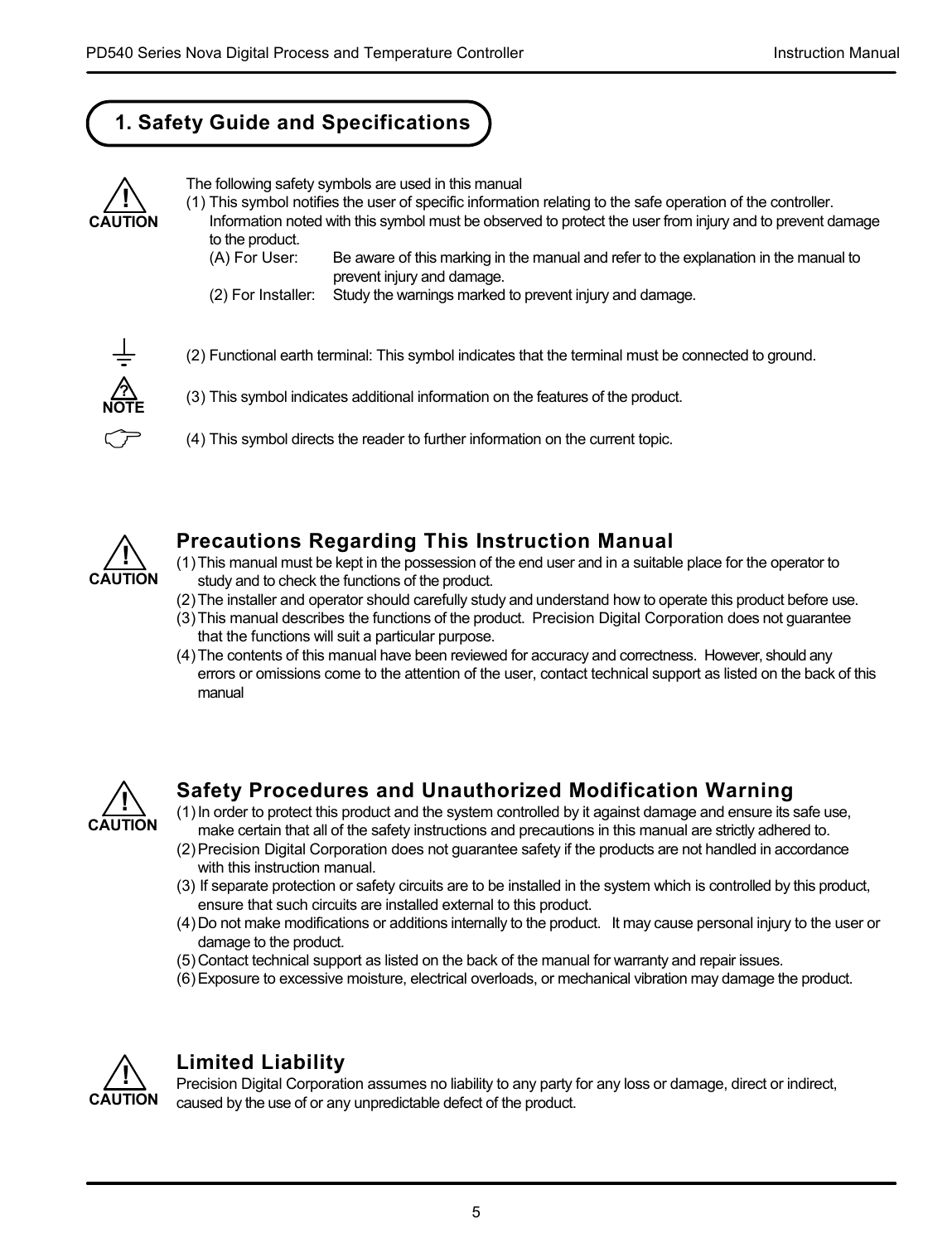# 1. Safety Guide and Specifications

CAUTION

The following safety symbols are used in this manual

(1) This symbol notifies the user of specific information relating to the safe operation of the controller. Information noted with this symbol must be observed to protect the user from injury and to prevent damage to the product.

- (A) For User: Be aware of this marking in the manual and refer to the explanation in the manual to prevent injury and damage.
- (2) For Installer: Study the warnings marked to prevent injury and damage.

(2) Functional earth terminal: This symbol indicates that the terminal must be connected to ground.

NOTE

(3) This symbol indicates additional information on the features of the product.

(4) This symbol directs the reader to further information on the current topic.

CAUTION

## Precautions Regarding This Instruction Manual

1. This manual must be kept in the possession of the end user and in a suitable place for the operator to study and to check the functions of the product.
2. The installer and operator should carefully study and understand how to operate this product before use.
3. This manual describes the functions of the product. Precision Digital Corporation does not guarantee that the functions will suit a particular purpose.
4. The contents of this manual have been reviewed for accuracy and correctness. However, should any errors or omissions come to the attention of the user, contact technical support as listed on the back of this manual

CAUTION

## Safety Procedures and Unauthorized Modification Warning

1. In order to protect this product and the system controlled by it against damage and ensure its safe use, make certain that all of the safety instructions and precautions in this manual are strictly adhered to.
2. Precision Digital Corporation does not guarantee safety if the products are not handled in accordance with this instruction manual.
3. If separate protection or safety circuits are to be installed in the system which is controlled by this product, ensure that such circuits are installed external to this product.
4. Do not make modifications or additions internally to the product. It may cause personal injury to the user or damage to the product.
5. Contact technical support as listed on the back of the manual for warranty and repair issues.
6. Exposure to excessive moisture, electrical overloads, or mechanical vibration may damage the product.

CAUTION

## Limited Liability

Precision Digital Corporation assumes no liability to any party for any loss or damage, direct or indirect, caused by the use of or any unpredictable defect of the product.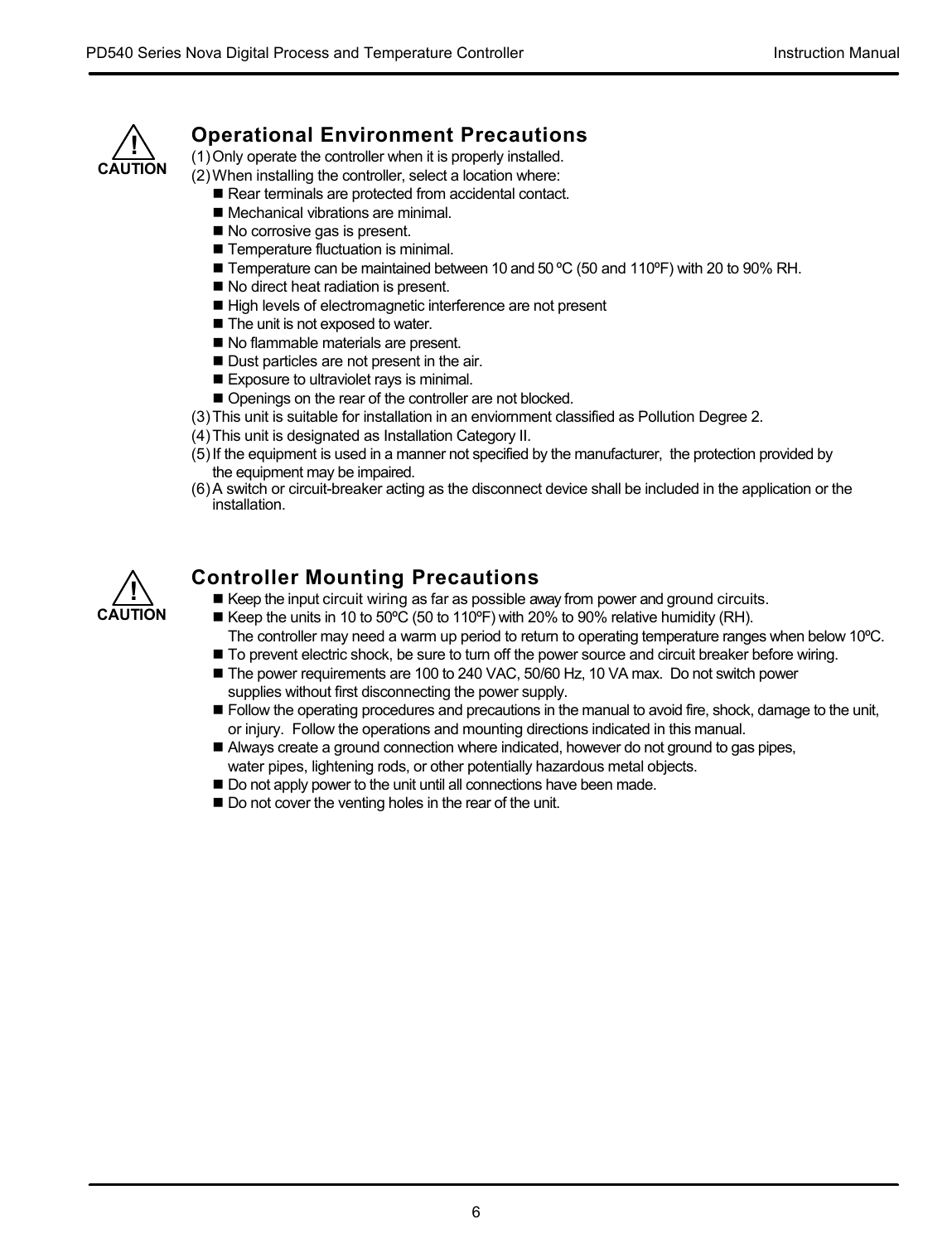**CAUTION**

## Operational Environment Precautions

(1) Only operate the controller when it is properly installed.

(2) When installing the controller, select a location where:

- Rear terminals are protected from accidental contact.
- Mechanical vibrations are minimal.
- No corrosive gas is present.
- Temperature fluctuation is minimal.
- Temperature can be maintained between 10 and 50 ºC (50 and 110ºF) with 20 to 90% RH.
- No direct heat radiation is present.
- High levels of electromagnetic interference are not present
- The unit is not exposed to water.
- No flammable materials are present.
- Dust particles are not present in the air.
- Exposure to ultraviolet rays is minimal.
- Openings on the rear of the controller are not blocked.

(3) This unit is suitable for installation in an enviornment classified as Pollution Degree 2.

(4) This unit is designated as Installation Category II.

(5) If the equipment is used in a manner not specified by the manufacturer, the protection provided by the equipment may be impaired.

(6) A switch or circuit-breaker acting as the disconnect device shall be included in the application or the installation.

**CAUTION**

## Controller Mounting Precautions

- Keep the input circuit wiring as far as possible away from power and ground circuits.
- Keep the units in 10 to 50ºC (50 to 110ºF) with 20% to 90% relative humidity (RH). The controller may need a warm up period to return to operating temperature ranges when below 10ºC.
- To prevent electric shock, be sure to turn off the power source and circuit breaker before wiring.
- The power requirements are 100 to 240 VAC, 50/60 Hz, 10 VA max. Do not switch power supplies without first disconnecting the power supply.
- Follow the operating procedures and precautions in the manual to avoid fire, shock, damage to the unit, or injury. Follow the operations and mounting directions indicated in this manual.
- Always create a ground connection where indicated, however do not ground to gas pipes, water pipes, lightening rods, or other potentially hazardous metal objects.
- Do not apply power to the unit until all connections have been made.
- Do not cover the venting holes in the rear of the unit.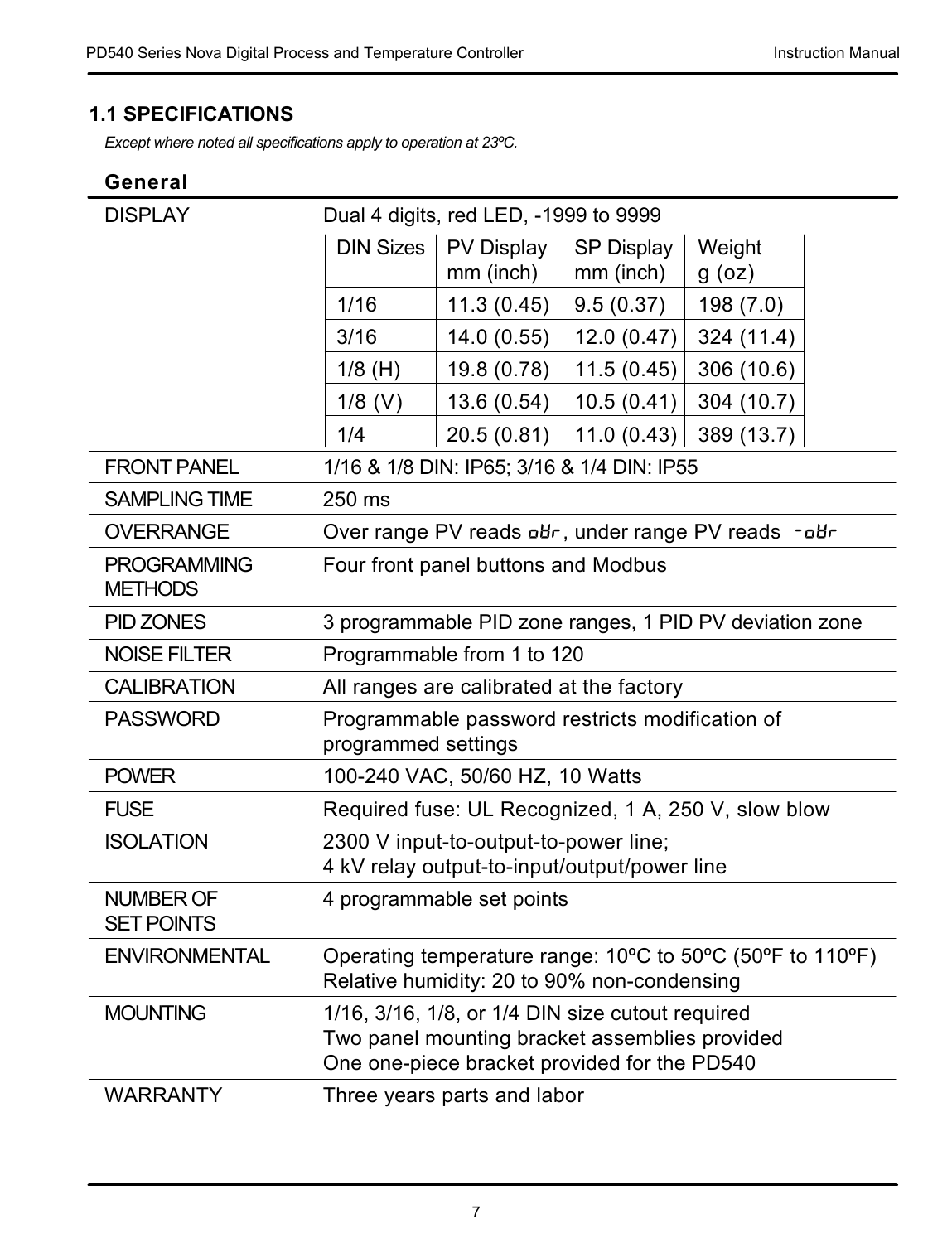## 1.1 SPECIFICATIONS

*Except where noted all specifications apply to operation at 23ºC.*

### General

| | |
|---|---|
| DISPLAY | Dual 4 digits, red LED, -1999 to 9999 |

| DIN Sizes | PV Display mm (inch) | SP Display mm (inch) | Weight g (oz) |
|---|---|---|---|
| 1/16 | 11.3 (0.45) | 9.5 (0.37) | 198 (7.0) |
| 3/16 | 14.0 (0.55) | 12.0 (0.47) | 324 (11.4) |
| 1/8 (H) | 19.8 (0.78) | 11.5 (0.45) | 306 (10.6) |
| 1/8 (V) | 13.6 (0.54) | 10.5 (0.41) | 304 (10.7) |
| 1/4 | 20.5 (0.81) | 11.0 (0.43) | 389 (13.7) |

| | |
|---|---|
| FRONT PANEL | 1/16 & 1/8 DIN: IP65; 3/16 & 1/4 DIN: IP55 |
| SAMPLING TIME | 250 ms |
| OVERRANGE | Over range PV reads oVr, under range PV reads -oVr |
| PROGRAMMING METHODS | Four front panel buttons and Modbus |
| PID ZONES | 3 programmable PID zone ranges, 1 PID PV deviation zone |
| NOISE FILTER | Programmable from 1 to 120 |
| CALIBRATION | All ranges are calibrated at the factory |
| PASSWORD | Programmable password restricts modification of programmed settings |
| POWER | 100-240 VAC, 50/60 HZ, 10 Watts |
| FUSE | Required fuse: UL Recognized, 1 A, 250 V, slow blow |
| ISOLATION | 2300 V input-to-output-to-power line;<br>4 kV relay output-to-input/output/power line |
| NUMBER OF SET POINTS | 4 programmable set points |
| ENVIRONMENTAL | Operating temperature range: 10ºC to 50ºC (50ºF to 110ºF)<br>Relative humidity: 20 to 90% non-condensing |
| MOUNTING | 1/16, 3/16, 1/8, or 1/4 DIN size cutout required<br>Two panel mounting bracket assemblies provided<br>One one-piece bracket provided for the PD540 |
| WARRANTY | Three years parts and labor |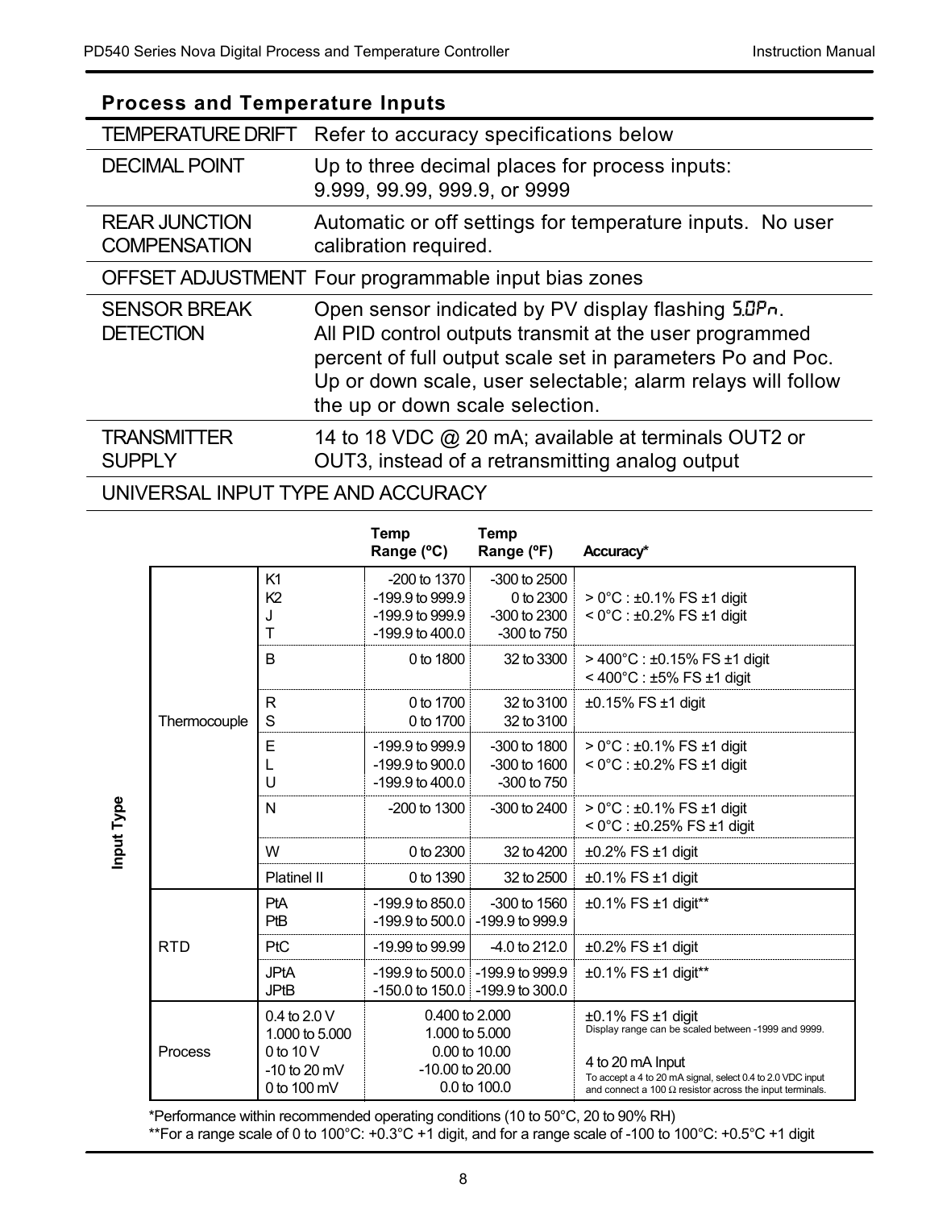## Process and Temperature Inputs

| | |
|---|---|
| TEMPERATURE DRIFT | Refer to accuracy specifications below |
| DECIMAL POINT | Up to three decimal places for process inputs: 9.999, 99.99, 999.9, or 9999 |
| REAR JUNCTION COMPENSATION | Automatic or off settings for temperature inputs. No user calibration required. |
| OFFSET ADJUSTMENT | Four programmable input bias zones |
| SENSOR BREAK DETECTION | Open sensor indicated by PV display flashing S.OPn. All PID control outputs transmit at the user programmed percent of full output scale set in parameters Po and Poc. Up or down scale, user selectable; alarm relays will follow the up or down scale selection. |
| TRANSMITTER SUPPLY | 14 to 18 VDC @ 20 mA; available at terminals OUT2 or OUT3, instead of a retransmitting analog output |

UNIVERSAL INPUT TYPE AND ACCURACY

| Input Type | | Temp Range (°C) | Temp Range (°F) | Accuracy* |
|---|---|---|---|---|
| Thermocouple | K1<br>K2<br>J<br>T | -200 to 1370<br>-199.9 to 999.9<br>-199.9 to 999.9<br>-199.9 to 400.0 | -300 to 2500<br>0 to 2300<br>-300 to 2300<br>-300 to 750 | > 0°C : ±0.1% FS ±1 digit<br>< 0°C : ±0.2% FS ±1 digit |
| | B | 0 to 1800 | 32 to 3300 | > 400°C : ±0.15% FS ±1 digit<br>< 400°C : ±5% FS ±1 digit |
| | R<br>S | 0 to 1700<br>0 to 1700 | 32 to 3100<br>32 to 3100 | ±0.15% FS ±1 digit |
| | E<br>L<br>U | -199.9 to 999.9<br>-199.9 to 900.0<br>-199.9 to 400.0 | -300 to 1800<br>-300 to 1600<br>-300 to 750 | > 0°C : ±0.1% FS ±1 digit<br>< 0°C : ±0.2% FS ±1 digit |
| | N | -200 to 1300 | -300 to 2400 | > 0°C : ±0.1% FS ±1 digit<br>< 0°C : ±0.25% FS ±1 digit |
| | W | 0 to 2300 | 32 to 4200 | ±0.2% FS ±1 digit |
| | Platinel II | 0 to 1390 | 32 to 2500 | ±0.1% FS ±1 digit |
| RTD | PtA<br>PtB | -199.9 to 850.0<br>-199.9 to 500.0 | -300 to 1560<br>-199.9 to 999.9 | ±0.1% FS ±1 digit** |
| | PtC | -19.99 to 99.99 | -4.0 to 212.0 | ±0.2% FS ±1 digit |
| | JPtA<br>JPtB | -199.9 to 500.0<br>-150.0 to 150.0 | -199.9 to 999.9<br>-199.9 to 300.0 | ±0.1% FS ±1 digit** |
| Process | 0.4 to 2.0 V<br>1.000 to 5.000<br>0 to 10 V<br>-10 to 20 mV<br>0 to 100 mV | 0.400 to 2.000<br>1.000 to 5.000<br>0.00 to 10.00<br>-10.00 to 20.00<br>0.0 to 100.0 | | ±0.1% FS ±1 digit<br>Display range can be scaled between -1999 and 9999.<br><br>4 to 20 mA Input<br>To accept a 4 to 20 mA signal, select 0.4 to 2.0 VDC input and connect a 100 Ω resistor across the input terminals. |

*Performance within recommended operating conditions (10 to 50°C, 20 to 90% RH)

**For a range scale of 0 to 100°C: +0.3°C +1 digit, and for a range scale of -100 to 100°C: +0.5°C +1 digit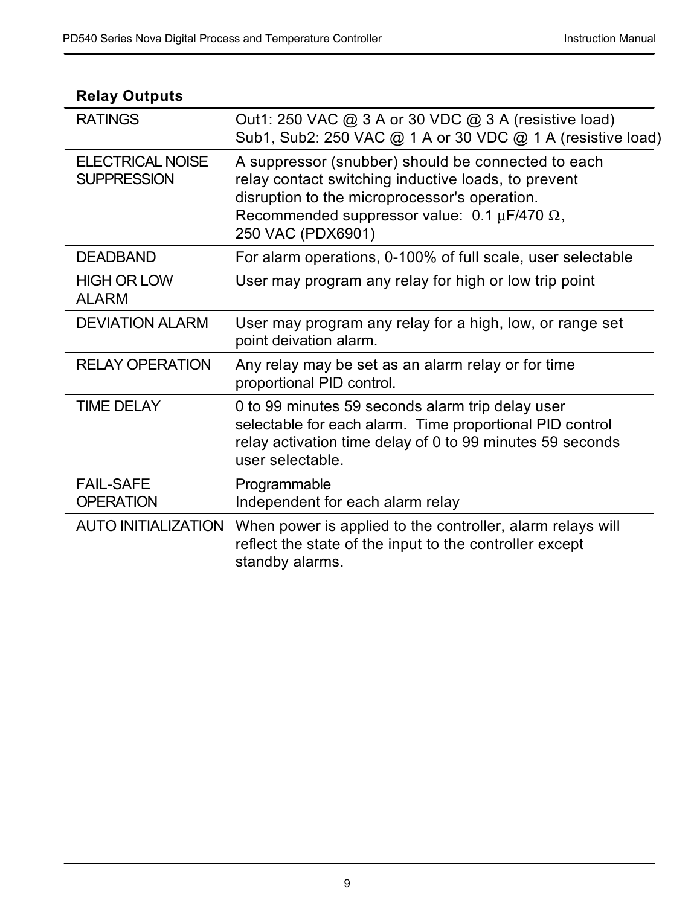## Relay Outputs

| | |
|---|---|
| RATINGS | Out1: 250 VAC @ 3 A or 30 VDC @ 3 A (resistive load)<br>Sub1, Sub2: 250 VAC @ 1 A or 30 VDC @ 1 A (resistive load) |
| ELECTRICAL NOISE SUPPRESSION | A suppressor (snubber) should be connected to each relay contact switching inductive loads, to prevent disruption to the microprocessor's operation. Recommended suppressor value: 0.1 µF/470 Ω, 250 VAC (PDX6901) |
| DEADBAND | For alarm operations, 0-100% of full scale, user selectable |
| HIGH OR LOW ALARM | User may program any relay for high or low trip point |
| DEVIATION ALARM | User may program any relay for a high, low, or range set point deivation alarm. |
| RELAY OPERATION | Any relay may be set as an alarm relay or for time proportional PID control. |
| TIME DELAY | 0 to 99 minutes 59 seconds alarm trip delay user selectable for each alarm. Time proportional PID control relay activation time delay of 0 to 99 minutes 59 seconds user selectable. |
| FAIL-SAFE OPERATION | Programmable<br>Independent for each alarm relay |
| AUTO INITIALIZATION | When power is applied to the controller, alarm relays will reflect the state of the input to the controller except standby alarms. |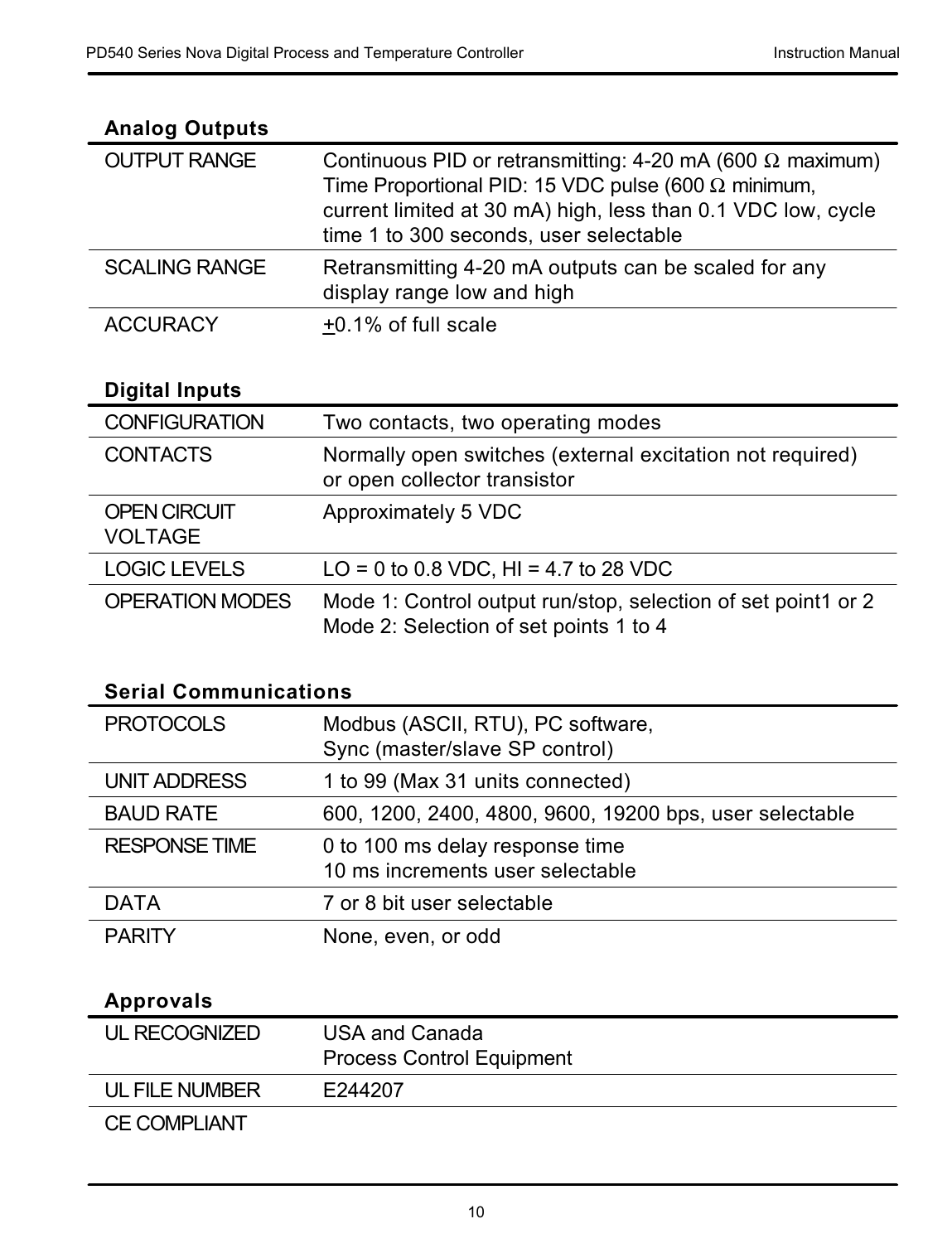### Analog Outputs

| | |
|---|---|
| OUTPUT RANGE | Continuous PID or retransmitting: 4-20 mA (600 Ω maximum)<br>Time Proportional PID: 15 VDC pulse (600 Ω minimum, current limited at 30 mA) high, less than 0.1 VDC low, cycle time 1 to 300 seconds, user selectable |
| SCALING RANGE | Retransmitting 4-20 mA outputs can be scaled for any display range low and high |
| ACCURACY | ±0.1% of full scale |

### Digital Inputs

| | |
|---|---|
| CONFIGURATION | Two contacts, two operating modes |
| CONTACTS | Normally open switches (external excitation not required) or open collector transistor |
| OPEN CIRCUIT VOLTAGE | Approximately 5 VDC |
| LOGIC LEVELS | LO = 0 to 0.8 VDC, HI = 4.7 to 28 VDC |
| OPERATION MODES | Mode 1: Control output run/stop, selection of set point1 or 2<br>Mode 2: Selection of set points 1 to 4 |

### Serial Communications

| | |
|---|---|
| PROTOCOLS | Modbus (ASCII, RTU), PC software,<br>Sync (master/slave SP control) |
| UNIT ADDRESS | 1 to 99 (Max 31 units connected) |
| BAUD RATE | 600, 1200, 2400, 4800, 9600, 19200 bps, user selectable |
| RESPONSE TIME | 0 to 100 ms delay response time<br>10 ms increments user selectable |
| DATA | 7 or 8 bit user selectable |
| PARITY | None, even, or odd |

### Approvals

| | |
|---|---|
| UL RECOGNIZED | USA and Canada<br>Process Control Equipment |
| UL FILE NUMBER | E244207 |
| CE COMPLIANT | |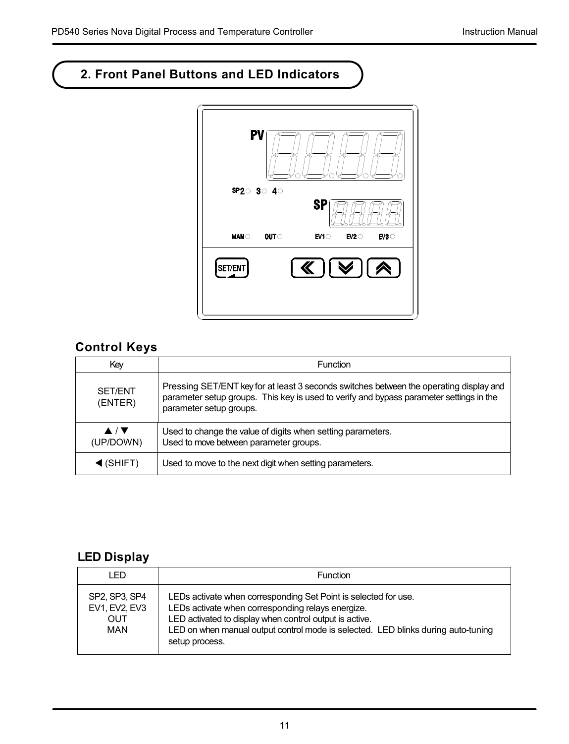## 2. Front Panel Buttons and LED Indicators

### Control Keys

| Key | Function |
|---|---|
| SET/ENT (ENTER) | Pressing SET/ENT key for at least 3 seconds switches between the operating display and parameter setup groups. This key is used to verify and bypass parameter settings in the parameter setup groups. |
| ▲ / ▼ (UP/DOWN) | Used to change the value of digits when setting parameters.<br>Used to move between parameter groups. |
| ◀ (SHIFT) | Used to move to the next digit when setting parameters. |

### LED Display

| LED | Function |
|---|---|
| SP2, SP3, SP4<br>EV1, EV2, EV3<br>OUT<br>MAN | LEDs activate when corresponding Set Point is selected for use.<br>LEDs activate when corresponding relays energize.<br>LED activated to display when control output is active.<br>LED on when manual output control mode is selected. LED blinks during auto-tuning setup process. |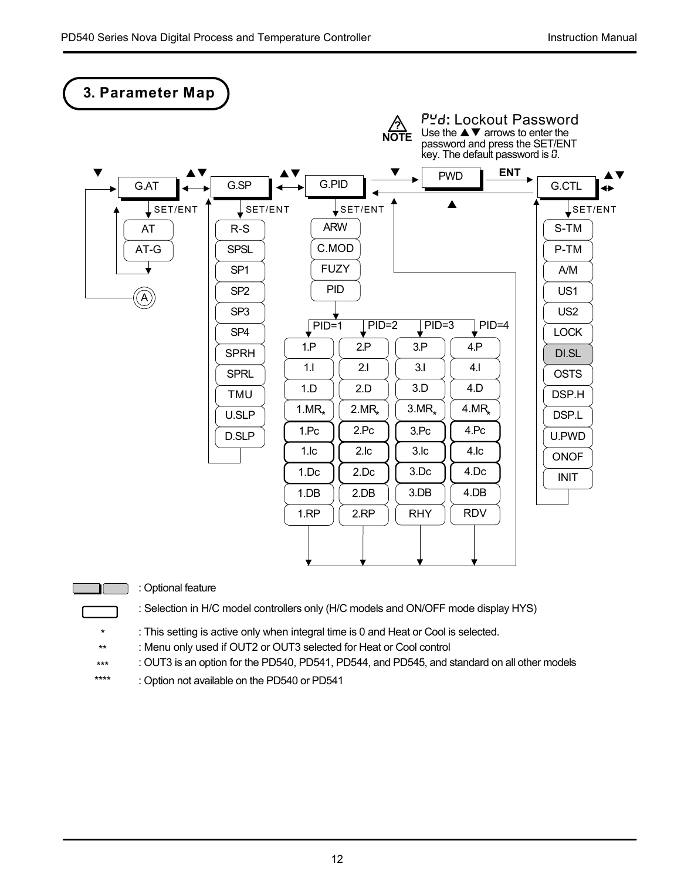## 3. Parameter Map

**PWD: Lockout Password**
Use the ▲▼ arrows to enter the password and press the SET/ENT key. The default password is 0.

G.AT ↔ G.SP ↔ G.PID → PWD → (ENT) → G.CTL

**G.AT** (SET/ENT):
- AT
- AT-G

**G.SP** (SET/ENT):
- R-S
- SPSL
- SP1
- SP2
- SP3
- SP4
- SPRH
- SPRL
- TMU
- U.SLP
- D.SLP

**G.PID** (SET/ENT):
- ARW
- C.MOD
- FUZY
- PID

| PID=1 | PID=2 | PID=3 | PID=4 |
|---|---|---|---|
| 1.P | 2.P | 3.P | 4.P |
| 1.I | 2.I | 3.I | 4.I |
| 1.D | 2.D | 3.D | 4.D |
| 1.MR* | 2.MR* | 3.MR* | 4.MR* |
| 1.Pc | 2.Pc | 3.Pc | 4.Pc |
| 1.Ic | 2.Ic | 3.Ic | 4.Ic |
| 1.Dc | 2.Dc | 3.Dc | 4.Dc |
| 1.DB | 2.DB | 3.DB | 4.DB |
| 1.RP | 2.RP | RHY | RDV |

**G.CTL** (SET/ENT):
- S-TM
- P-TM
- A/M
- US1
- US2
- LOCK
- DI.SL
- OSTS
- DSP.H
- DSP.L
- U.PWD
- ONOF
- INIT

(shaded) : Optional feature

(bold box) : Selection in H/C model controllers only (H/C models and ON/OFF mode display HYS)

\* : This setting is active only when integral time is 0 and Heat or Cool is selected.

\*\* : Menu only used if OUT2 or OUT3 selected for Heat or Cool control

\*\*\* : OUT3 is an option for the PD540, PD541, PD544, and PD545, and standard on all other models

\*\*\*\* : Option not available on the PD540 or PD541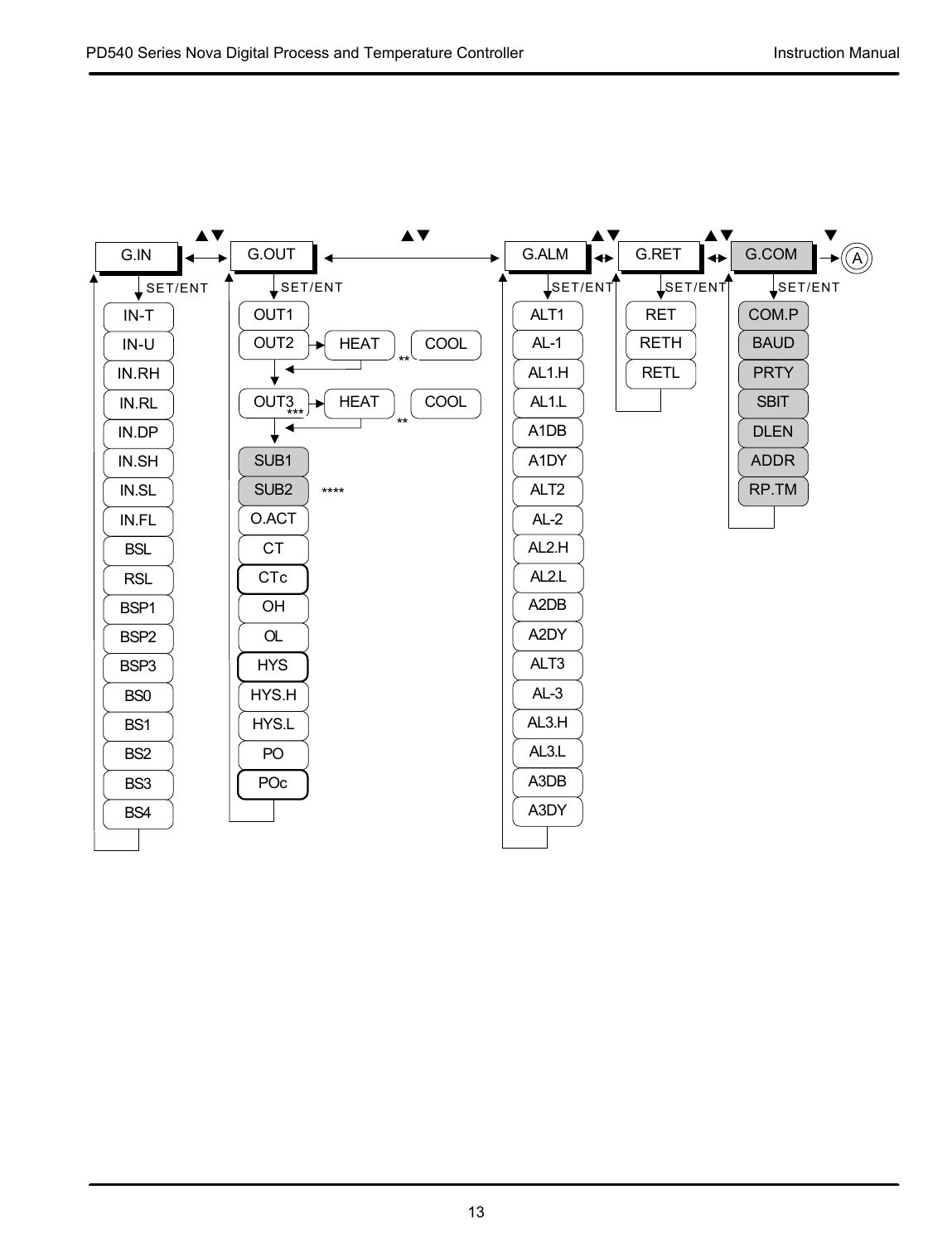| G.IN | G.OUT | G.ALM | G.RET | G.COM |
|---|---|---|---|---|
| IN-T | OUT1 | ALT1 | RET | COM.P |
| IN-U | OUT2 → HEAT / COOL ** | AL-1 | RETH | BAUD |
| IN.RH | OUT3 *** → HEAT / COOL ** | AL1.H | RETL | PRTY |
| IN.RL | SUB1 | AL1.L | | SBIT |
| IN.DP | SUB2 **** | A1DB | | DLEN |
| IN.SH | O.ACT | A1DY | | ADDR |
| IN.SL | CT | ALT2 | | RP.TM |
| IN.FL | CTc | AL-2 | | |
| BSL | OH | AL2.H | | |
| RSL | OL | AL2.L | | |
| BSP1 | HYS | A2DB | | |
| BSP2 | HYS.H | A2DY | | |
| BSP3 | HYS.L | ALT3 | | |
| BS0 | PO | AL-3 | | |
| BS1 | POc | AL3.H | | |
| BS2 | | AL3.L | | |
| BS3 | | A3DB | | |
| BS4 | | A3DY | | |

Navigation: ▲▼ between groups G.IN ↔ G.OUT ↔ G.ALM ↔ G.RET ↔ G.COM; ▼ from G.COM → (A). SET/ENT enters each group's parameter list.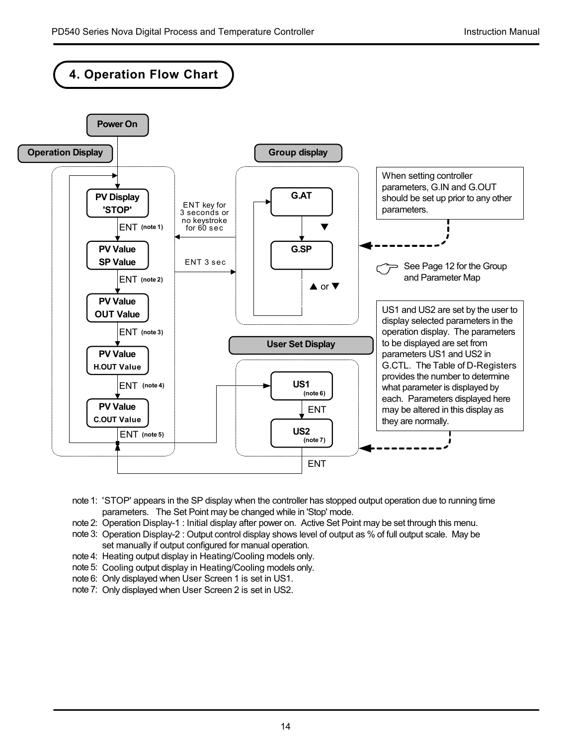# 4. Operation Flow Chart

Power On

**Operation Display**

- PV Display 'STOP'
- ENT (note 1)
- PV Value SP Value
- ENT (note 2)
- PV Value OUT Value
- ENT (note 3)
- PV Value H.OUT Value
- ENT (note 4)
- PV Value C.OUT Value
- ENT (note 5)

ENT key for 3 seconds or no keystroke for 60 sec

ENT 3 sec

**Group display**

- G.AT
- ▼
- G.SP
- ▲ or ▼

When setting controller parameters, G.IN and G.OUT should be set up prior to any other parameters.

See Page 12 for the Group and Parameter Map

**User Set Display**

- US1 (note 6)
- ENT
- US2 (note 7)
- ENT

US1 and US2 are set by the user to display selected parameters in the operation display. The parameters to be displayed are set from parameters US1 and US2 in G.CTL. The Table of D-Registers provides the number to determine what parameter is displayed by each. Parameters displayed here may be altered in this display as they are normally.

note 1: 'STOP' appears in the SP display when the controller has stopped output operation due to running time parameters. The Set Point may be changed while in 'Stop' mode.
note 2: Operation Display-1 : Initial display after power on. Active Set Point may be set through this menu.
note 3: Operation Display-2 : Output control display shows level of output as % of full output scale. May be set manually if output configured for manual operation.
note 4: Heating output display in Heating/Cooling models only.
note 5: Cooling output display in Heating/Cooling models only.
note 6: Only displayed when User Screen 1 is set in US1.
note 7: Only displayed when User Screen 2 is set in US2.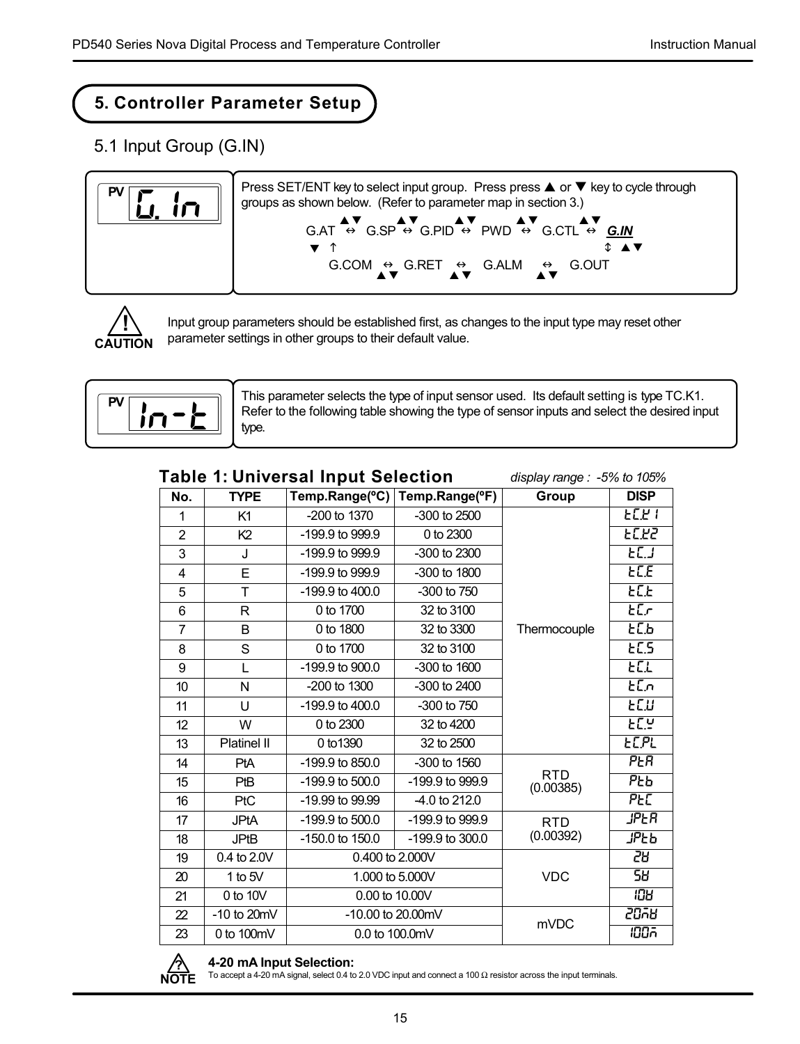# 5. Controller Parameter Setup

## 5.1 Input Group (G.IN)

| PV | |
|---|---|
| G. In | Press SET/ENT key to select input group. Press press ▲ or ▼ key to cycle through groups as shown below. (Refer to parameter map in section 3.) |

```
G.AT ▲▼↔ G.SP ▲▼↔ G.PID ▲▼↔ PWD ▲▼↔ G.CTL ▲▼↔ G.IN
▼ ↑                                                 ↕ ▲▼
     G.COM ↔ G.RET ↔ G.ALM ↔ G.OUT
           ▲▼       ▲▼      ▲▼
```

**CAUTION**: Input group parameters should be established first, as changes to the input type may reset other parameter settings in other groups to their default value.

| PV | |
|---|---|
| In-t | This parameter selects the type of input sensor used. Its default setting is type TC.K1. Refer to the following table showing the type of sensor inputs and select the desired input type. |

### Table 1: Universal Input Selection

*display range : -5% to 105%*

| No. | TYPE | Temp.Range(ºC) | Temp.Range(ºF) | Group | DISP |
|---|---|---|---|---|---|
| 1 | K1 | -200 to 1370 | -300 to 2500 | Thermocouple | tC.K1 |
| 2 | K2 | -199.9 to 999.9 | 0 to 2300 | | tC.K2 |
| 3 | J | -199.9 to 999.9 | -300 to 2300 | | tC.J |
| 4 | E | -199.9 to 999.9 | -300 to 1800 | | tC.E |
| 5 | T | -199.9 to 400.0 | -300 to 750 | | tC.t |
| 6 | R | 0 to 1700 | 32 to 3100 | | tC.r |
| 7 | B | 0 to 1800 | 32 to 3300 | | tC.b |
| 8 | S | 0 to 1700 | 32 to 3100 | | tC.S |
| 9 | L | -199.9 to 900.0 | -300 to 1600 | | tC.L |
| 10 | N | -200 to 1300 | -300 to 2400 | | tC.n |
| 11 | U | -199.9 to 400.0 | -300 to 750 | | tC.U |
| 12 | W | 0 to 2300 | 32 to 4200 | | tC.W |
| 13 | Platinel II | 0 to1390 | 32 to 2500 | | tC.PL |
| 14 | PtA | -199.9 to 850.0 | -300 to 1560 | RTD (0.00385) | PtA |
| 15 | PtB | -199.9 to 500.0 | -199.9 to 999.9 | | Ptb |
| 16 | PtC | -19.99 to 99.99 | -4.0 to 212.0 | | PtC |
| 17 | JPtA | -199.9 to 500.0 | -199.9 to 999.9 | RTD (0.00392) | JPtA |
| 18 | JPtB | -150.0 to 150.0 | -199.9 to 300.0 | | JPtb |
| 19 | 0.4 to 2.0V | 0.400 to 2.000V | | VDC | 2V |
| 20 | 1 to 5V | 1.000 to 5.000V | | | 5V |
| 21 | 0 to 10V | 0.00 to 10.00V | | | 10V |
| 22 | -10 to 20mV | -10.00 to 20.00mV | | mVDC | 20mV |
| 23 | 0 to 100mV | 0.0 to 100.0mV | | | 100m |

**NOTE** — **4-20 mA Input Selection:**
To accept a 4-20 mA signal, select 0.4 to 2.0 VDC input and connect a 100 Ω resistor across the input terminals.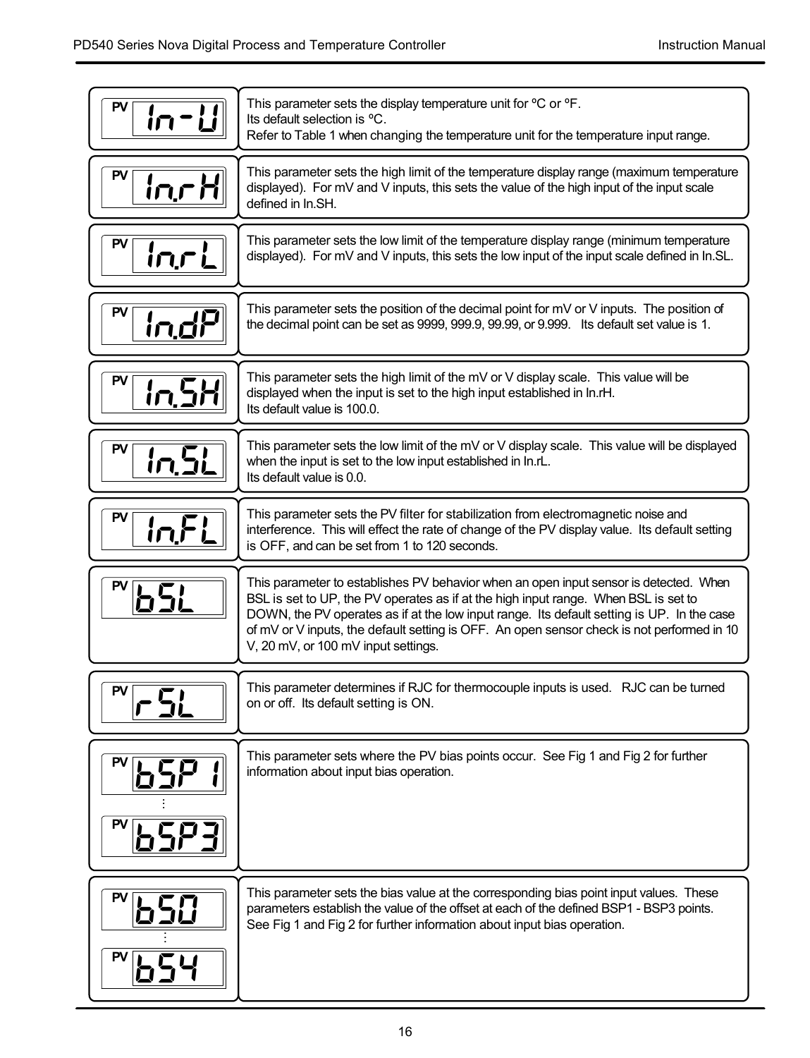| Display | Description |
|---|---|
| PV In-U | This parameter sets the display temperature unit for ºC or ºF. Its default selection is ºC. Refer to Table 1 when changing the temperature unit for the temperature input range. |
| PV In.rH | This parameter sets the high limit of the temperature display range (maximum temperature displayed). For mV and V inputs, this sets the value of the high input of the input scale defined in In.SH. |
| PV In.rL | This parameter sets the low limit of the temperature display range (minimum temperature displayed). For mV and V inputs, this sets the low input of the input scale defined in In.SL. |
| PV In.dP | This parameter sets the position of the decimal point for mV or V inputs. The position of the decimal point can be set as 9999, 999.9, 99.99, or 9.999. Its default set value is 1. |
| PV In.SH | This parameter sets the high limit of the mV or V display scale. This value will be displayed when the input is set to the high input established in In.rH. Its default value is 100.0. |
| PV In.SL | This parameter sets the low limit of the mV or V display scale. This value will be displayed when the input is set to the low input established in In.rL. Its default value is 0.0. |
| PV In.FL | This parameter sets the PV filter for stabilization from electromagnetic noise and interference. This will effect the rate of change of the PV display value. Its default setting is OFF, and can be set from 1 to 120 seconds. |
| PV bSL | This parameter to establishes PV behavior when an open input sensor is detected. When BSL is set to UP, the PV operates as if at the high input range. When BSL is set to DOWN, the PV operates as if at the low input range. Its default setting is UP. In the case of mV or V inputs, the default setting is OFF. An open sensor check is not performed in 10 V, 20 mV, or 100 mV input settings. |
| PV rSL | This parameter determines if RJC for thermocouple inputs is used. RJC can be turned on or off. Its default setting is ON. |
| PV bSP1 ⋮ PV bSP3 | This parameter sets where the PV bias points occur. See Fig 1 and Fig 2 for further information about input bias operation. |
| PV bS0 ⋮ PV bS4 | This parameter sets the bias value at the corresponding bias point input values. These parameters establish the value of the offset at each of the defined BSP1 - BSP3 points. See Fig 1 and Fig 2 for further information about input bias operation. |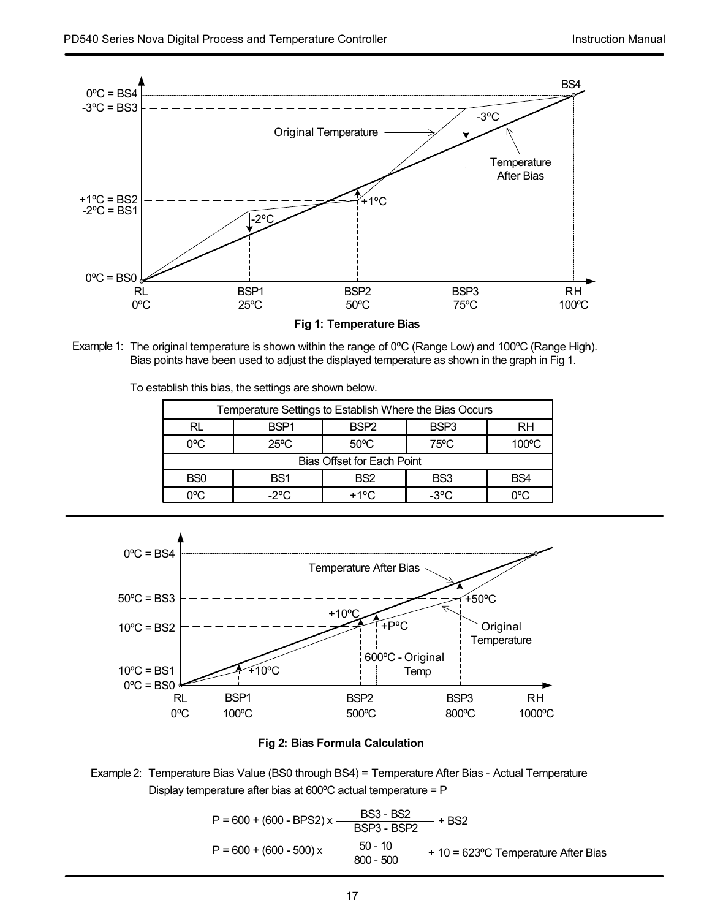**Fig 1: Temperature Bias**

Example 1: The original temperature is shown within the range of 0ºC (Range Low) and 100ºC (Range High). Bias points have been used to adjust the displayed temperature as shown in the graph in Fig 1.

To establish this bias, the settings are shown below.

| Temperature Settings to Establish Where the Bias Occurs | | | | |
|---|---|---|---|---|
| RL | BSP1 | BSP2 | BSP3 | RH |
| 0ºC | 25ºC | 50ºC | 75ºC | 100ºC |
| **Bias Offset for Each Point** | | | | |
| BS0 | BS1 | BS2 | BS3 | BS4 |
| 0ºC | -2ºC | +1ºC | -3ºC | 0ºC |

**Fig 2: Bias Formula Calculation**

Example 2: Temperature Bias Value (BS0 through BS4) = Temperature After Bias - Actual Temperature
Display temperature after bias at 600ºC actual temperature = P

$$P = 600 + (600 - BPS2) \times \frac{BS3 - BS2}{BSP3 - BSP2} + BS2$$

$$P = 600 + (600 - 500) \times \frac{50 - 10}{800 - 500} + 10 = 623ºC \text{ Temperature After Bias}$$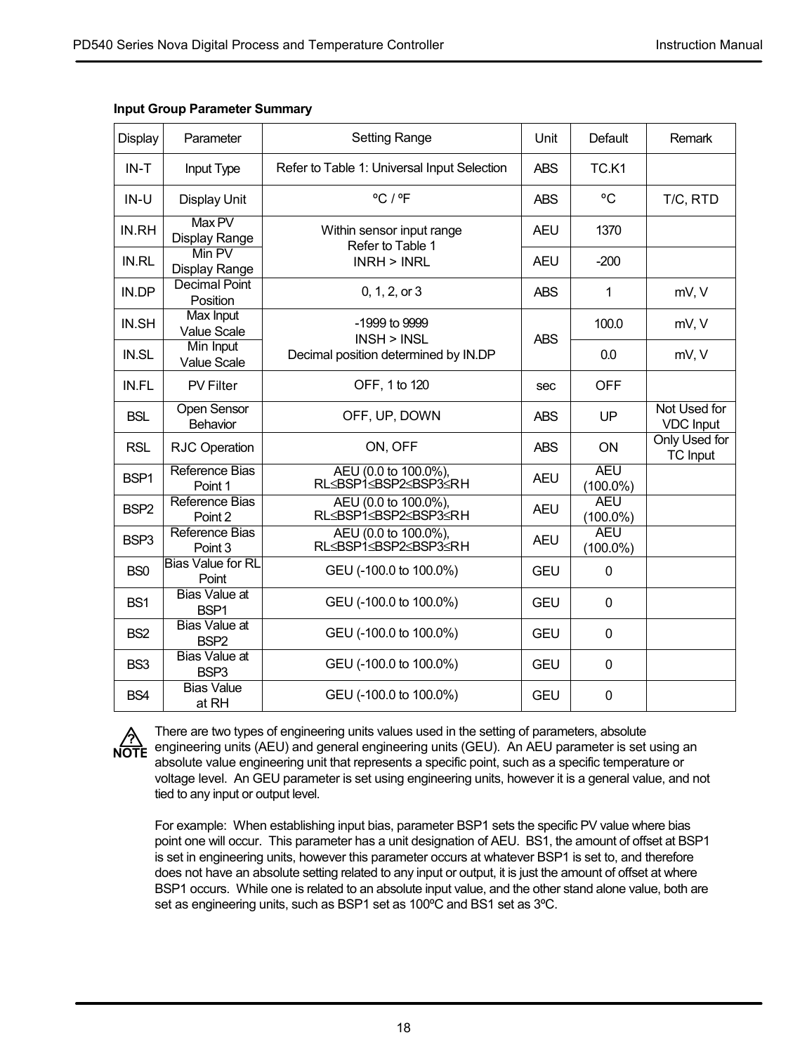**Input Group Parameter Summary**

| Display | Parameter | Setting Range | Unit | Default | Remark |
|---|---|---|---|---|---|
| IN-T | Input Type | Refer to Table 1: Universal Input Selection | ABS | TC.K1 | |
| IN-U | Display Unit | ºC / ºF | ABS | ºC | T/C, RTD |
| IN.RH | Max PV Display Range | Within sensor input range Refer to Table 1 INRH > INRL | AEU | 1370 | |
| IN.RL | Min PV Display Range | | AEU | -200 | |
| IN.DP | Decimal Point Position | 0, 1, 2, or 3 | ABS | 1 | mV, V |
| IN.SH | Max Input Value Scale | -1999 to 9999 INSH > INSL Decimal position determined by IN.DP | ABS | 100.0 | mV, V |
| IN.SL | Min Input Value Scale | | | 0.0 | mV, V |
| IN.FL | PV Filter | OFF, 1 to 120 | sec | OFF | |
| BSL | Open Sensor Behavior | OFF, UP, DOWN | ABS | UP | Not Used for VDC Input |
| RSL | RJC Operation | ON, OFF | ABS | ON | Only Used for TC Input |
| BSP1 | Reference Bias Point 1 | AEU (0.0 to 100.0%), RL≤BSP1≤BSP2≤BSP3≤RH | AEU | AEU (100.0%) | |
| BSP2 | Reference Bias Point 2 | AEU (0.0 to 100.0%), RL≤BSP1≤BSP2≤BSP3≤RH | AEU | AEU (100.0%) | |
| BSP3 | Reference Bias Point 3 | AEU (0.0 to 100.0%), RL≤BSP1≤BSP2≤BSP3≤RH | AEU | AEU (100.0%) | |
| BS0 | Bias Value for RL Point | GEU (-100.0 to 100.0%) | GEU | 0 | |
| BS1 | Bias Value at BSP1 | GEU (-100.0 to 100.0%) | GEU | 0 | |
| BS2 | Bias Value at BSP2 | GEU (-100.0 to 100.0%) | GEU | 0 | |
| BS3 | Bias Value at BSP3 | GEU (-100.0 to 100.0%) | GEU | 0 | |
| BS4 | Bias Value at RH | GEU (-100.0 to 100.0%) | GEU | 0 | |

**NOTE**

There are two types of engineering units values used in the setting of parameters, absolute engineering units (AEU) and general engineering units (GEU). An AEU parameter is set using an absolute value engineering unit that represents a specific point, such as a specific temperature or voltage level. An GEU parameter is set using engineering units, however it is a general value, and not tied to any input or output level.

For example: When establishing input bias, parameter BSP1 sets the specific PV value where bias point one will occur. This parameter has a unit designation of AEU. BS1, the amount of offset at BSP1 is set in engineering units, however this parameter occurs at whatever BSP1 is set to, and therefore does not have an absolute setting related to any input or output, it is just the amount of offset at where BSP1 occurs. While one is related to an absolute input value, and the other stand alone value, both are set as engineering units, such as BSP1 set as 100ºC and BS1 set as 3ºC.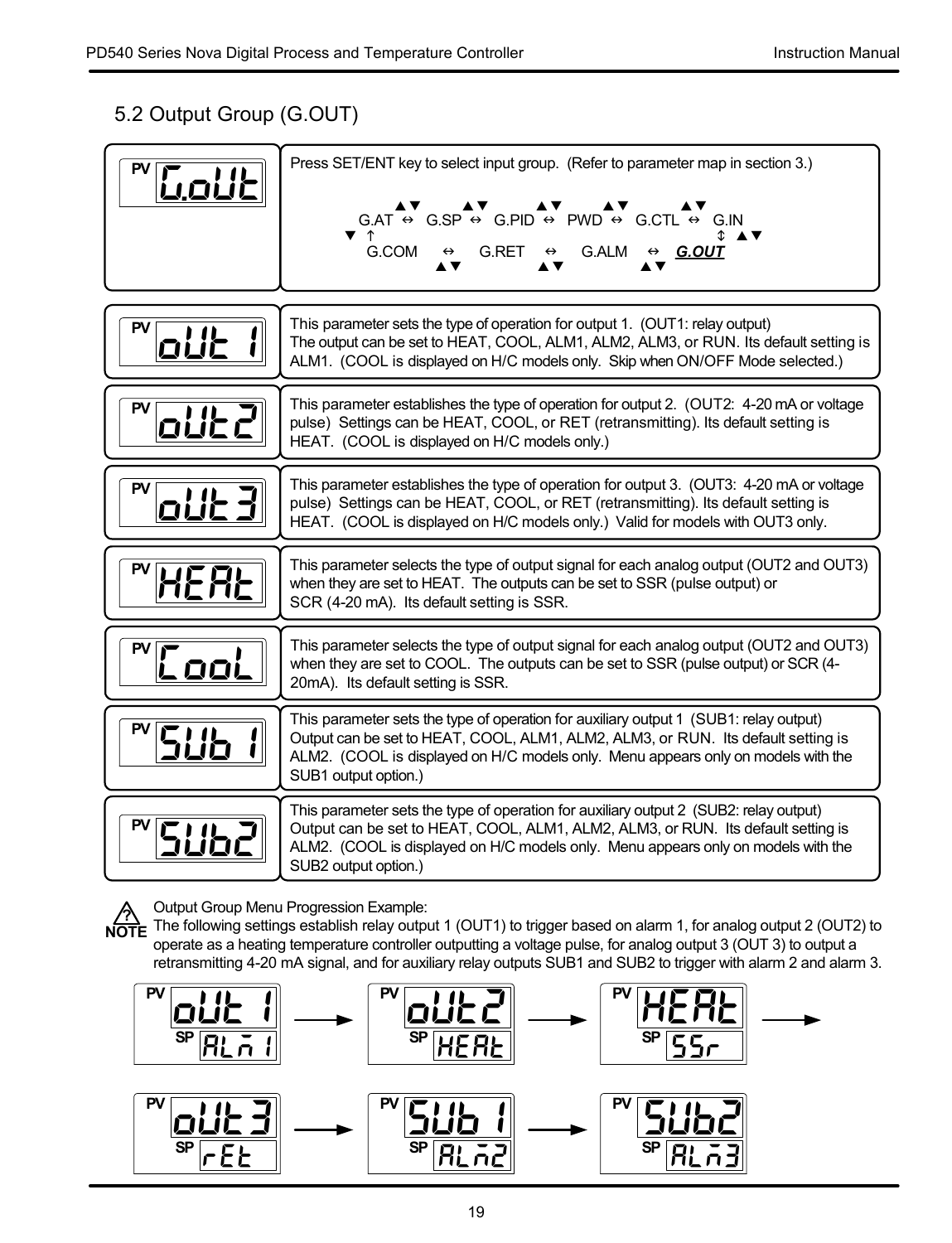## 5.2 Output Group (G.OUT)

| Display | Description |
| --- | --- |
| PV G.oUt | Press SET/ENT key to select input group. (Refer to parameter map in section 3.)<br><br>G.AT ⇔ G.SP ⇔ G.PID ⇔ PWD ⇔ G.CTL ⇔ G.IN<br>G.COM ⇔ G.RET ⇔ G.ALM ⇔ ***G.OUT*** |
| PV oUt 1 | This parameter sets the type of operation for output 1. (OUT1: relay output) The output can be set to HEAT, COOL, ALM1, ALM2, ALM3, or RUN. Its default setting is ALM1. (COOL is displayed on H/C models only. Skip when ON/OFF Mode selected.) |
| PV oUt2 | This parameter establishes the type of operation for output 2. (OUT2: 4-20 mA or voltage pulse) Settings can be HEAT, COOL, or RET (retransmitting). Its default setting is HEAT. (COOL is displayed on H/C models only.) |
| PV oUt3 | This parameter establishes the type of operation for output 3. (OUT3: 4-20 mA or voltage pulse) Settings can be HEAT, COOL, or RET (retransmitting). Its default setting is HEAT. (COOL is displayed on H/C models only.) Valid for models with OUT3 only. |
| PV HEAt | This parameter selects the type of output signal for each analog output (OUT2 and OUT3) when they are set to HEAT. The outputs can be set to SSR (pulse output) or SCR (4-20 mA). Its default setting is SSR. |
| PV CooL | This parameter selects the type of output signal for each analog output (OUT2 and OUT3) when they are set to COOL. The outputs can be set to SSR (pulse output) or SCR (4-20mA). Its default setting is SSR. |
| PV SUb 1 | This parameter sets the type of operation for auxiliary output 1 (SUB1: relay output) Output can be set to HEAT, COOL, ALM1, ALM2, ALM3, or RUN. Its default setting is ALM2. (COOL is displayed on H/C models only. Menu appears only on models with the SUB1 output option.) |
| PV SUb2 | This parameter sets the type of operation for auxiliary output 2 (SUB2: relay output) Output can be set to HEAT, COOL, ALM1, ALM2, ALM3, or RUN. Its default setting is ALM2. (COOL is displayed on H/C models only. Menu appears only on models with the SUB2 output option.) |

**NOTE** Output Group Menu Progression Example:
The following settings establish relay output 1 (OUT1) to trigger based on alarm 1, for analog output 2 (OUT2) to operate as a heating temperature controller outputting a voltage pulse, for analog output 3 (OUT 3) to output a retransmitting 4-20 mA signal, and for auxiliary relay outputs SUB1 and SUB2 to trigger with alarm 2 and alarm 3.

PV oUt 1 / SP ALm1 → PV oUt2 / SP HEAt → PV HEAt / SP SSr →

PV oUt3 / SP rEt → PV SUb 1 / SP ALm2 → PV SUb2 / SP ALm3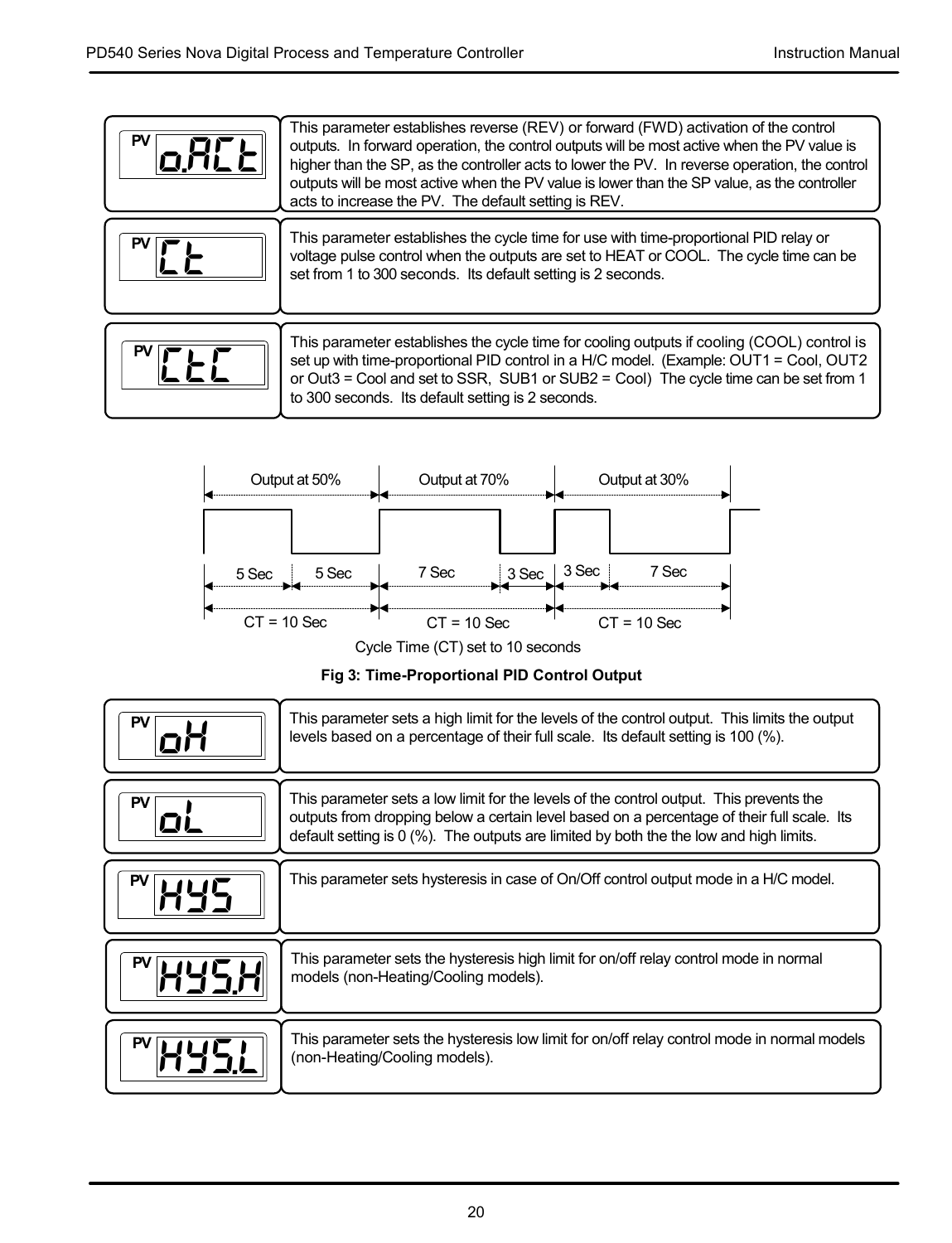| Parameter | Description |
|---|---|
| PV o.ACt | This parameter establishes reverse (REV) or forward (FWD) activation of the control outputs. In forward operation, the control outputs will be most active when the PV value is higher than the SP, as the controller acts to lower the PV. In reverse operation, the control outputs will be most active when the PV value is lower than the SP value, as the controller acts to increase the PV. The default setting is REV. |
| PV Ct | This parameter establishes the cycle time for use with time-proportional PID relay or voltage pulse control when the outputs are set to HEAT or COOL. The cycle time can be set from 1 to 300 seconds. Its default setting is 2 seconds. |
| PV CtC | This parameter establishes the cycle time for cooling outputs if cooling (COOL) control is set up with time-proportional PID control in a H/C model. (Example: OUT1 = Cool, OUT2 or Out3 = Cool and set to SSR, SUB1 or SUB2 = Cool) The cycle time can be set from 1 to 300 seconds. Its default setting is 2 seconds. |

Output at 50% | Output at 70% | Output at 30%

5 Sec | 5 Sec | 7 Sec | 3 Sec | 3 Sec | 7 Sec

CT = 10 Sec | CT = 10 Sec | CT = 10 Sec

Cycle Time (CT) set to 10 seconds

**Fig 3: Time-Proportional PID Control Output**

| Parameter | Description |
|---|---|
| PV oH | This parameter sets a high limit for the levels of the control output. This limits the output levels based on a percentage of their full scale. Its default setting is 100 (%). |
| PV oL | This parameter sets a low limit for the levels of the control output. This prevents the outputs from dropping below a certain level based on a percentage of their full scale. Its default setting is 0 (%). The outputs are limited by both the the low and high limits. |
| PV HYS | This parameter sets hysteresis in case of On/Off control output mode in a H/C model. |
| PV HYS.H | This parameter sets the hysteresis high limit for on/off relay control mode in normal models (non-Heating/Cooling models). |
| PV HYS.L | This parameter sets the hysteresis low limit for on/off relay control mode in normal models (non-Heating/Cooling models). |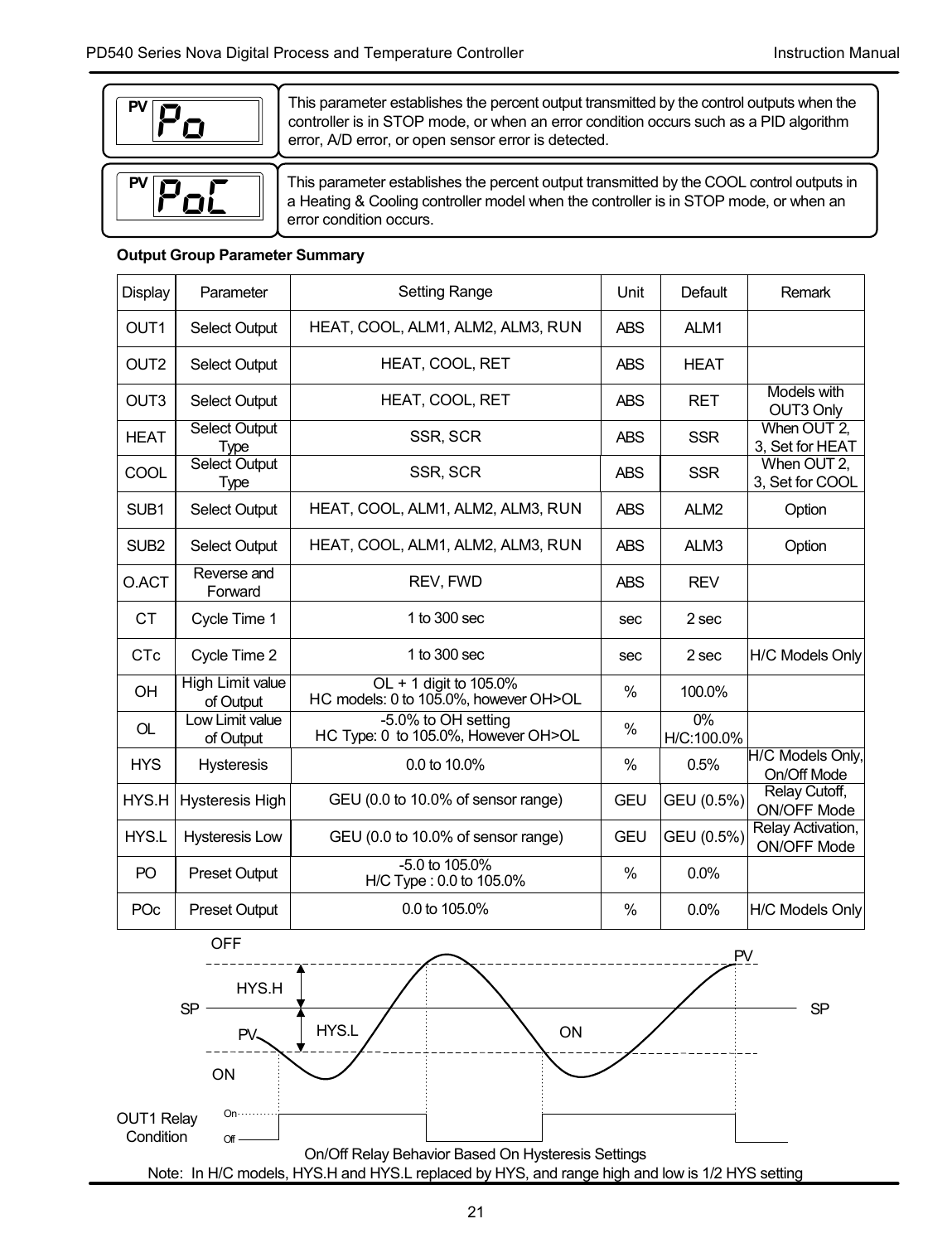| Display | Description |
| --- | --- |
| PV Po | This parameter establishes the percent output transmitted by the control outputs when the controller is in STOP mode, or when an error condition occurs such as a PID algorithm error, A/D error, or open sensor error is detected. |
| PV PoC | This parameter establishes the percent output transmitted by the COOL control outputs in a Heating & Cooling controller model when the controller is in STOP mode, or when an error condition occurs. |

**Output Group Parameter Summary**

| Display | Parameter | Setting Range | Unit | Default | Remark |
| --- | --- | --- | --- | --- | --- |
| OUT1 | Select Output | HEAT, COOL, ALM1, ALM2, ALM3, RUN | ABS | ALM1 | |
| OUT2 | Select Output | HEAT, COOL, RET | ABS | HEAT | |
| OUT3 | Select Output | HEAT, COOL, RET | ABS | RET | Models with OUT3 Only |
| HEAT | Select Output Type | SSR, SCR | ABS | SSR | When OUT 2, 3, Set for HEAT |
| COOL | Select Output Type | SSR, SCR | ABS | SSR | When OUT 2, 3, Set for COOL |
| SUB1 | Select Output | HEAT, COOL, ALM1, ALM2, ALM3, RUN | ABS | ALM2 | Option |
| SUB2 | Select Output | HEAT, COOL, ALM1, ALM2, ALM3, RUN | ABS | ALM3 | Option |
| O.ACT | Reverse and Forward | REV, FWD | ABS | REV | |
| CT | Cycle Time 1 | 1 to 300 sec | sec | 2 sec | |
| CTc | Cycle Time 2 | 1 to 300 sec | sec | 2 sec | H/C Models Only |
| OH | High Limit value of Output | OL + 1 digit to 105.0%<br>HC models: 0 to 105.0%, however OH>OL | % | 100.0% | |
| OL | Low Limit value of Output | -5.0% to OH setting<br>HC Type: 0 to 105.0%, However OH>OL | % | 0%<br>H/C:100.0% | |
| HYS | Hysteresis | 0.0 to 10.0% | % | 0.5% | H/C Models Only, On/Off Mode |
| HYS.H | Hysteresis High | GEU (0.0 to 10.0% of sensor range) | GEU | GEU (0.5%) | Relay Cutoff, ON/OFF Mode |
| HYS.L | Hysteresis Low | GEU (0.0 to 10.0% of sensor range) | GEU | GEU (0.5%) | Relay Activation, ON/OFF Mode |
| PO | Preset Output | -5.0 to 105.0%<br>H/C Type : 0.0 to 105.0% | % | 0.0% | |
| POc | Preset Output | 0.0 to 105.0% | % | 0.0% | H/C Models Only |

On/Off Relay Behavior Based On Hysteresis Settings

Note: In H/C models, HYS.H and HYS.L replaced by HYS, and range high and low is 1/2 HYS setting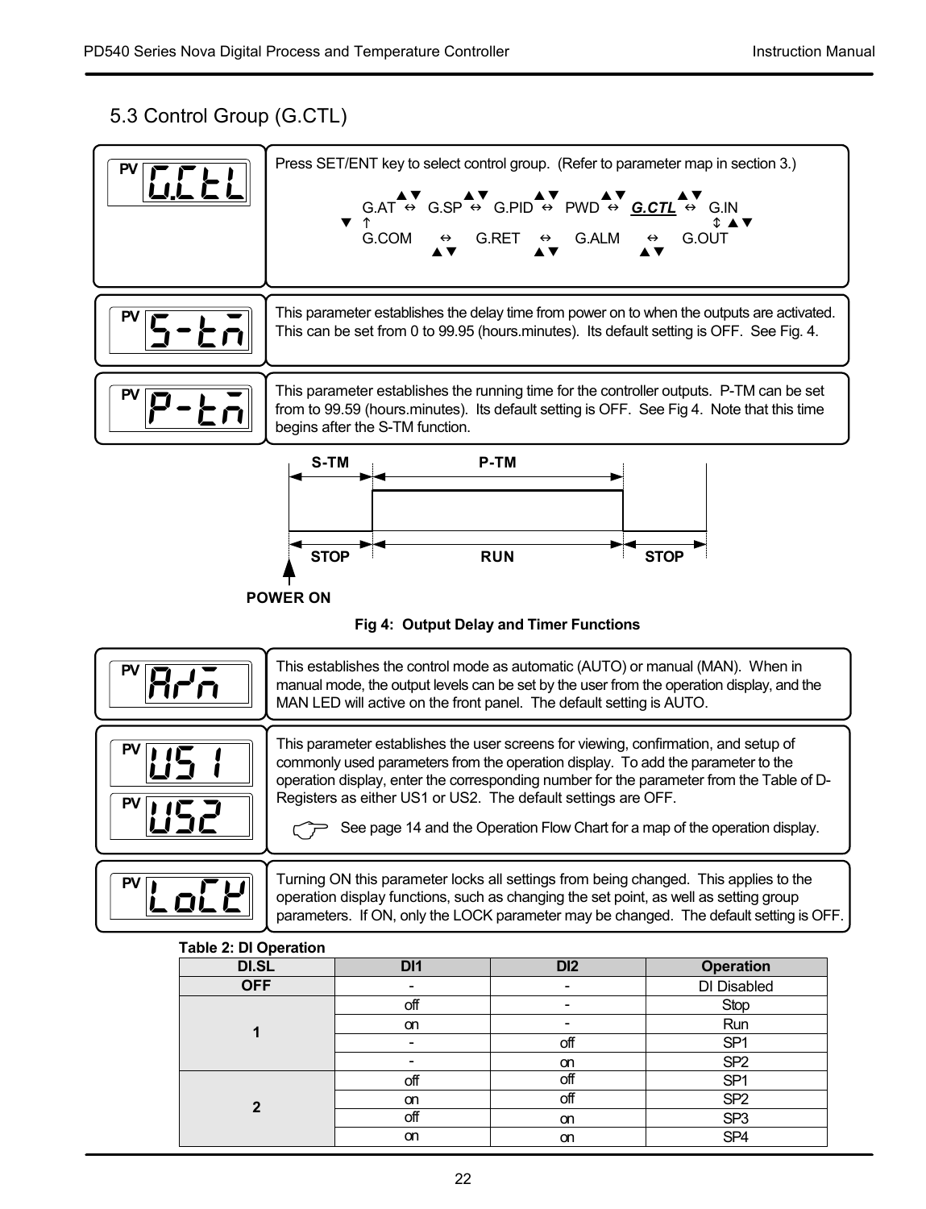## 5.3 Control Group (G.CTL)

| Display | Description |
|---|---|
| PV G.CtL | Press SET/ENT key to select control group. (Refer to parameter map in section 3.)<br><br>G.AT ⇔ G.SP ⇔ G.PID ⇔ PWD ⇔ ***G.CTL*** ⇔ G.IN<br>G.COM ⇔ G.RET ⇔ G.ALM ⇔ G.OUT |
| PV S-tm | This parameter establishes the delay time from power on to when the outputs are activated. This can be set from 0 to 99.95 (hours.minutes). Its default setting is OFF. See Fig. 4. |
| PV P-tm | This parameter establishes the running time for the controller outputs. P-TM can be set from to 99.59 (hours.minutes). Its default setting is OFF. See Fig 4. Note that this time begins after the S-TM function. |

S-TM | P-TM

STOP | RUN | STOP

POWER ON

**Fig 4: Output Delay and Timer Functions**

| Display | Description |
|---|---|
| PV A-m | This establishes the control mode as automatic (AUTO) or manual (MAN). When in manual mode, the output levels can be set by the user from the operation display, and the MAN LED will active on the front panel. The default setting is AUTO. |
| PV US1<br>PV US2 | This parameter establishes the user screens for viewing, confirmation, and setup of commonly used parameters from the operation display. To add the parameter to the operation display, enter the corresponding number for the parameter from the Table of D-Registers as either US1 or US2. The default settings are OFF.<br><br>☞ See page 14 and the Operation Flow Chart for a map of the operation display. |
| PV LoCK | Turning ON this parameter locks all settings from being changed. This applies to the operation display functions, such as changing the set point, as well as setting group parameters. If ON, only the LOCK parameter may be changed. The default setting is OFF. |

**Table 2: DI Operation**

| DI.SL | DI1 | DI2 | Operation |
|---|---|---|---|
| OFF | - | - | DI Disabled |
| 1 | off | - | Stop |
| | on | - | Run |
| | - | off | SP1 |
| | - | on | SP2 |
| 2 | off | off | SP1 |
| | on | off | SP2 |
| | off | on | SP3 |
| | on | on | SP4 |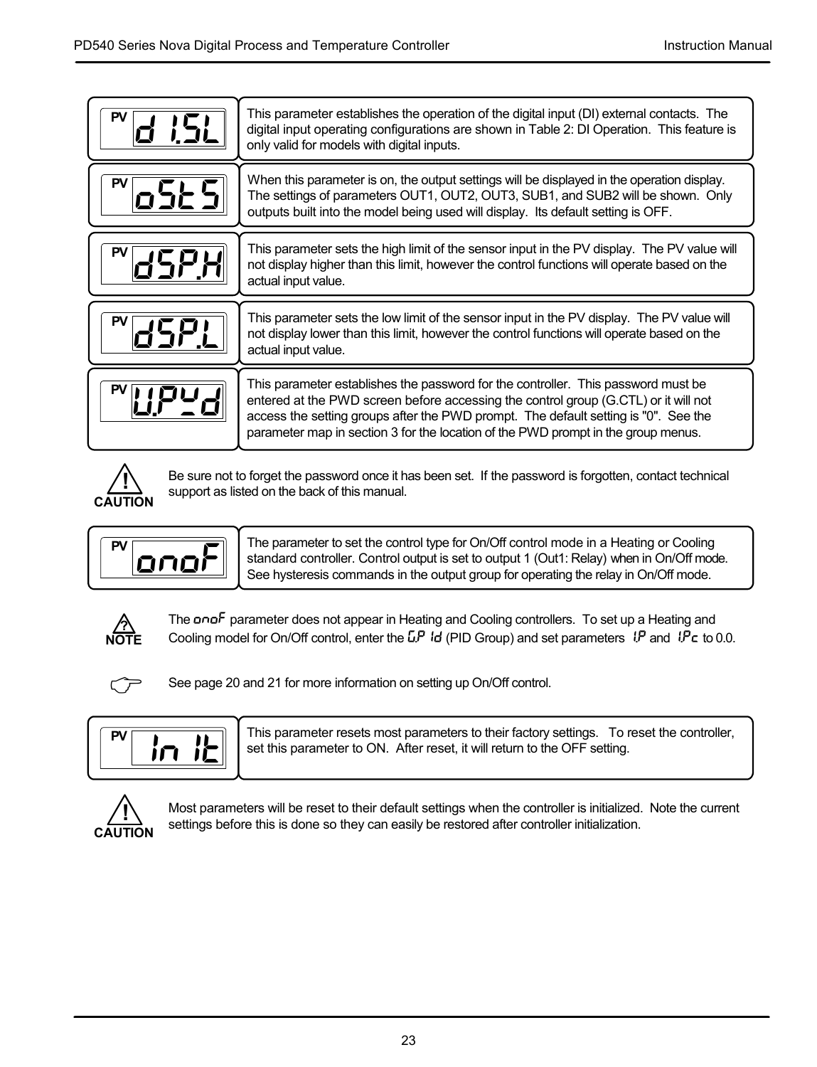| Display | Description |
|---|---|
| PV d I.SL | This parameter establishes the operation of the digital input (DI) external contacts. The digital input operating configurations are shown in Table 2: DI Operation. This feature is only valid for models with digital inputs. |
| PV oStS | When this parameter is on, the output settings will be displayed in the operation display. The settings of parameters OUT1, OUT2, OUT3, SUB1, and SUB2 will be shown. Only outputs built into the model being used will display. Its default setting is OFF. |
| PV dSP.H | This parameter sets the high limit of the sensor input in the PV display. The PV value will not display higher than this limit, however the control functions will operate based on the actual input value. |
| PV dSP.L | This parameter sets the low limit of the sensor input in the PV display. The PV value will not display lower than this limit, however the control functions will operate based on the actual input value. |
| PV U.PWd | This parameter establishes the password for the controller. This password must be entered at the PWD screen before accessing the control group (G.CTL) or it will not access the setting groups after the PWD prompt. The default setting is "0". See the parameter map in section 3 for the location of the PWD prompt in the group menus. |

**CAUTION:** Be sure not to forget the password once it has been set. If the password is forgotten, contact technical support as listed on the back of this manual.

| Display | Description |
|---|---|
| PV onoF | The parameter to set the control type for On/Off control mode in a Heating or Cooling standard controller. Control output is set to output 1 (Out1: Relay) when in On/Off mode. See hysteresis commands in the output group for operating the relay in On/Off mode. |

**NOTE:** The onoF parameter does not appear in Heating and Cooling controllers. To set up a Heating and Cooling model for On/Off control, enter the G.P Id (PID Group) and set parameters 1.P and 1.Pc to 0.0.

☞ See page 20 and 21 for more information on setting up On/Off control.

| Display | Description |
|---|---|
| PV In It | This parameter resets most parameters to their factory settings. To reset the controller, set this parameter to ON. After reset, it will return to the OFF setting. |

**CAUTION:** Most parameters will be reset to their default settings when the controller is initialized. Note the current settings before this is done so they can easily be restored after controller initialization.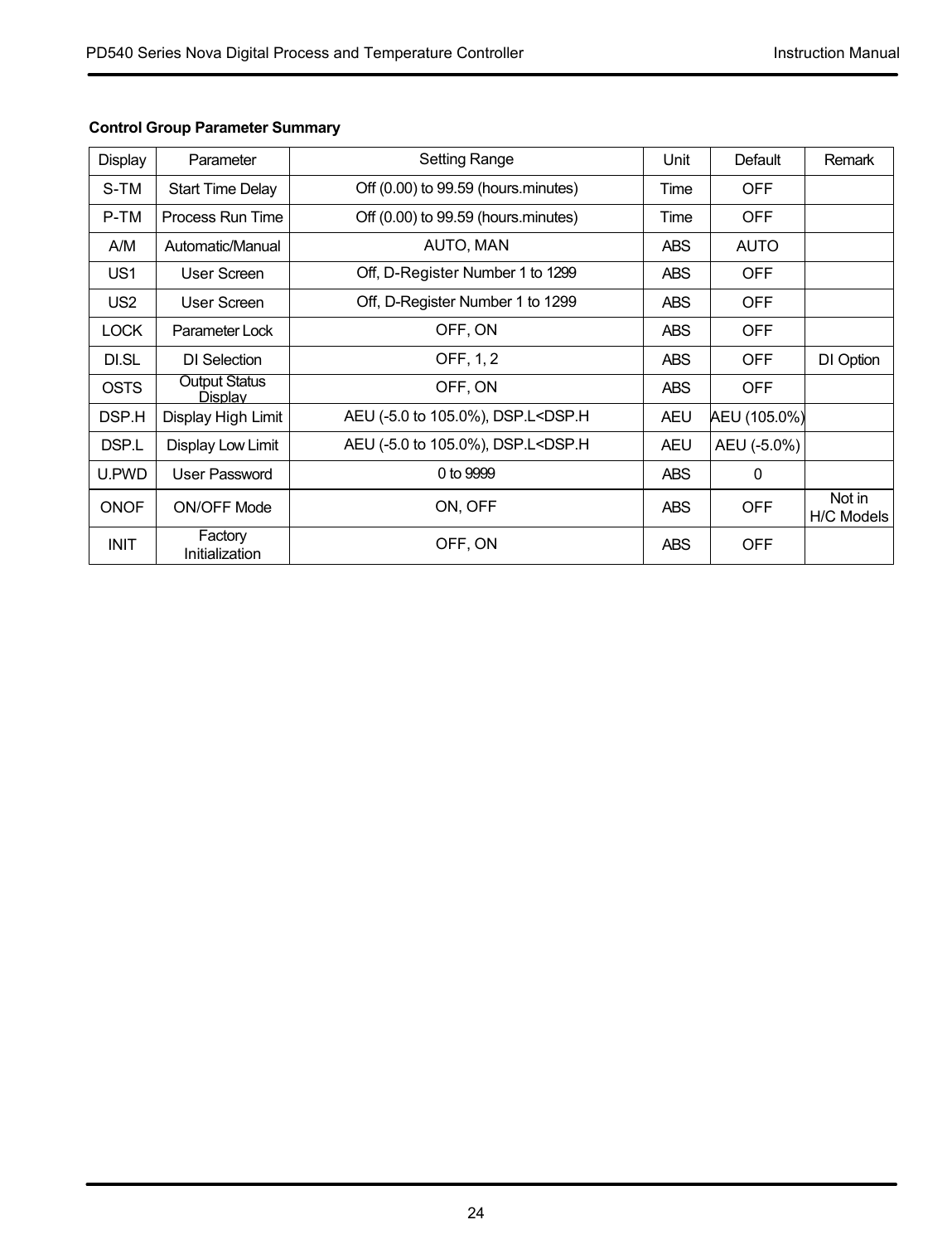**Control Group Parameter Summary**

| Display | Parameter | Setting Range | Unit | Default | Remark |
|---|---|---|---|---|---|
| S-TM | Start Time Delay | Off (0.00) to 99.59 (hours.minutes) | Time | OFF | |
| P-TM | Process Run Time | Off (0.00) to 99.59 (hours.minutes) | Time | OFF | |
| A/M | Automatic/Manual | AUTO, MAN | ABS | AUTO | |
| US1 | User Screen | Off, D-Register Number 1 to 1299 | ABS | OFF | |
| US2 | User Screen | Off, D-Register Number 1 to 1299 | ABS | OFF | |
| LOCK | Parameter Lock | OFF, ON | ABS | OFF | |
| DI.SL | DI Selection | OFF, 1, 2 | ABS | OFF | DI Option |
| OSTS | Output Status Display | OFF, ON | ABS | OFF | |
| DSP.H | Display High Limit | AEU (-5.0 to 105.0%), DSP.L<DSP.H | AEU | AEU (105.0%) | |
| DSP.L | Display Low Limit | AEU (-5.0 to 105.0%), DSP.L<DSP.H | AEU | AEU (-5.0%) | |
| U.PWD | User Password | 0 to 9999 | ABS | 0 | |
| ONOF | ON/OFF Mode | ON, OFF | ABS | OFF | Not in H/C Models |
| INIT | Factory Initialization | OFF, ON | ABS | OFF | |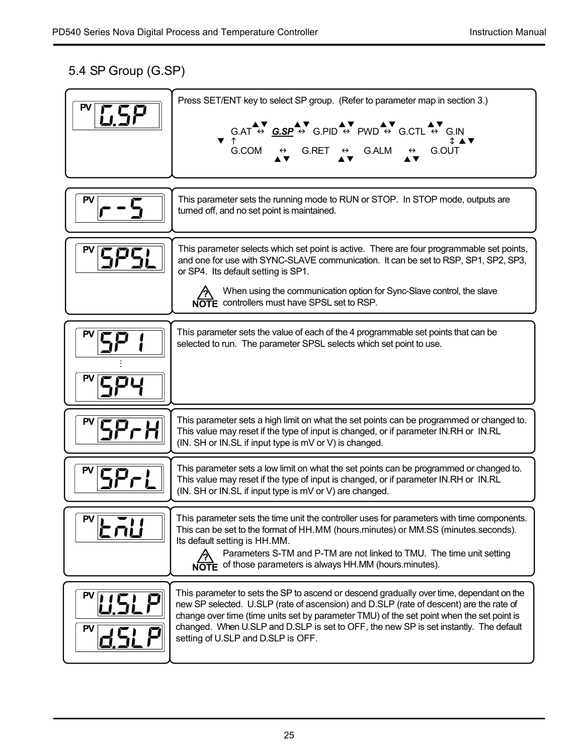## 5.4 SP Group (G.SP)

| Display | Description |
|---|---|
| PV G.SP | Press SET/ENT key to select SP group. (Refer to parameter map in section 3.)<br><br>G.AT ↔ ***G.SP*** ↔ G.PID ↔ PWD ↔ G.CTL ↔ G.IN<br>↑ ↕<br>G.COM ↔ G.RET ↔ G.ALM ↔ G.OUT |
| PV r-S | This parameter sets the running mode to RUN or STOP. In STOP mode, outputs are turned off, and no set point is maintained. |
| PV SPSL | This parameter selects which set point is active. There are four programmable set points, and one for use with SYNC-SLAVE communication. It can be set to RSP, SP1, SP2, SP3, or SP4. Its default setting is SP1.<br><br>**NOTE** When using the communication option for Sync-Slave control, the slave controllers must have SPSL set to RSP. |
| PV SP1 ⋮ PV SP4 | This parameter sets the value of each of the 4 programmable set points that can be selected to run. The parameter SPSL selects which set point to use. |
| PV SPrH | This parameter sets a high limit on what the set points can be programmed or changed to. This value may reset if the type of input is changed, or if parameter IN.RH or IN.RL (IN. SH or IN.SL if input type is mV or V) is changed. |
| PV SPrL | This parameter sets a low limit on what the set points can be programmed or changed to. This value may reset if the type of input is changed, or if parameter IN.RH or IN.RL (IN. SH or IN.SL if input type is mV or V) are changed. |
| PV tMU | This parameter sets the time unit the controller uses for parameters with time components. This can be set to the format of HH.MM (hours.minutes) or MM.SS (minutes.seconds). Its default setting is HH.MM.<br><br>**NOTE** Parameters S-TM and P-TM are not linked to TMU. The time unit setting of those parameters is always HH.MM (hours.minutes). |
| PV U.SLP<br>PV d.SLP | This parameter to sets the SP to ascend or descend gradually over time, dependant on the new SP selected. U.SLP (rate of ascension) and D.SLP (rate of descent) are the rate of change over time (time units set by parameter TMU) of the set point when the set point is changed. When U.SLP and D.SLP is set to OFF, the new SP is set instantly. The default setting of U.SLP and D.SLP is OFF. |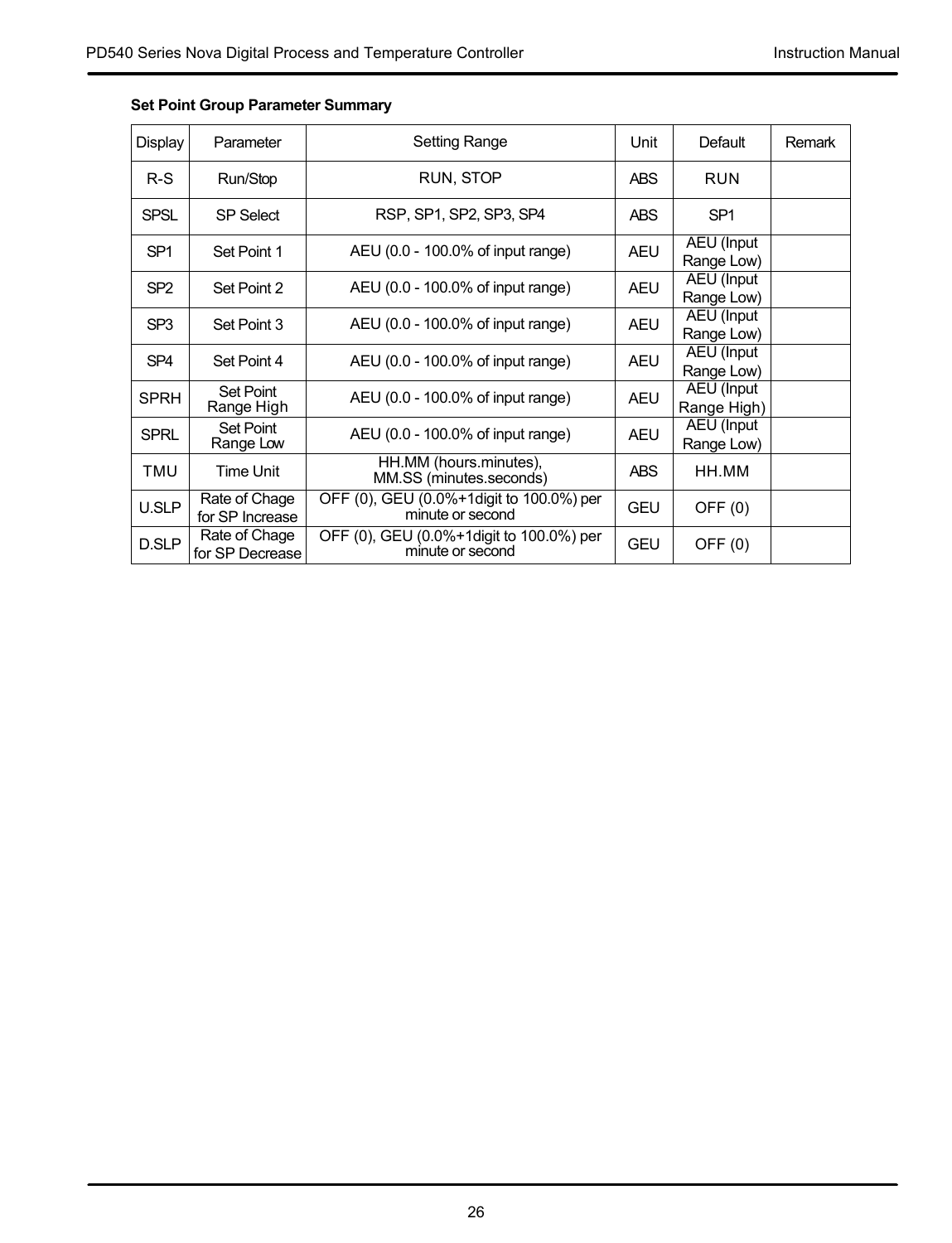**Set Point Group Parameter Summary**

| Display | Parameter | Setting Range | Unit | Default | Remark |
|---|---|---|---|---|---|
| R-S | Run/Stop | RUN, STOP | ABS | RUN | |
| SPSL | SP Select | RSP, SP1, SP2, SP3, SP4 | ABS | SP1 | |
| SP1 | Set Point 1 | AEU (0.0 - 100.0% of input range) | AEU | AEU (Input Range Low) | |
| SP2 | Set Point 2 | AEU (0.0 - 100.0% of input range) | AEU | AEU (Input Range Low) | |
| SP3 | Set Point 3 | AEU (0.0 - 100.0% of input range) | AEU | AEU (Input Range Low) | |
| SP4 | Set Point 4 | AEU (0.0 - 100.0% of input range) | AEU | AEU (Input Range Low) | |
| SPRH | Set Point Range High | AEU (0.0 - 100.0% of input range) | AEU | AEU (Input Range High) | |
| SPRL | Set Point Range Low | AEU (0.0 - 100.0% of input range) | AEU | AEU (Input Range Low) | |
| TMU | Time Unit | HH.MM (hours.minutes), MM.SS (minutes.seconds) | ABS | HH.MM | |
| U.SLP | Rate of Chage for SP Increase | OFF (0), GEU (0.0%+1digit to 100.0%) per minute or second | GEU | OFF (0) | |
| D.SLP | Rate of Chage for SP Decrease | OFF (0), GEU (0.0%+1digit to 100.0%) per minute or second | GEU | OFF (0) | |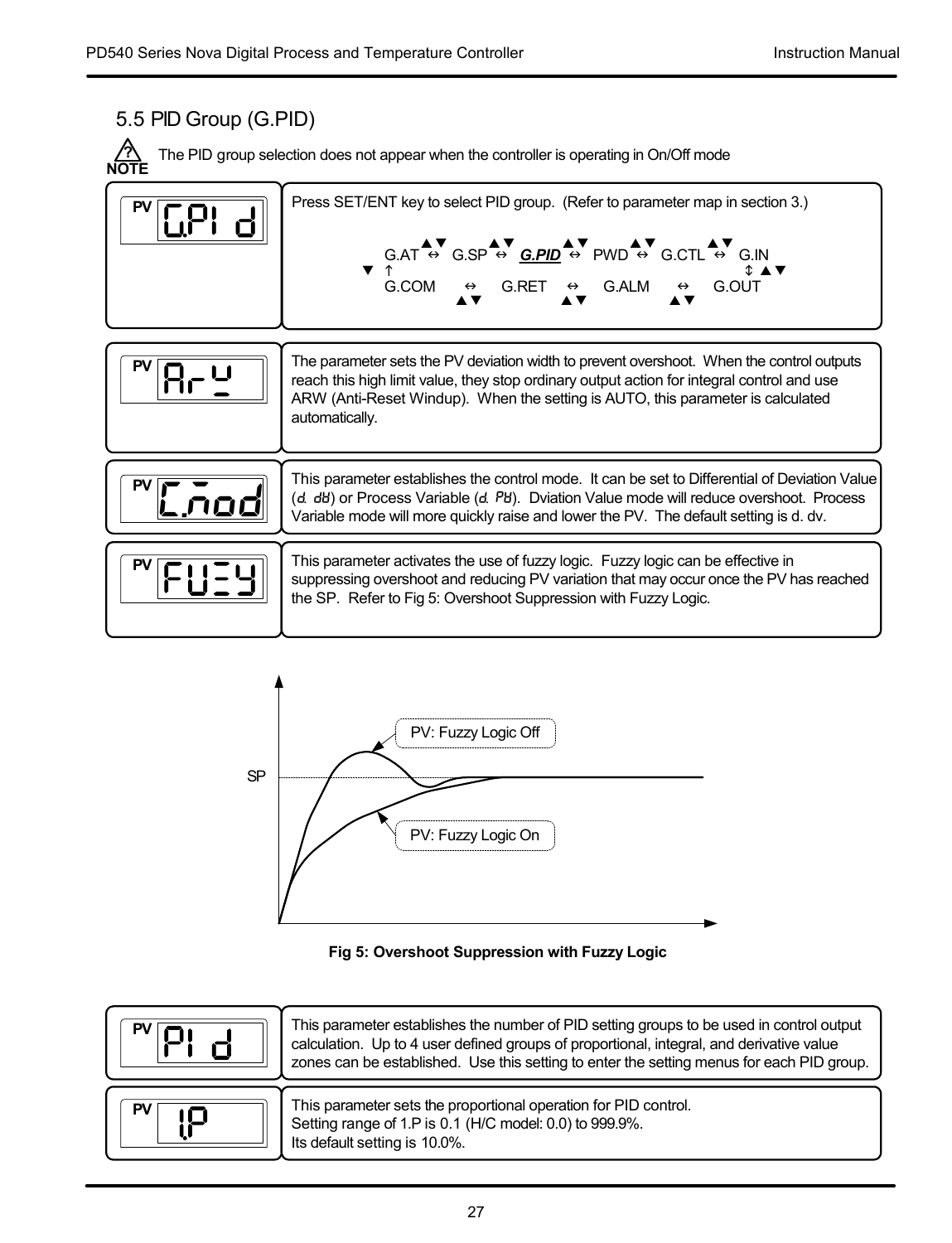## 5.5 PID Group (G.PID)

**NOTE** The PID group selection does not appear when the controller is operating in On/Off mode

| Display | Description |
|---|---|
| PV G.PId | Press SET/ENT key to select PID group. (Refer to parameter map in section 3.)<br><br>G.AT ↔ G.SP ↔ ***G.PID*** ↔ PWD ↔ G.CTL ↔ G.IN<br>↑ ↕<br>G.COM ↔ G.RET ↔ G.ALM ↔ G.OUT |
| PV Ar-W | The parameter sets the PV deviation width to prevent overshoot. When the control outputs reach this high limit value, they stop ordinary output action for integral control and use ARW (Anti-Reset Windup). When the setting is AUTO, this parameter is calculated automatically. |
| PV C.mod | This parameter establishes the control mode. It can be set to Differential of Deviation Value (d. dV) or Process Variable (d. PV). Dviation Value mode will reduce overshoot. Process Variable mode will more quickly raise and lower the PV. The default setting is d. dv. |
| PV FUZY | This parameter activates the use of fuzzy logic. Fuzzy logic can be effective in suppressing overshoot and reducing PV variation that may occur once the PV has reached the SP. Refer to Fig 5: Overshoot Suppression with Fuzzy Logic. |

SP — PV: Fuzzy Logic Off — PV: Fuzzy Logic On

**Fig 5: Overshoot Suppression with Fuzzy Logic**

| Display | Description |
|---|---|
| PV PId | This parameter establishes the number of PID setting groups to be used in control output calculation. Up to 4 user defined groups of proportional, integral, and derivative value zones can be established. Use this setting to enter the setting menus for each PID group. |
| PV 1.P | This parameter sets the proportional operation for PID control.<br>Setting range of 1.P is 0.1 (H/C model: 0.0) to 999.9%.<br>Its default setting is 10.0%. |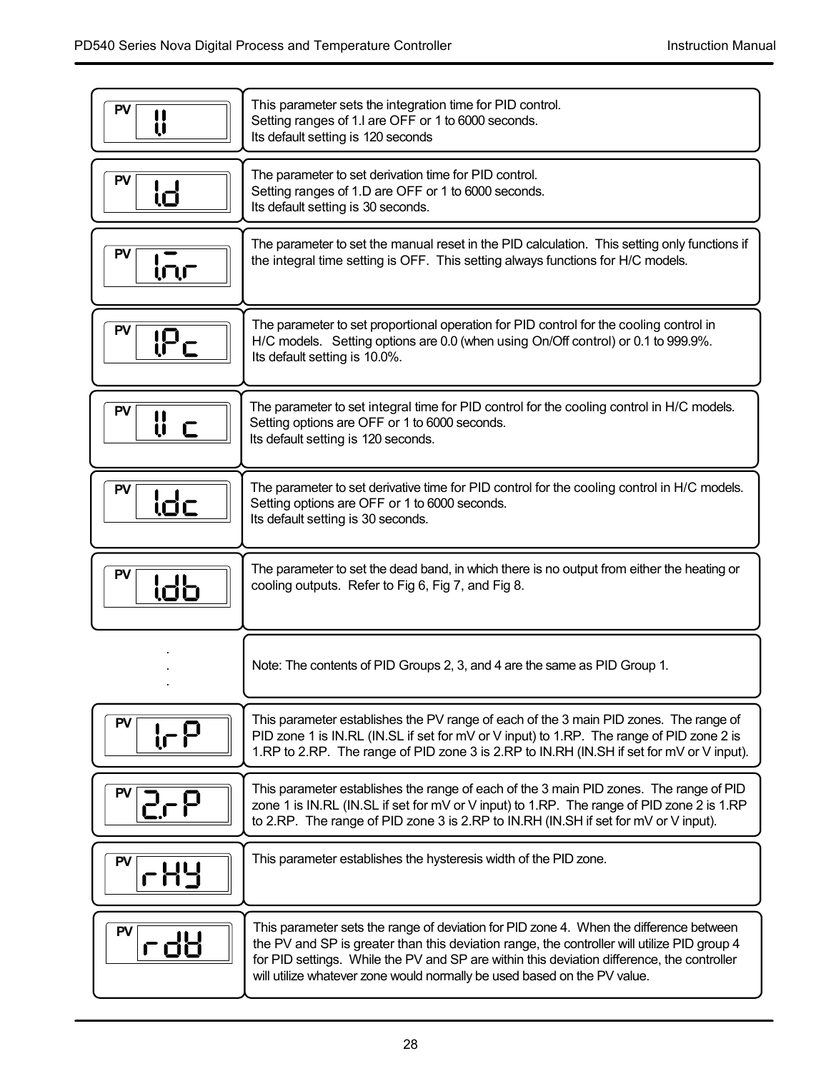| Display | Description |
|---|---|
| PV 1.I | This parameter sets the integration time for PID control.<br>Setting ranges of 1.I are OFF or 1 to 6000 seconds.<br>Its default setting is 120 seconds |
| PV 1.d | The parameter to set derivation time for PID control.<br>Setting ranges of 1.D are OFF or 1 to 6000 seconds.<br>Its default setting is 30 seconds. |
| PV 1.m.r | The parameter to set the manual reset in the PID calculation. This setting only functions if the integral time setting is OFF. This setting always functions for H/C models. |
| PV 1.Pc | The parameter to set proportional operation for PID control for the cooling control in H/C models. Setting options are 0.0 (when using On/Off control) or 0.1 to 999.9%.<br>Its default setting is 10.0%. |
| PV 1.I c | The parameter to set integral time for PID control for the cooling control in H/C models.<br>Setting options are OFF or 1 to 6000 seconds.<br>Its default setting is 120 seconds. |
| PV 1.dc | The parameter to set derivative time for PID control for the cooling control in H/C models.<br>Setting options are OFF or 1 to 6000 seconds.<br>Its default setting is 30 seconds. |
| PV 1.db | The parameter to set the dead band, in which there is no output from either the heating or cooling outputs. Refer to Fig 6, Fig 7, and Fig 8. |
| . . . | Note: The contents of PID Groups 2, 3, and 4 are the same as PID Group 1. |
| PV 1.rP | This parameter establishes the PV range of each of the 3 main PID zones. The range of PID zone 1 is IN.RL (IN.SL if set for mV or V input) to 1.RP. The range of PID zone 2 is 1.RP to 2.RP. The range of PID zone 3 is 2.RP to IN.RH (IN.SH if set for mV or V input). |
| PV 2.rP | This parameter establishes the range of each of the 3 main PID zones. The range of PID zone 1 is IN.RL (IN.SL if set for mV or V input) to 1.RP. The range of PID zone 2 is 1.RP to 2.RP. The range of PID zone 3 is 2.RP to IN.RH (IN.SH if set for mV or V input). |
| PV rHY | This parameter establishes the hysteresis width of the PID zone. |
| PV rdV | This parameter sets the range of deviation for PID zone 4. When the difference between the PV and SP is greater than this deviation range, the controller will utilize PID group 4 for PID settings. While the PV and SP are within this deviation difference, the controller will utilize whatever zone would normally be used based on the PV value. |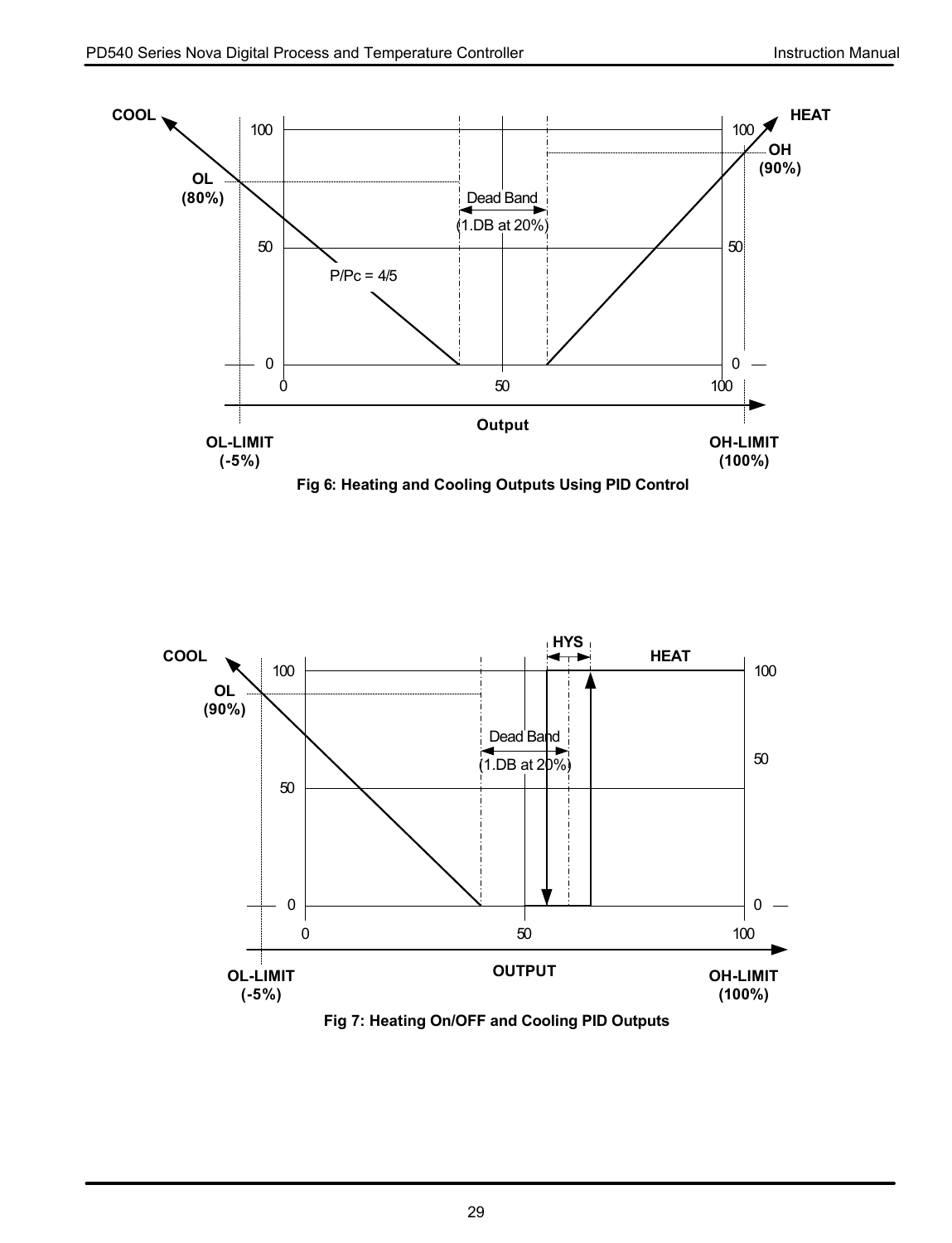Fig 6: Heating and Cooling Outputs Using PID Control

Fig 7: Heating On/OFF and Cooling PID Outputs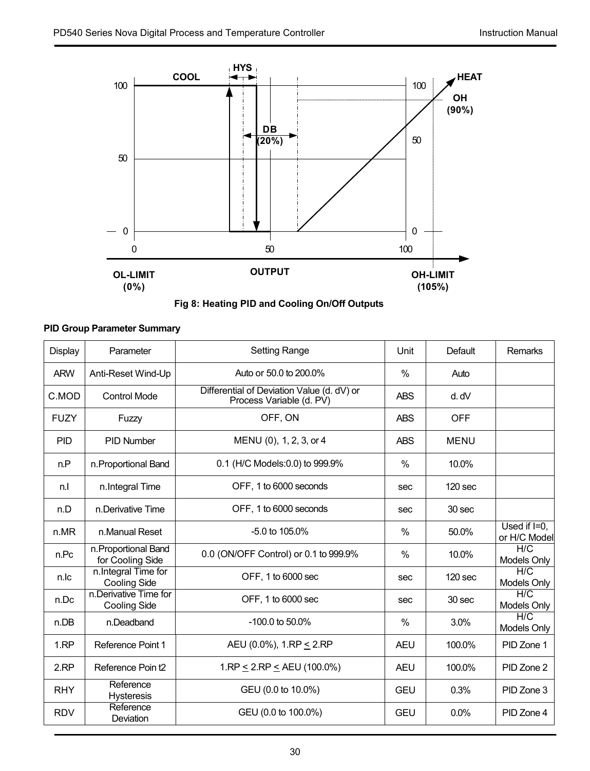COOL

HYS

HEAT

OH (90%)

DB (20%)

OL-LIMIT (0%)

OUTPUT

OH-LIMIT (105%)

Fig 8: Heating PID and Cooling On/Off Outputs

**PID Group Parameter Summary**

| Display | Parameter | Setting Range | Unit | Default | Remarks |
|---|---|---|---|---|---|
| ARW | Anti-Reset Wind-Up | Auto or 50.0 to 200.0% | % | Auto | |
| C.MOD | Control Mode | Differential of Deviation Value (d. dV) or Process Variable (d. PV) | ABS | d. dV | |
| FUZY | Fuzzy | OFF, ON | ABS | OFF | |
| PID | PID Number | MENU (0), 1, 2, 3, or 4 | ABS | MENU | |
| n.P | n.Proportional Band | 0.1 (H/C Models:0.0) to 999.9% | % | 10.0% | |
| n.I | n.Integral Time | OFF, 1 to 6000 seconds | sec | 120 sec | |
| n.D | n.Derivative Time | OFF, 1 to 6000 seconds | sec | 30 sec | |
| n.MR | n.Manual Reset | -5.0 to 105.0% | % | 50.0% | Used if I=0, or H/C Model |
| n.Pc | n.Proportional Band for Cooling Side | 0.0 (ON/OFF Control) or 0.1 to 999.9% | % | 10.0% | H/C Models Only |
| n.Ic | n.Integral Time for Cooling Side | OFF, 1 to 6000 sec | sec | 120 sec | H/C Models Only |
| n.Dc | n.Derivative Time for Cooling Side | OFF, 1 to 6000 sec | sec | 30 sec | H/C Models Only |
| n.DB | n.Deadband | -100.0 to 50.0% | % | 3.0% | H/C Models Only |
| 1.RP | Reference Point 1 | AEU (0.0%), 1.RP ≤ 2.RP | AEU | 100.0% | PID Zone 1 |
| 2.RP | Reference Poin t2 | 1.RP ≤ 2.RP ≤ AEU (100.0%) | AEU | 100.0% | PID Zone 2 |
| RHY | Reference Hysteresis | GEU (0.0 to 10.0%) | GEU | 0.3% | PID Zone 3 |
| RDV | Reference Deviation | GEU (0.0 to 100.0%) | GEU | 0.0% | PID Zone 4 |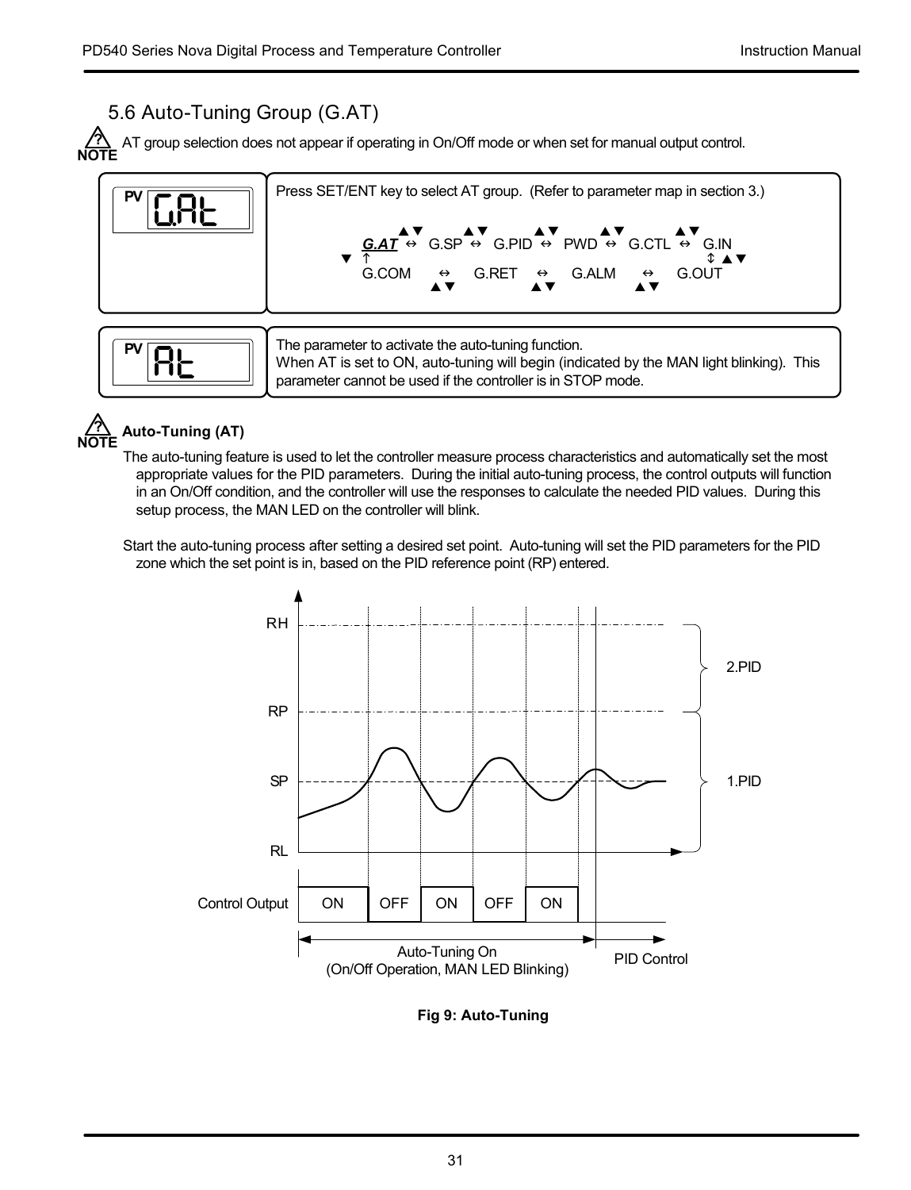## 5.6 Auto-Tuning Group (G.AT)

**NOTE** AT group selection does not appear if operating in On/Off mode or when set for manual output control.

| PV | Description |
|---|---|
| G.At | Press SET/ENT key to select AT group. (Refer to parameter map in section 3.)<br><br>***G.AT*** ↔ G.SP ↔ G.PID ↔ PWD ↔ G.CTL ↔ G.IN<br>G.COM ↔ G.RET ↔ G.ALM ↔ G.OUT |
| At | The parameter to activate the auto-tuning function.<br>When AT is set to ON, auto-tuning will begin (indicated by the MAN light blinking). This parameter cannot be used if the controller is in STOP mode. |

**NOTE** **Auto-Tuning (AT)**

The auto-tuning feature is used to let the controller measure process characteristics and automatically set the most appropriate values for the PID parameters. During the initial auto-tuning process, the control outputs will function in an On/Off condition, and the controller will use the responses to calculate the needed PID values. During this setup process, the MAN LED on the controller will blink.

Start the auto-tuning process after setting a desired set point. Auto-tuning will set the PID parameters for the PID zone which the set point is in, based on the PID reference point (RP) entered.

**Fig 9: Auto-Tuning**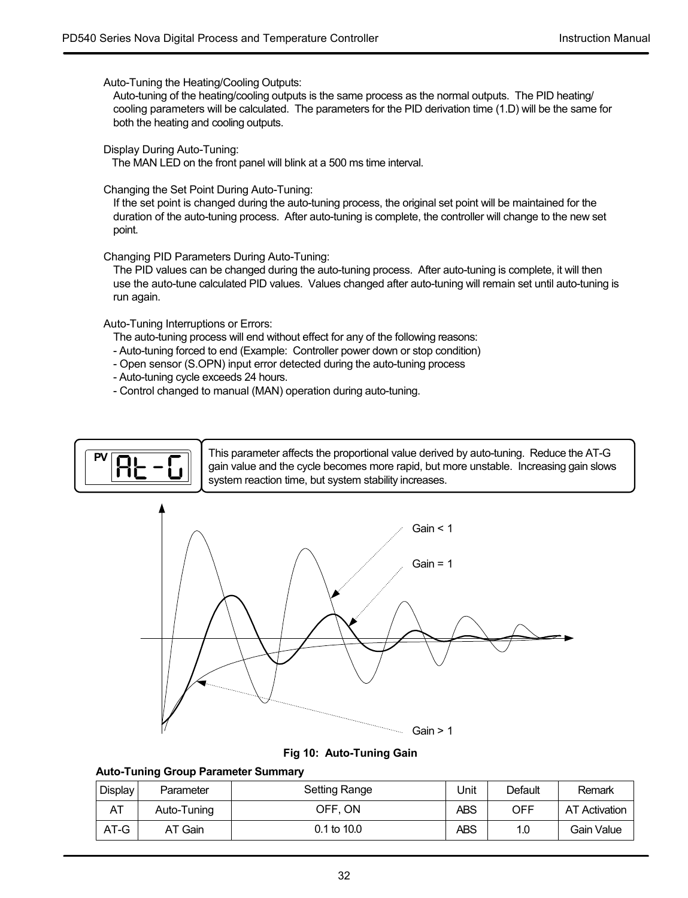Auto-Tuning the Heating/Cooling Outputs:

Auto-tuning of the heating/cooling outputs is the same process as the normal outputs. The PID heating/cooling parameters will be calculated. The parameters for the PID derivation time (1.D) will be the same for both the heating and cooling outputs.

Display During Auto-Tuning:

The MAN LED on the front panel will blink at a 500 ms time interval.

Changing the Set Point During Auto-Tuning:

If the set point is changed during the auto-tuning process, the original set point will be maintained for the duration of the auto-tuning process. After auto-tuning is complete, the controller will change to the new set point.

Changing PID Parameters During Auto-Tuning:

The PID values can be changed during the auto-tuning process. After auto-tuning is complete, it will then use the auto-tune calculated PID values. Values changed after auto-tuning will remain set until auto-tuning is run again.

Auto-Tuning Interruptions or Errors:

The auto-tuning process will end without effect for any of the following reasons:

- Auto-tuning forced to end (Example: Controller power down or stop condition)
- Open sensor (S.OPN) input error detected during the auto-tuning process
- Auto-tuning cycle exceeds 24 hours.
- Control changed to manual (MAN) operation during auto-tuning.

PV AT-G

This parameter affects the proportional value derived by auto-tuning. Reduce the AT-G gain value and the cycle becomes more rapid, but more unstable. Increasing gain slows system reaction time, but system stability increases.

Gain < 1

Gain = 1

Gain > 1

**Fig 10: Auto-Tuning Gain**

**Auto-Tuning Group Parameter Summary**

| Display | Parameter | Setting Range | Unit | Default | Remark |
|---|---|---|---|---|---|
| AT | Auto-Tuning | OFF, ON | ABS | OFF | AT Activation |
| AT-G | AT Gain | 0.1 to 10.0 | ABS | 1.0 | Gain Value |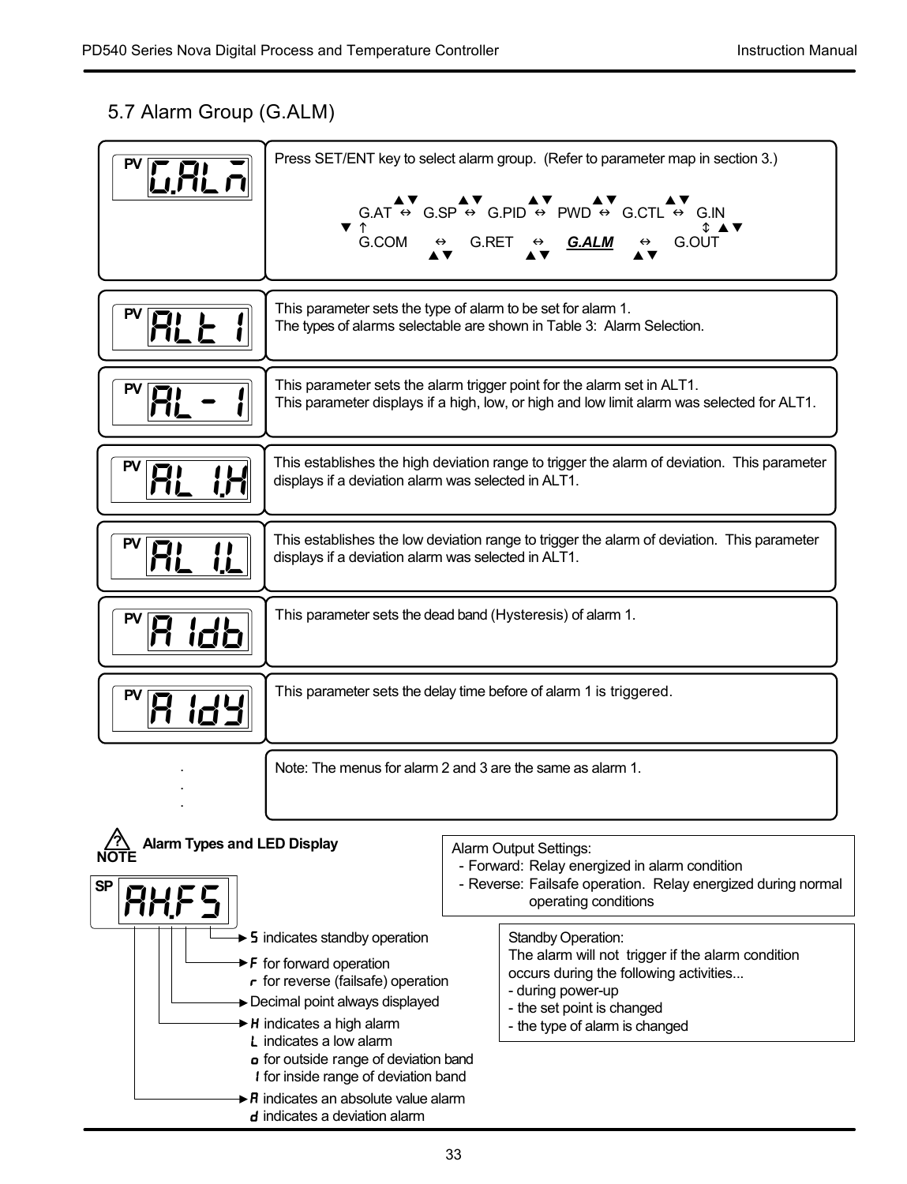## 5.7 Alarm Group (G.ALM)

| Display | Description |
|---|---|
| PV G.ALM | Press SET/ENT key to select alarm group. (Refer to parameter map in section 3.)<br>G.AT ⇔ G.SP ⇔ G.PID ⇔ PWD ⇔ G.CTL ⇔ G.IN<br>G.COM ⇔ G.RET ⇔ ***G.ALM*** ⇔ G.OUT |
| PV ALt 1 | This parameter sets the type of alarm to be set for alarm 1.<br>The types of alarms selectable are shown in Table 3: Alarm Selection. |
| PV AL- 1 | This parameter sets the alarm trigger point for the alarm set in ALT1.<br>This parameter displays if a high, low, or high and low limit alarm was selected for ALT1. |
| PV AL 1.H | This establishes the high deviation range to trigger the alarm of deviation. This parameter displays if a deviation alarm was selected in ALT1. |
| PV AL 1.L | This establishes the low deviation range to trigger the alarm of deviation. This parameter displays if a deviation alarm was selected in ALT1. |
| PV A 1db | This parameter sets the dead band (Hysteresis) of alarm 1. |
| PV A 1dY | This parameter sets the delay time before of alarm 1 is triggered. |
| . . . | Note: The menus for alarm 2 and 3 are the same as alarm 1. |

**NOTE: Alarm Types and LED Display**

SP AH.FS

- S indicates standby operation
- F for forward operation
  r for reverse (failsafe) operation
- Decimal point always displayed
- H indicates a high alarm
  L indicates a low alarm
  o for outside range of deviation band
  I for inside range of deviation band
- A indicates an absolute value alarm
  d indicates a deviation alarm

Alarm Output Settings:
- Forward: Relay energized in alarm condition
- Reverse: Failsafe operation. Relay energized during normal operating conditions

Standby Operation:
The alarm will not trigger if the alarm condition occurs during the following activities...
- during power-up
- the set point is changed
- the type of alarm is changed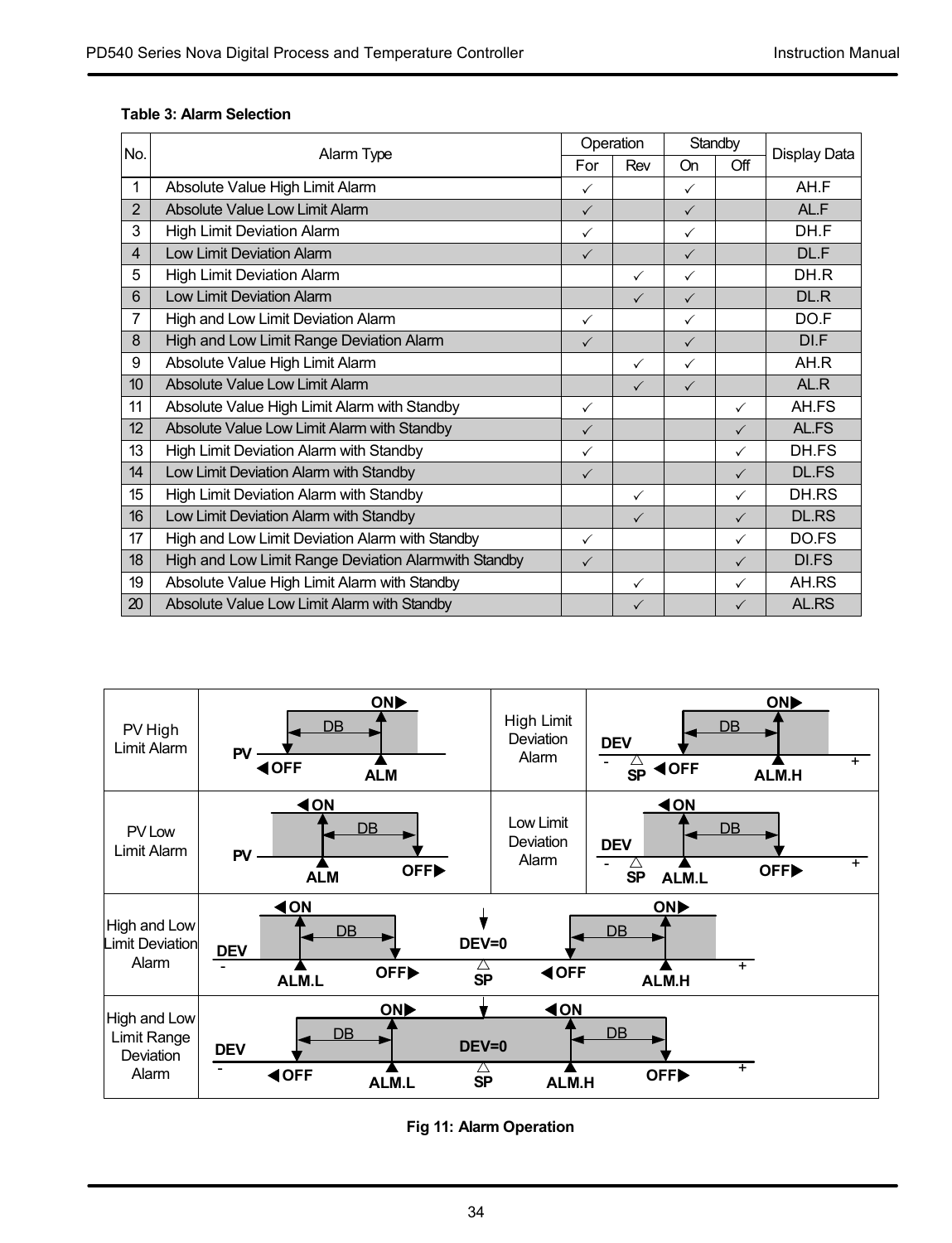**Table 3: Alarm Selection**

| No. | Alarm Type | Operation | | Standby | | Display Data |
|---|---|---|---|---|---|---|
| | | For | Rev | On | Off | |
| 1 | Absolute Value High Limit Alarm | ✓ | | ✓ | | AH.F |
| 2 | Absolute Value Low Limit Alarm | ✓ | | ✓ | | AL.F |
| 3 | High Limit Deviation Alarm | ✓ | | ✓ | | DH.F |
| 4 | Low Limit Deviation Alarm | ✓ | | ✓ | | DL.F |
| 5 | High Limit Deviation Alarm | | ✓ | ✓ | | DH.R |
| 6 | Low Limit Deviation Alarm | | ✓ | ✓ | | DL.R |
| 7 | High and Low Limit Deviation Alarm | ✓ | | ✓ | | DO.F |
| 8 | High and Low Limit Range Deviation Alarm | ✓ | | ✓ | | DI.F |
| 9 | Absolute Value High Limit Alarm | | ✓ | ✓ | | AH.R |
| 10 | Absolute Value Low Limit Alarm | | ✓ | ✓ | | AL.R |
| 11 | Absolute Value High Limit Alarm with Standby | ✓ | | | ✓ | AH.FS |
| 12 | Absolute Value Low Limit Alarm with Standby | ✓ | | | ✓ | AL.FS |
| 13 | High Limit Deviation Alarm with Standby | ✓ | | | ✓ | DH.FS |
| 14 | Low Limit Deviation Alarm with Standby | ✓ | | | ✓ | DL.FS |
| 15 | High Limit Deviation Alarm with Standby | | ✓ | | ✓ | DH.RS |
| 16 | Low Limit Deviation Alarm with Standby | | ✓ | | ✓ | DL.RS |
| 17 | High and Low Limit Deviation Alarm with Standby | ✓ | | | ✓ | DO.FS |
| 18 | High and Low Limit Range Deviation Alarmwith Standby | ✓ | | | ✓ | DI.FS |
| 19 | Absolute Value High Limit Alarm with Standby | | ✓ | | ✓ | AH.RS |
| 20 | Absolute Value Low Limit Alarm with Standby | | ✓ | | ✓ | AL.RS |

**Fig 11: Alarm Operation**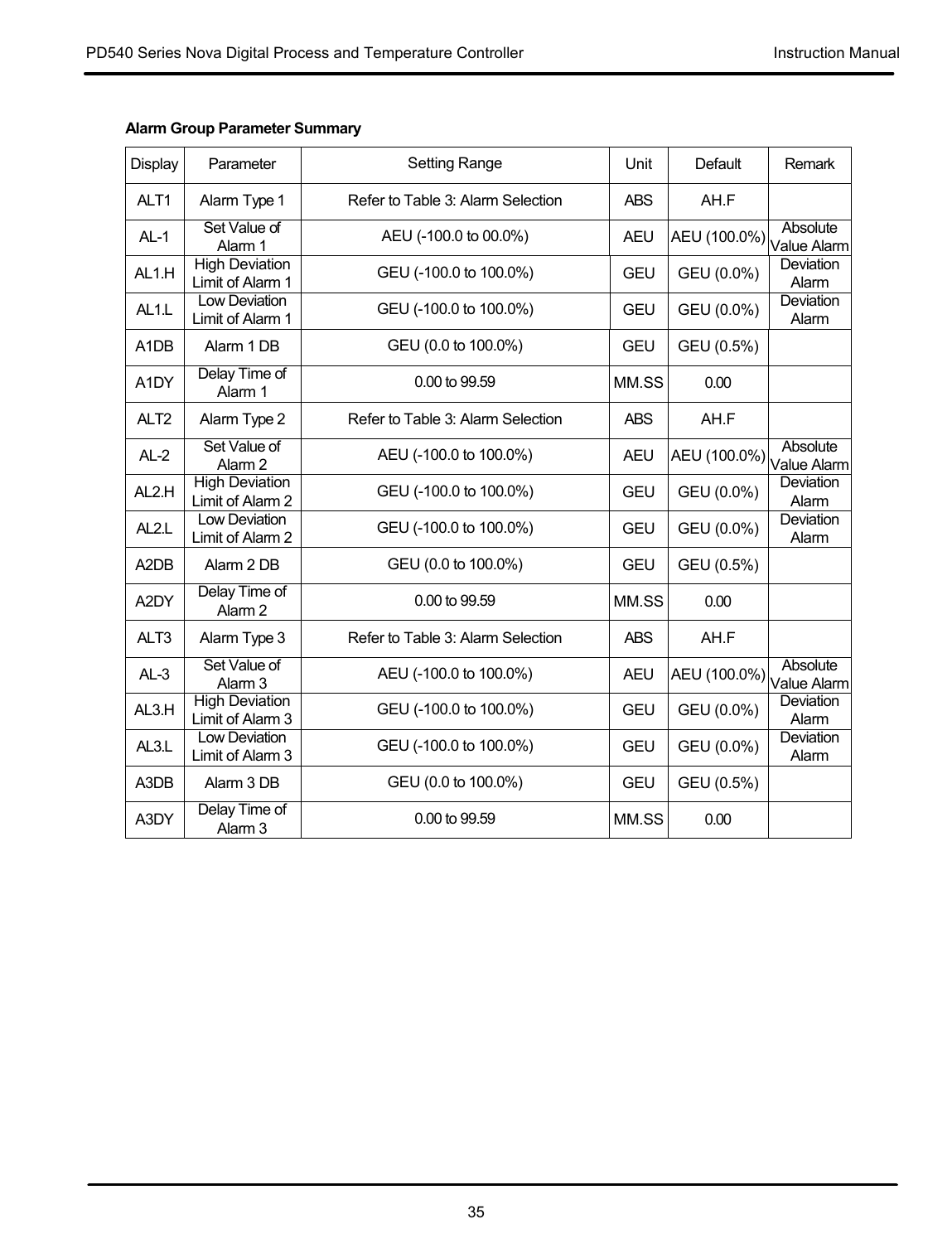**Alarm Group Parameter Summary**

| Display | Parameter | Setting Range | Unit | Default | Remark |
|---|---|---|---|---|---|
| ALT1 | Alarm Type 1 | Refer to Table 3: Alarm Selection | ABS | AH.F | |
| AL-1 | Set Value of Alarm 1 | AEU (-100.0 to 00.0%) | AEU | AEU (100.0%) | Absolute Value Alarm |
| AL1.H | High Deviation Limit of Alarm 1 | GEU (-100.0 to 100.0%) | GEU | GEU (0.0%) | Deviation Alarm |
| AL1.L | Low Deviation Limit of Alarm 1 | GEU (-100.0 to 100.0%) | GEU | GEU (0.0%) | Deviation Alarm |
| A1DB | Alarm 1 DB | GEU (0.0 to 100.0%) | GEU | GEU (0.5%) | |
| A1DY | Delay Time of Alarm 1 | 0.00 to 99.59 | MM.SS | 0.00 | |
| ALT2 | Alarm Type 2 | Refer to Table 3: Alarm Selection | ABS | AH.F | |
| AL-2 | Set Value of Alarm 2 | AEU (-100.0 to 100.0%) | AEU | AEU (100.0%) | Absolute Value Alarm |
| AL2.H | High Deviation Limit of Alarm 2 | GEU (-100.0 to 100.0%) | GEU | GEU (0.0%) | Deviation Alarm |
| AL2.L | Low Deviation Limit of Alarm 2 | GEU (-100.0 to 100.0%) | GEU | GEU (0.0%) | Deviation Alarm |
| A2DB | Alarm 2 DB | GEU (0.0 to 100.0%) | GEU | GEU (0.5%) | |
| A2DY | Delay Time of Alarm 2 | 0.00 to 99.59 | MM.SS | 0.00 | |
| ALT3 | Alarm Type 3 | Refer to Table 3: Alarm Selection | ABS | AH.F | |
| AL-3 | Set Value of Alarm 3 | AEU (-100.0 to 100.0%) | AEU | AEU (100.0%) | Absolute Value Alarm |
| AL3.H | High Deviation Limit of Alarm 3 | GEU (-100.0 to 100.0%) | GEU | GEU (0.0%) | Deviation Alarm |
| AL3.L | Low Deviation Limit of Alarm 3 | GEU (-100.0 to 100.0%) | GEU | GEU (0.0%) | Deviation Alarm |
| A3DB | Alarm 3 DB | GEU (0.0 to 100.0%) | GEU | GEU (0.5%) | |
| A3DY | Delay Time of Alarm 3 | 0.00 to 99.59 | MM.SS | 0.00 | |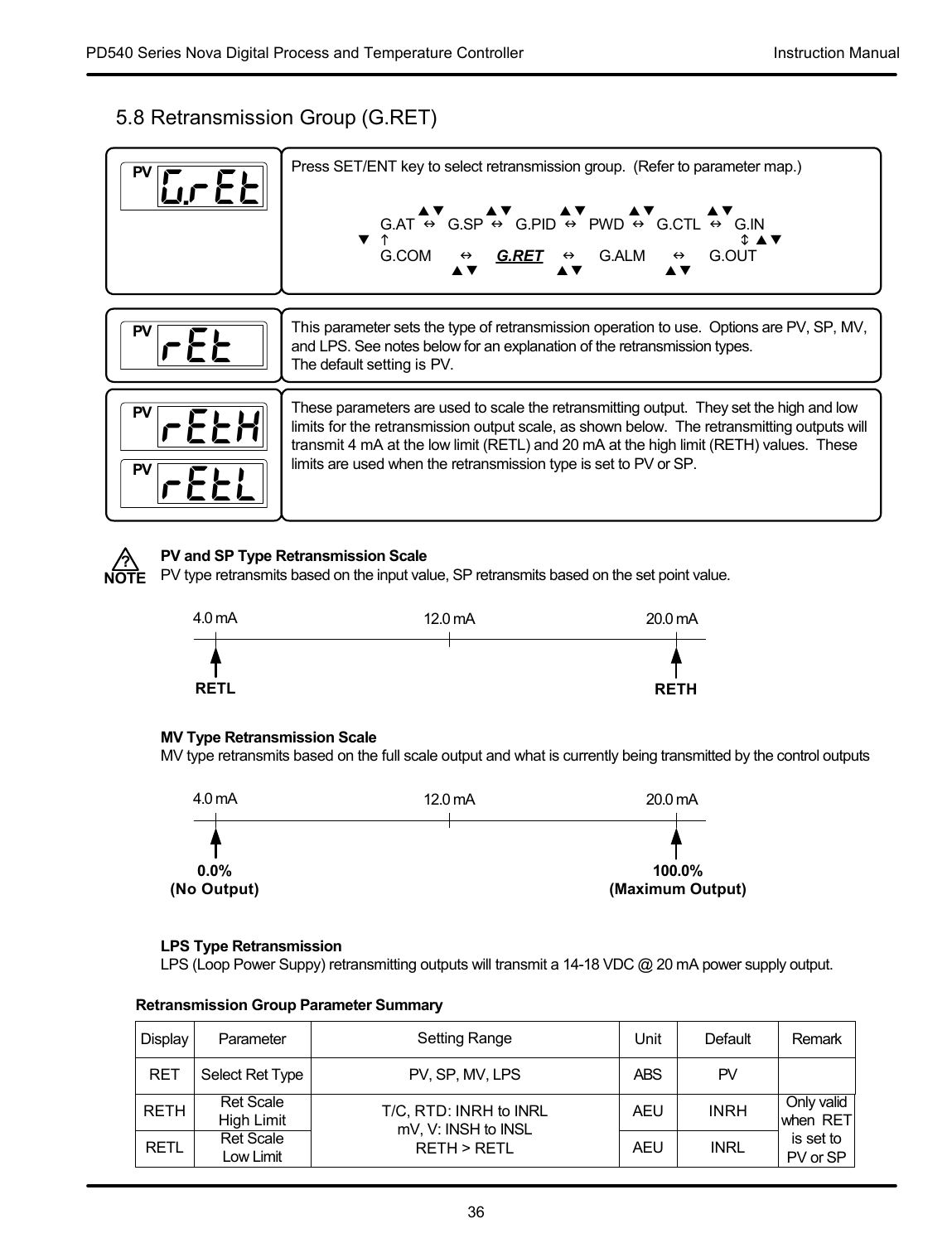## 5.8 Retransmission Group (G.RET)

| Display | Description |
|---|---|
| PV G.rEt | Press SET/ENT key to select retransmission group. (Refer to parameter map.) G.AT ⇔ G.SP ⇔ G.PID ⇔ PWD ⇔ G.CTL ⇔ G.IN ⇕ G.COM ⇔ ***G.RET*** ⇔ G.ALM ⇔ G.OUT |
| PV rEt | This parameter sets the type of retransmission operation to use. Options are PV, SP, MV, and LPS. See notes below for an explanation of the retransmission types. The default setting is PV. |
| PV rEtH / PV rEtL | These parameters are used to scale the retransmitting output. They set the high and low limits for the retransmission output scale, as shown below. The retransmitting outputs will transmit 4 mA at the low limit (RETL) and 20 mA at the high limit (RETH) values. These limits are used when the retransmission type is set to PV or SP. |

**NOTE**

**PV and SP Type Retransmission Scale**

PV type retransmits based on the input value, SP retransmits based on the set point value.

4.0 mA (RETL) — 12.0 mA — 20.0 mA (RETH)

**MV Type Retransmission Scale**

MV type retransmits based on the full scale output and what is currently being transmitted by the control outputs

4.0 mA (0.0% (No Output)) — 12.0 mA — 20.0 mA (100.0% (Maximum Output))

**LPS Type Retransmission**

LPS (Loop Power Suppy) retransmitting outputs will transmit a 14-18 VDC @ 20 mA power supply output.

**Retransmission Group Parameter Summary**

| Display | Parameter | Setting Range | Unit | Default | Remark |
|---|---|---|---|---|---|
| RET | Select Ret Type | PV, SP, MV, LPS | ABS | PV | |
| RETH | Ret Scale High Limit | T/C, RTD: INRH to INRL mV, V: INSH to INSL RETH > RETL | AEU | INRH | Only valid when RET is set to PV or SP |
| RETL | Ret Scale Low Limit | | AEU | INRL | |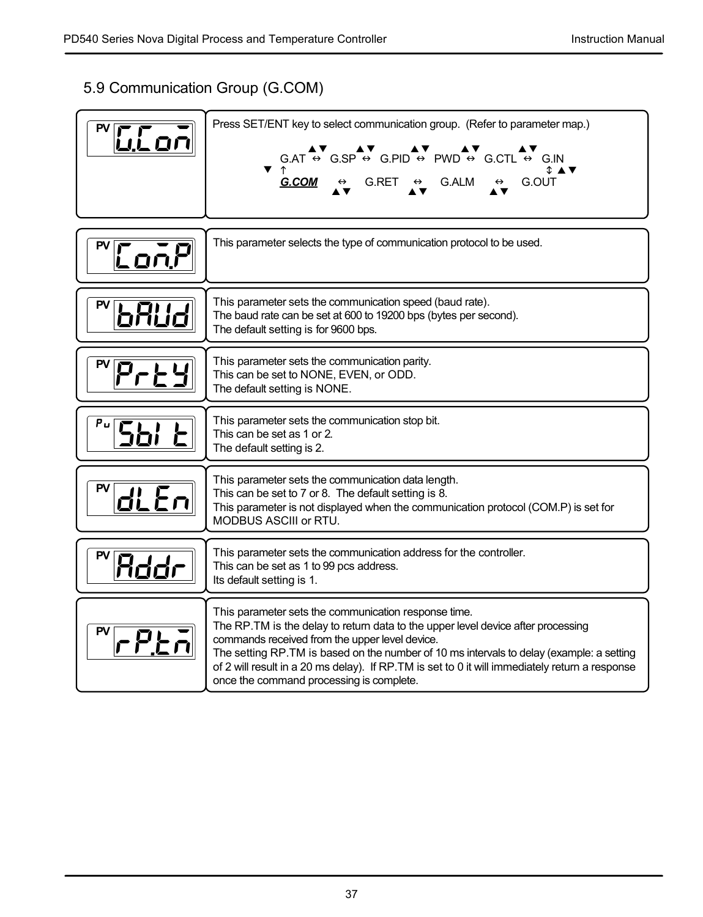## 5.9 Communication Group (G.COM)

| Display | Description |
|---|---|
| PV G.Com | Press SET/ENT key to select communication group. (Refer to parameter map.)<br><br>G.AT ⇔ G.SP ⇔ G.PID ⇔ PWD ⇔ G.CTL ⇔ G.IN<br>↑ ↕<br>***G.COM*** ⇔ G.RET ⇔ G.ALM ⇔ G.OUT |
| PV Com.P | This parameter selects the type of communication protocol to be used. |
| PV bAUd | This parameter sets the communication speed (baud rate).<br>The baud rate can be set at 600 to 19200 bps (bytes per second).<br>The default setting is for 9600 bps. |
| PV PrtY | This parameter sets the communication parity.<br>This can be set to NONE, EVEN, or ODD.<br>The default setting is NONE. |
| PV Sbit | This parameter sets the communication stop bit.<br>This can be set as 1 or 2.<br>The default setting is 2. |
| PV dLEn | This parameter sets the communication data length.<br>This can be set to 7 or 8. The default setting is 8.<br>This parameter is not displayed when the communication protocol (COM.P) is set for MODBUS ASCIII or RTU. |
| PV Addr | This parameter sets the communication address for the controller.<br>This can be set as 1 to 99 pcs address.<br>Its default setting is 1. |
| PV rP.tm | This parameter sets the communication response time.<br>The RP.TM is the delay to return data to the upper level device after processing commands received from the upper level device.<br>The setting RP.TM is based on the number of 10 ms intervals to delay (example: a setting of 2 will result in a 20 ms delay). If RP.TM is set to 0 it will immediately return a response once the command processing is complete. |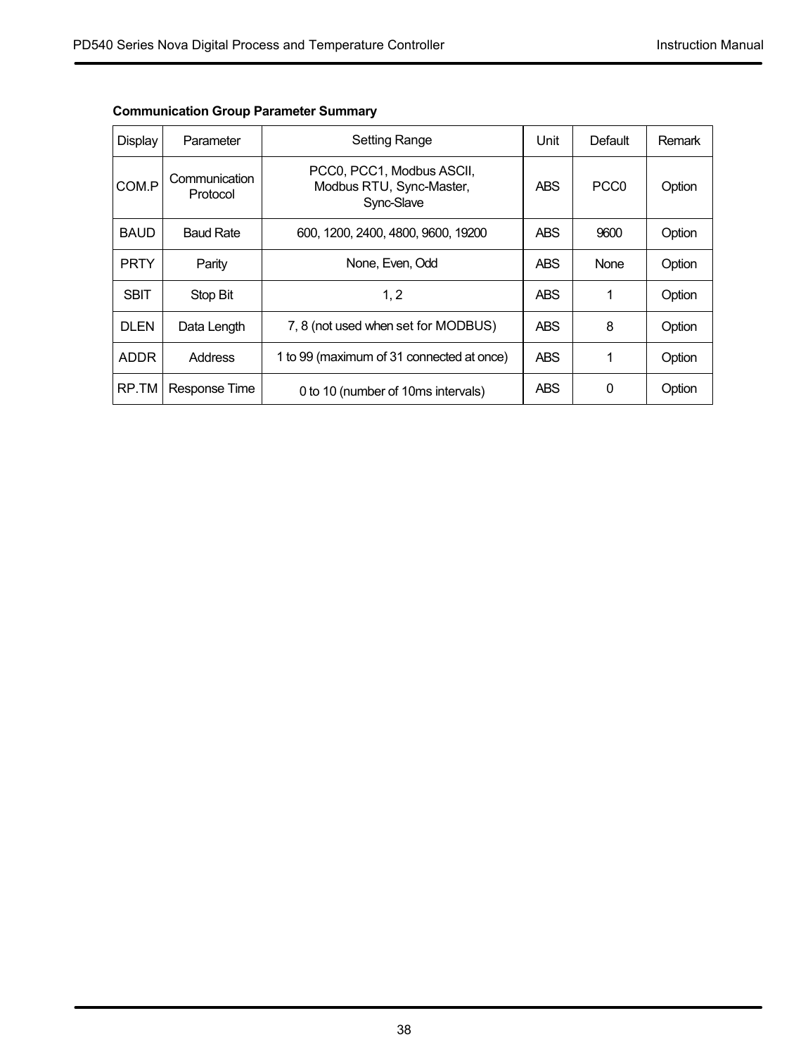**Communication Group Parameter Summary**

| Display | Parameter | Setting Range | Unit | Default | Remark |
|---|---|---|---|---|---|
| COM.P | Communication Protocol | PCC0, PCC1, Modbus ASCII, Modbus RTU, Sync-Master, Sync-Slave | ABS | PCC0 | Option |
| BAUD | Baud Rate | 600, 1200, 2400, 4800, 9600, 19200 | ABS | 9600 | Option |
| PRTY | Parity | None, Even, Odd | ABS | None | Option |
| SBIT | Stop Bit | 1, 2 | ABS | 1 | Option |
| DLEN | Data Length | 7, 8 (not used when set for MODBUS) | ABS | 8 | Option |
| ADDR | Address | 1 to 99 (maximum of 31 connected at once) | ABS | 1 | Option |
| RP.TM | Response Time | 0 to 10 (number of 10ms intervals) | ABS | 0 | Option |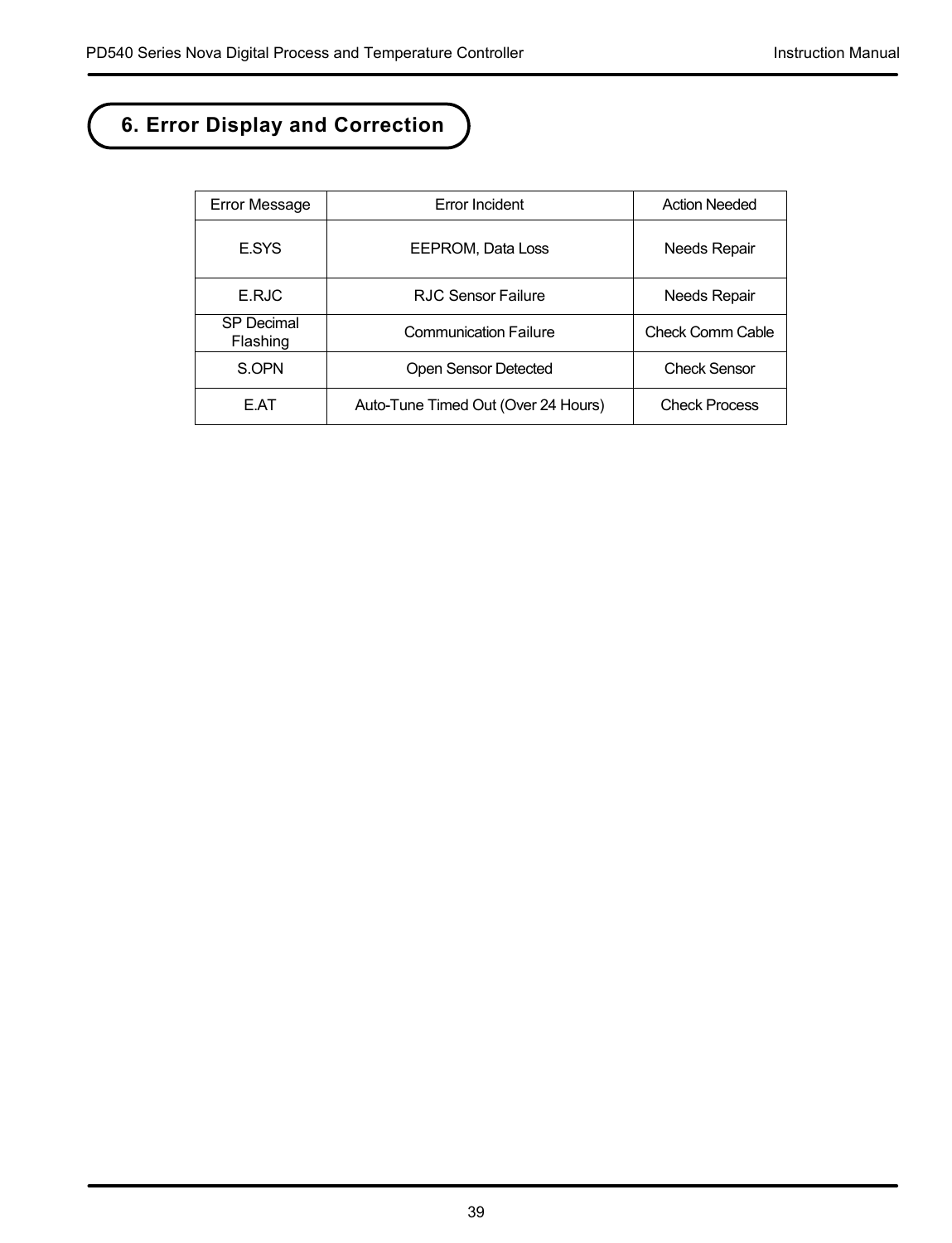# 6. Error Display and Correction

| Error Message | Error Incident | Action Needed |
|---|---|---|
| E.SYS | EEPROM, Data Loss | Needs Repair |
| E.RJC | RJC Sensor Failure | Needs Repair |
| SP Decimal Flashing | Communication Failure | Check Comm Cable |
| S.OPN | Open Sensor Detected | Check Sensor |
| E.AT | Auto-Tune Timed Out (Over 24 Hours) | Check Process |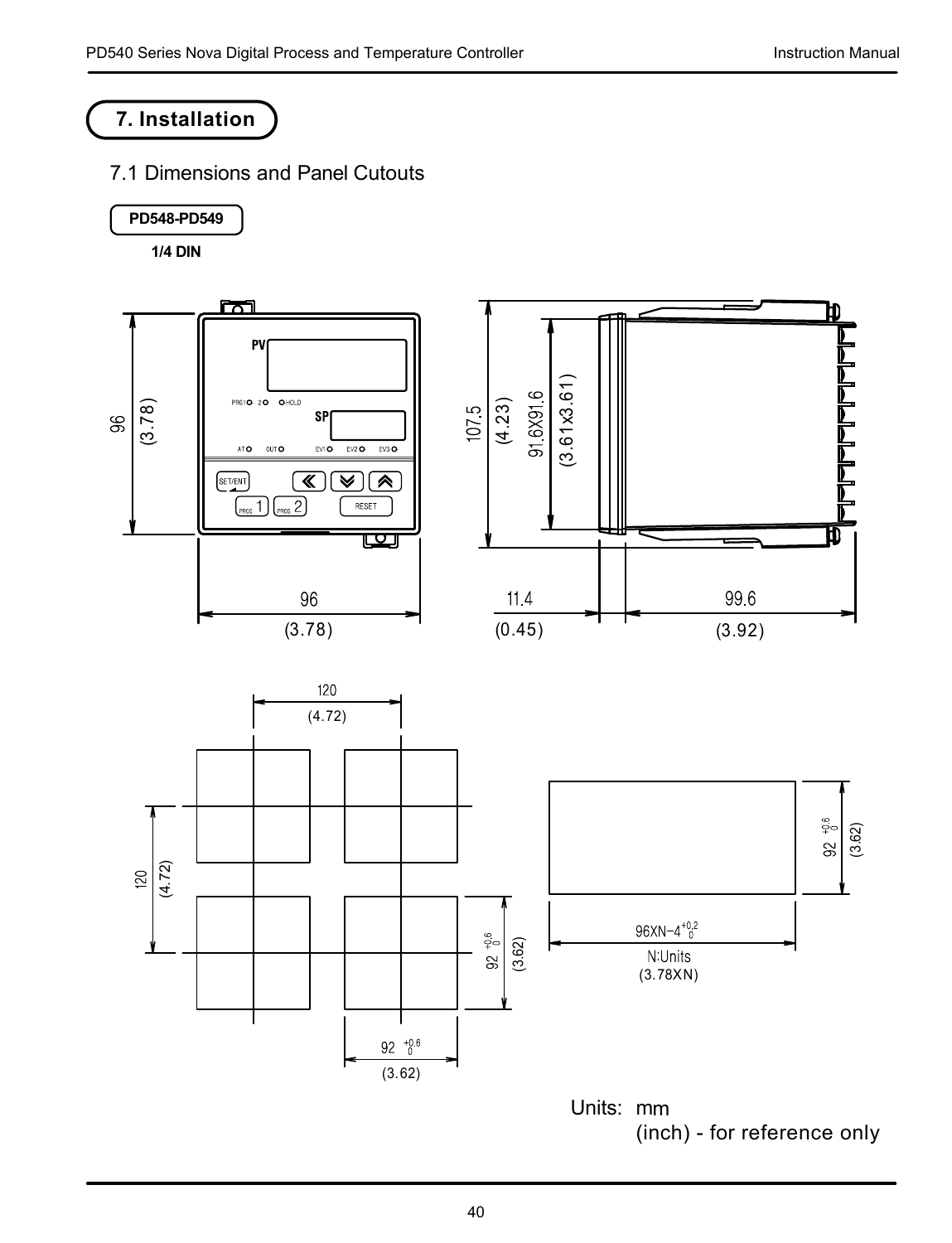# 7. Installation

## 7.1 Dimensions and Panel Cutouts

**PD548-PD549**

**1/4 DIN**

96 (3.78)

96 (3.78)

107.5 (4.23)

91.6X91.6 (3.61x3.61)

11.4 (0.45)

99.6 (3.92)

120 (4.72)

120 (4.72)

$92^{+0.6}_{0}$ (3.62)

$92^{+0.6}_{0}$ (3.62)

$96XN-4^{+0.2}_{0}$

N:Units (3.78XN)

$92^{+0.6}_{0}$ (3.62)

Units: mm
(inch) - for reference only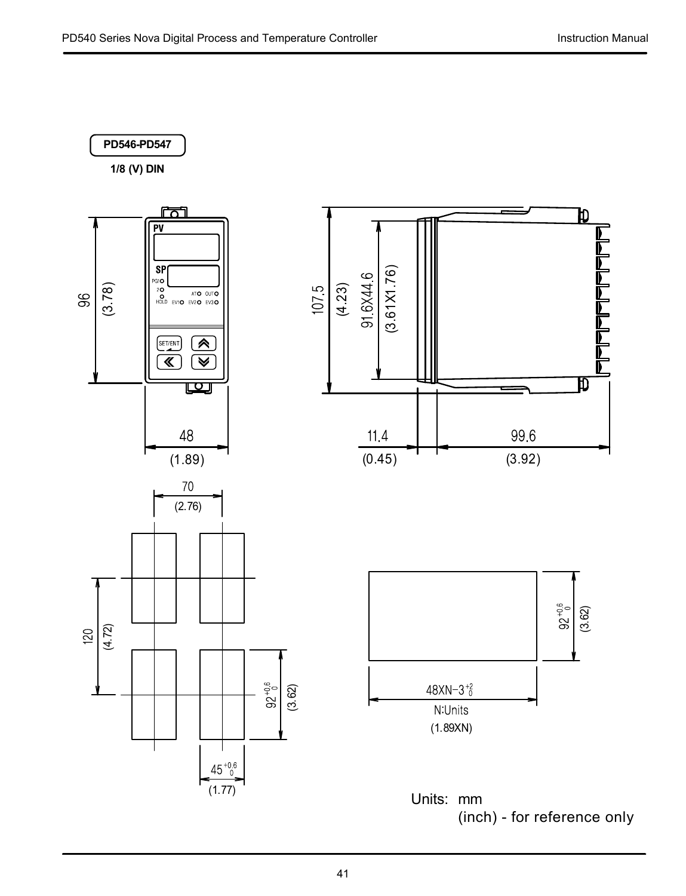**PD546-PD547**

**1/8 (V) DIN**

PV

SP

PG1 2 HOLD

AT OUT

EV1 EV2 EV3

SET/ENT

96 (3.78)

48 (1.89)

107.5 (4.23)

91.6X44.6 (3.61X1.76)

11.4 (0.45)

99.6 (3.92)

70 (2.76)

120 (4.72)

$92^{+0.6}_{0}$ (3.62)

$45^{+0.6}_{0}$ (1.77)

$92^{+0.6}_{0}$ (3.62)

$48XN-3^{+2}_{0}$

N:Units

(1.89XN)

Units: mm
(inch) - for reference only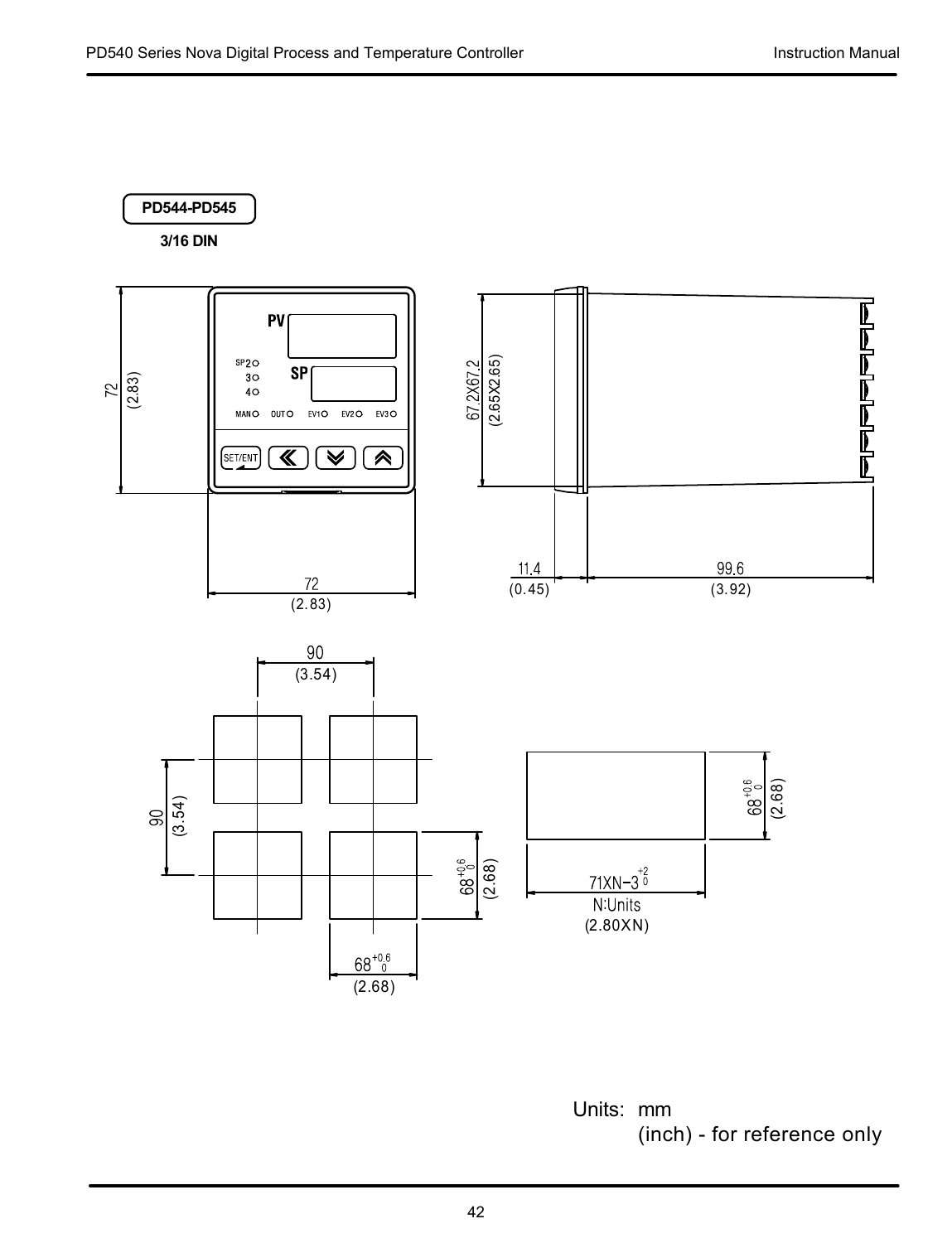**PD544-PD545**

**3/16 DIN**

PV

SP

SP2
3
4

MAN OUT EV1 EV2 EV3

SET/ENT

72 (2.83)

72 (2.83)

67.2X67.2 (2.65X2.65)

11.4 (0.45)

99.6 (3.92)

90 (3.54)

90 (3.54)

$68^{+0.6}_{0}$ (2.68)

$68^{+0.6}_{0}$ (2.68)

$68^{+0.6}_{0}$ (2.68)

$71XN-3^{+2}_{0}$
N:Units
(2.80XN)

Units: mm
(inch) - for reference only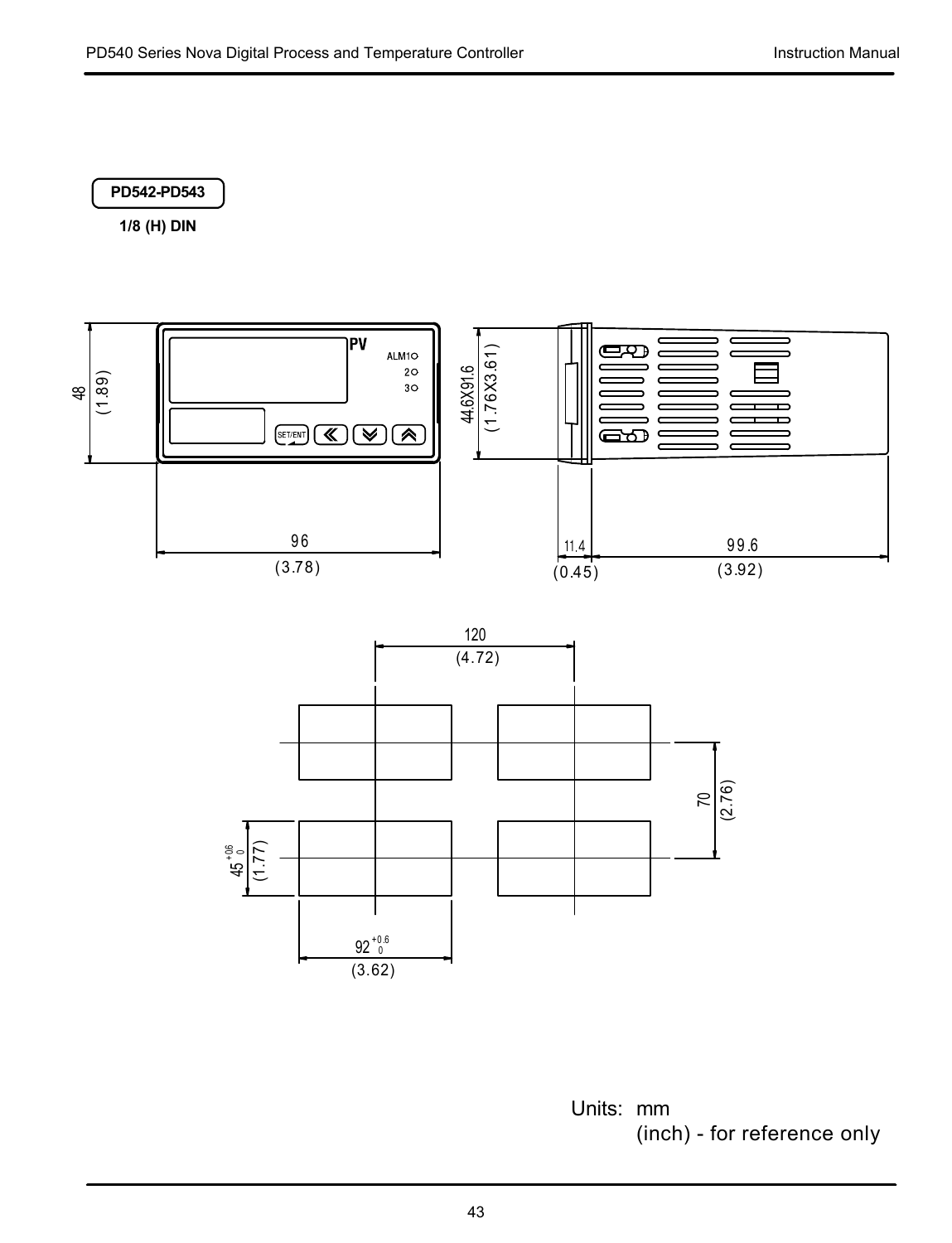**PD542-PD543**

**1/8 (H) DIN**

48
(1.89)

PV
ALM1
2
3

SET/ENT

96
(3.78)

44.6X91.6
(1.76X3.61)

11.4
(0.45)

99.6
(3.92)

120
(4.72)

70
(2.76)

$45^{+0.6}_{0}$
(1.77)

$92^{+0.6}_{0}$
(3.62)

Units: mm
(inch) - for reference only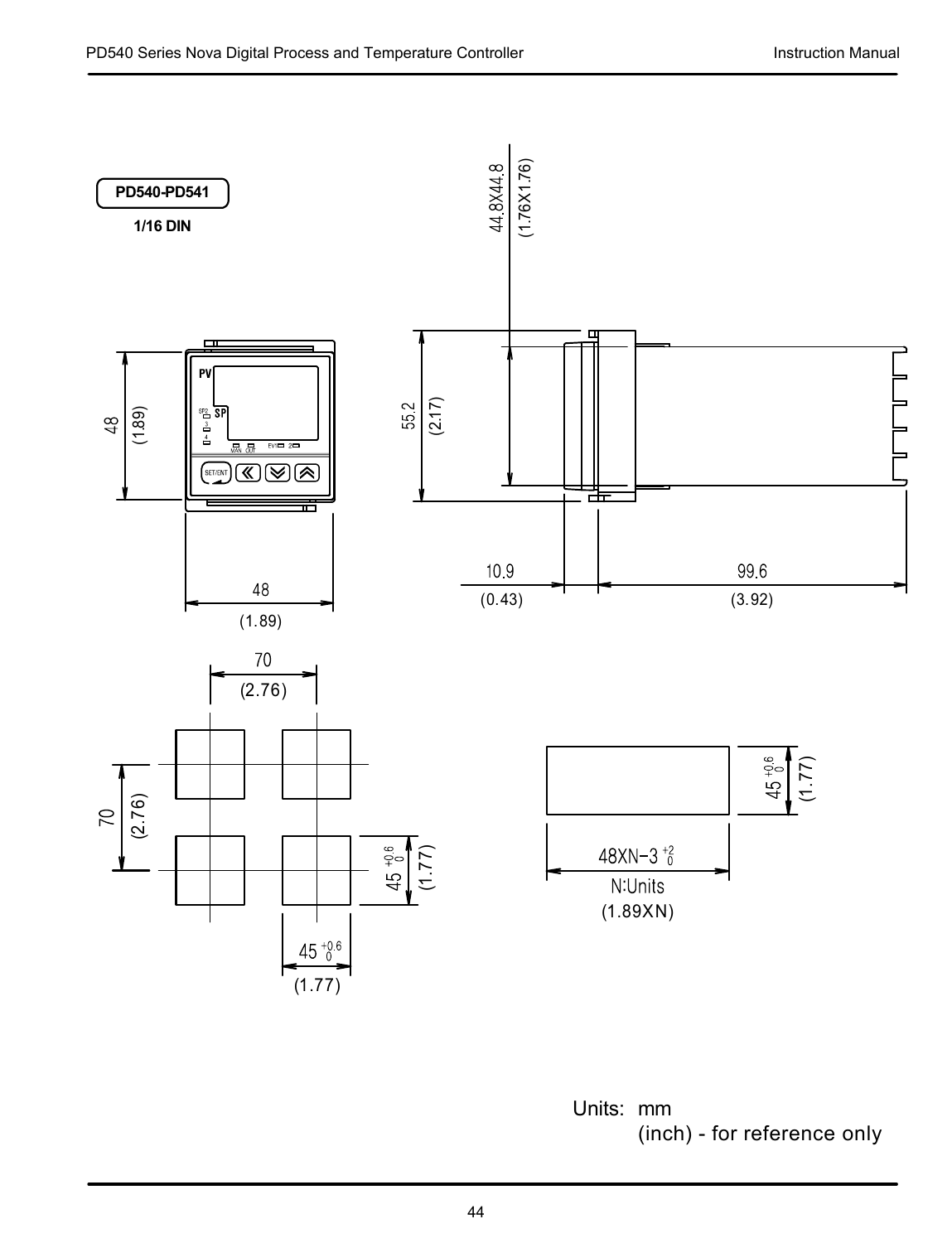**PD540-PD541**

**1/16 DIN**

48 (1.89)

48 (1.89)

55.2 (2.17)

44.8X44.8 (1.76X1.76)

10.9 (0.43)

99.6 (3.92)

70 (2.76)

70 (2.76)

$45^{+0.6}_{0}$ (1.77)

$45^{+0.6}_{0}$ (1.77)

$45^{+0.6}_{0}$ (1.77)

$48XN-3^{+2}_{0}$

N:Units

(1.89XN)

Units: mm
(inch) - for reference only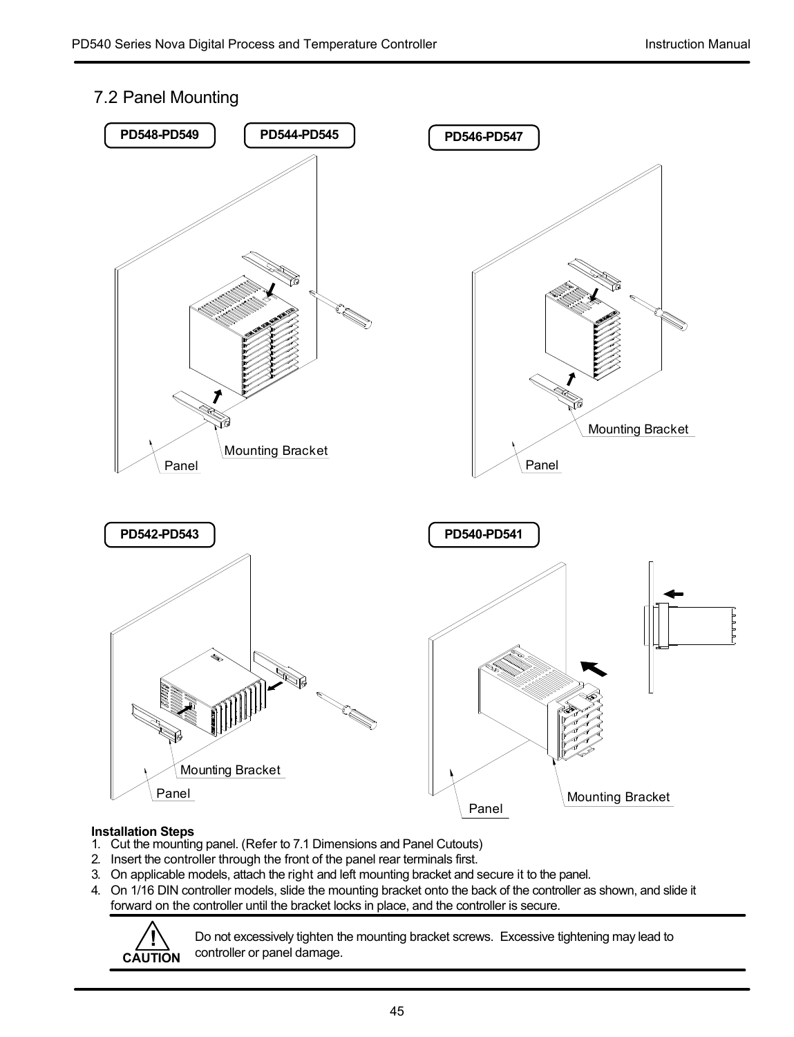## 7.2 Panel Mounting

PD548-PD549 | PD544-PD545 | PD546-PD547

Mounting Bracket
Panel

Mounting Bracket
Panel

PD542-PD543 | PD540-PD541

Mounting Bracket
Panel

Mounting Bracket
Panel

**Installation Steps**

1. Cut the mounting panel. (Refer to 7.1 Dimensions and Panel Cutouts)
2. Insert the controller through the front of the panel rear terminals first.
3. On applicable models, attach the right and left mounting bracket and secure it to the panel.
4. On 1/16 DIN controller models, slide the mounting bracket onto the back of the controller as shown, and slide it forward on the controller until the bracket locks in place, and the controller is secure.

**CAUTION**: Do not excessively tighten the mounting bracket screws. Excessive tightening may lead to controller or panel damage.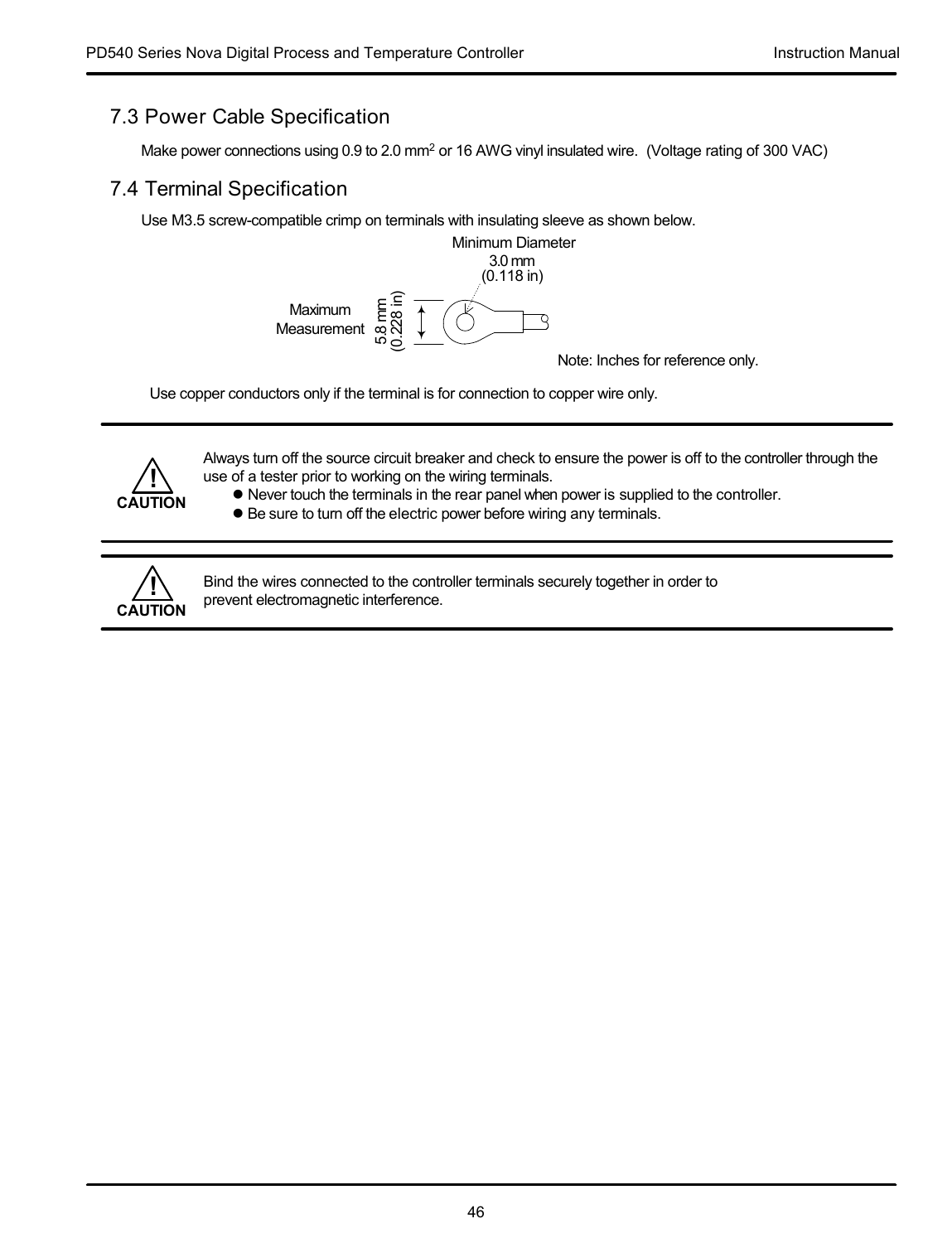## 7.3 Power Cable Specification

Make power connections using 0.9 to 2.0 mm$^2$ or 16 AWG vinyl insulated wire. (Voltage rating of 300 VAC)

## 7.4 Terminal Specification

Use M3.5 screw-compatible crimp on terminals with insulating sleeve as shown below.

Minimum Diameter 3.0 mm (0.118 in)

Maximum Measurement 5.8 mm (0.228 in)

Note: Inches for reference only.

Use copper conductors only if the terminal is for connection to copper wire only.

---

**CAUTION**

Always turn off the source circuit breaker and check to ensure the power is off to the controller through the use of a tester prior to working on the wiring terminals.

- Never touch the terminals in the rear panel when power is supplied to the controller.
- Be sure to turn off the electric power before wiring any terminals.

---

**CAUTION**

Bind the wires connected to the controller terminals securely together in order to prevent electromagnetic interference.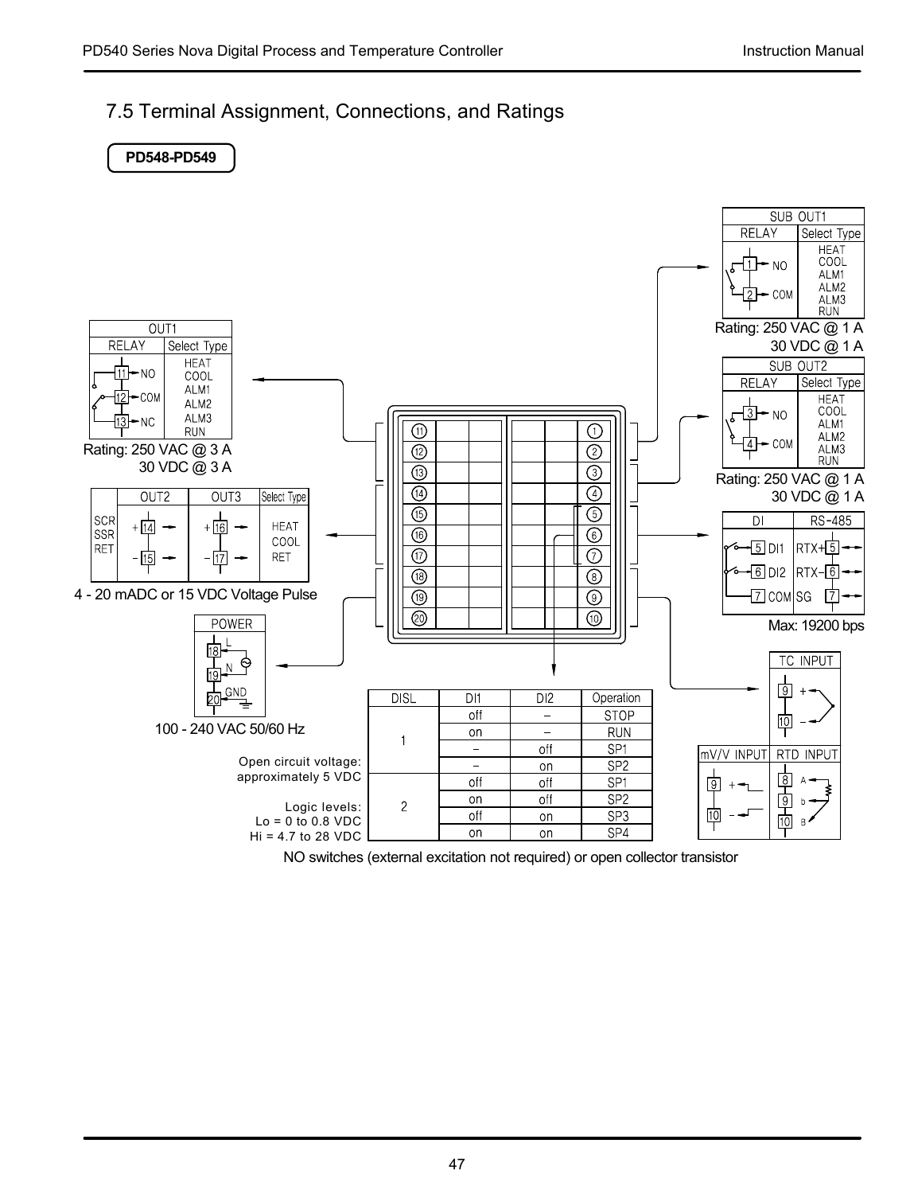## 7.5 Terminal Assignment, Connections, and Ratings

**PD548-PD549**

**SUB OUT1**

| RELAY | Select Type |
|---|---|
| 1 NO, 2 COM | HEAT, COOL, ALM1, ALM2, ALM3, RUN |

Rating: 250 VAC @ 1 A
30 VDC @ 1 A

**SUB OUT2**

| RELAY | Select Type |
|---|---|
| 3 NO, 4 COM | HEAT, COOL, ALM1, ALM2, ALM3, RUN |

Rating: 250 VAC @ 1 A
30 VDC @ 1 A

**OUT1**

| RELAY | Select Type |
|---|---|
| 11 NO, 12 COM, 13 NC | HEAT, COOL, ALM1, ALM2, ALM3, RUN |

Rating: 250 VAC @ 3 A
30 VDC @ 3 A

| | OUT2 | OUT3 | Select Type |
|---|---|---|---|
| SCR, SSR, RET | + 14, − 15 | + 16, − 17 | HEAT, COOL, RET |

4 - 20 mADC or 15 VDC Voltage Pulse

| DI | RS-485 |
|---|---|
| 5 DI1 | RTX+ 5 |
| 6 DI2 | RTX− 6 |
| 7 COM | SG 7 |

Max: 19200 bps

**POWER**

18 L, 19 N, 20 GND

100 - 240 VAC 50/60 Hz

**TC INPUT**: 9 +, 10 −

**mV/V INPUT**: 9 +, 10 −

**RTD INPUT**: 8 A, 9 b, 10 B

| DISL | DI1 | DI2 | Operation |
|---|---|---|---|
| 1 | off | – | STOP |
| | on | – | RUN |
| | – | off | SP1 |
| | – | on | SP2 |
| 2 | off | off | SP1 |
| | on | off | SP2 |
| | off | on | SP3 |
| | on | on | SP4 |

Open circuit voltage: approximately 5 VDC

Logic levels:
Lo = 0 to 0.8 VDC
Hi = 4.7 to 28 VDC

NO switches (external excitation not required) or open collector transistor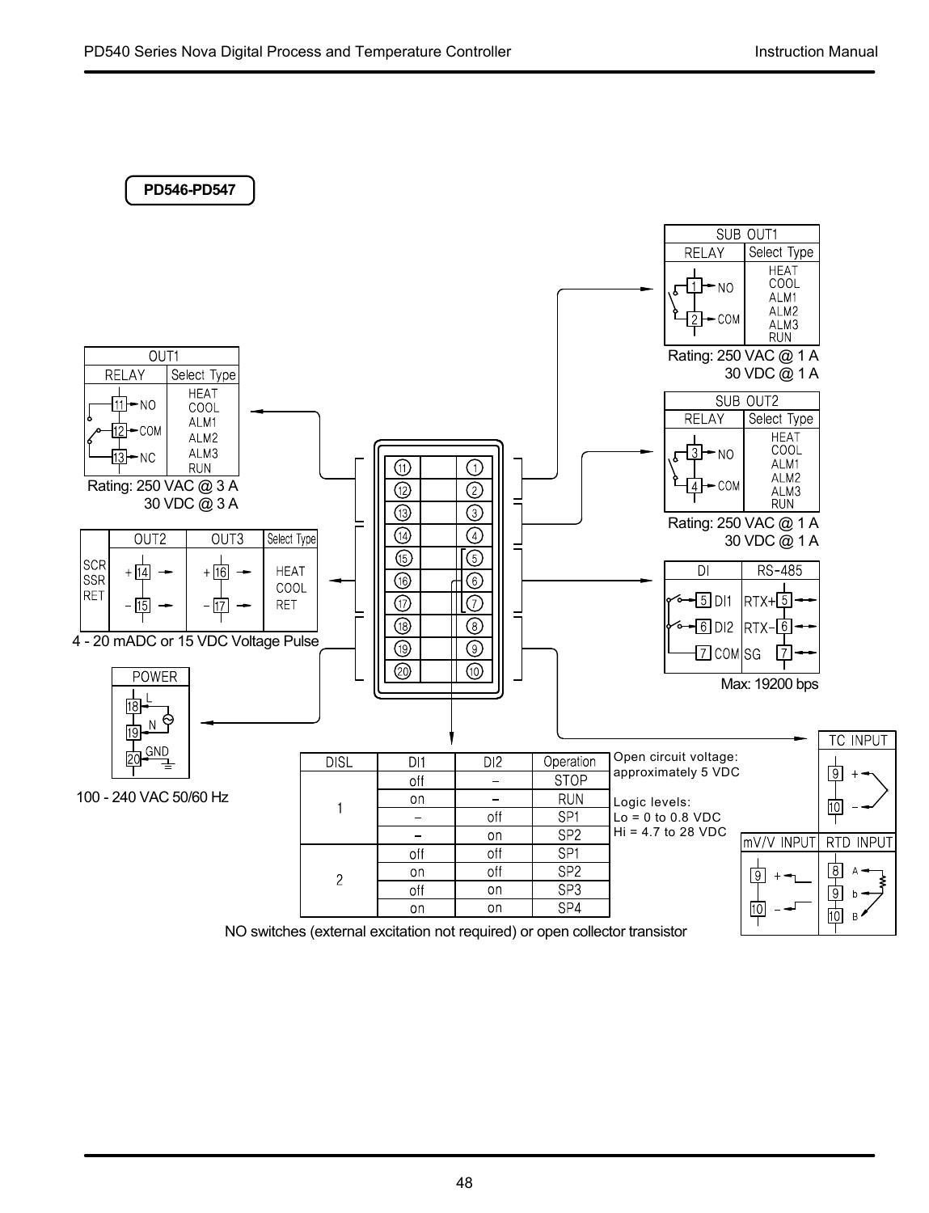**PD546-PD547**

**SUB OUT1**

| RELAY | Select Type |
|---|---|
| 1 NO, 2 COM | HEAT, COOL, ALM1, ALM2, ALM3, RUN |

Rating: 250 VAC @ 1 A
30 VDC @ 1 A

**OUT1**

| RELAY | Select Type |
|---|---|
| 11 NO, 12 COM, 13 NC | HEAT, COOL, ALM1, ALM2, ALM3, RUN |

Rating: 250 VAC @ 3 A
30 VDC @ 3 A

**SUB OUT2**

| RELAY | Select Type |
|---|---|
| 3 NO, 4 COM | HEAT, COOL, ALM1, ALM2, ALM3, RUN |

Rating: 250 VAC @ 1 A
30 VDC @ 1 A

| | OUT2 | OUT3 | Select Type |
|---|---|---|---|
| SCR SSR RET | + 14, − 15 | + 16, − 17 | HEAT, COOL, RET |

4 - 20 mADC or 15 VDC Voltage Pulse

| DI | RS-485 |
|---|---|
| 5 DI1 | RTX+ 5 |
| 6 DI2 | RTX− 6 |
| 7 COM | SG 7 |

Max: 19200 bps

**POWER**

18 L, 19 N, 20 GND

100 - 240 VAC 50/60 Hz

| DISL | DI1 | DI2 | Operation |
|---|---|---|---|
| 1 | off | – | STOP |
| | on | – | RUN |
| | – | off | SP1 |
| | – | on | SP2 |
| 2 | off | off | SP1 |
| | on | off | SP2 |
| | off | on | SP3 |
| | on | on | SP4 |

NO switches (external excitation not required) or open collector transistor

Open circuit voltage: approximately 5 VDC

Logic levels:
Lo = 0 to 0.8 VDC
Hi = 4.7 to 28 VDC

**TC INPUT**: 9 +, 10 −

**mV/V INPUT**: 9 +, 10 −

**RTD INPUT**: 8 A, 9 b, 10 B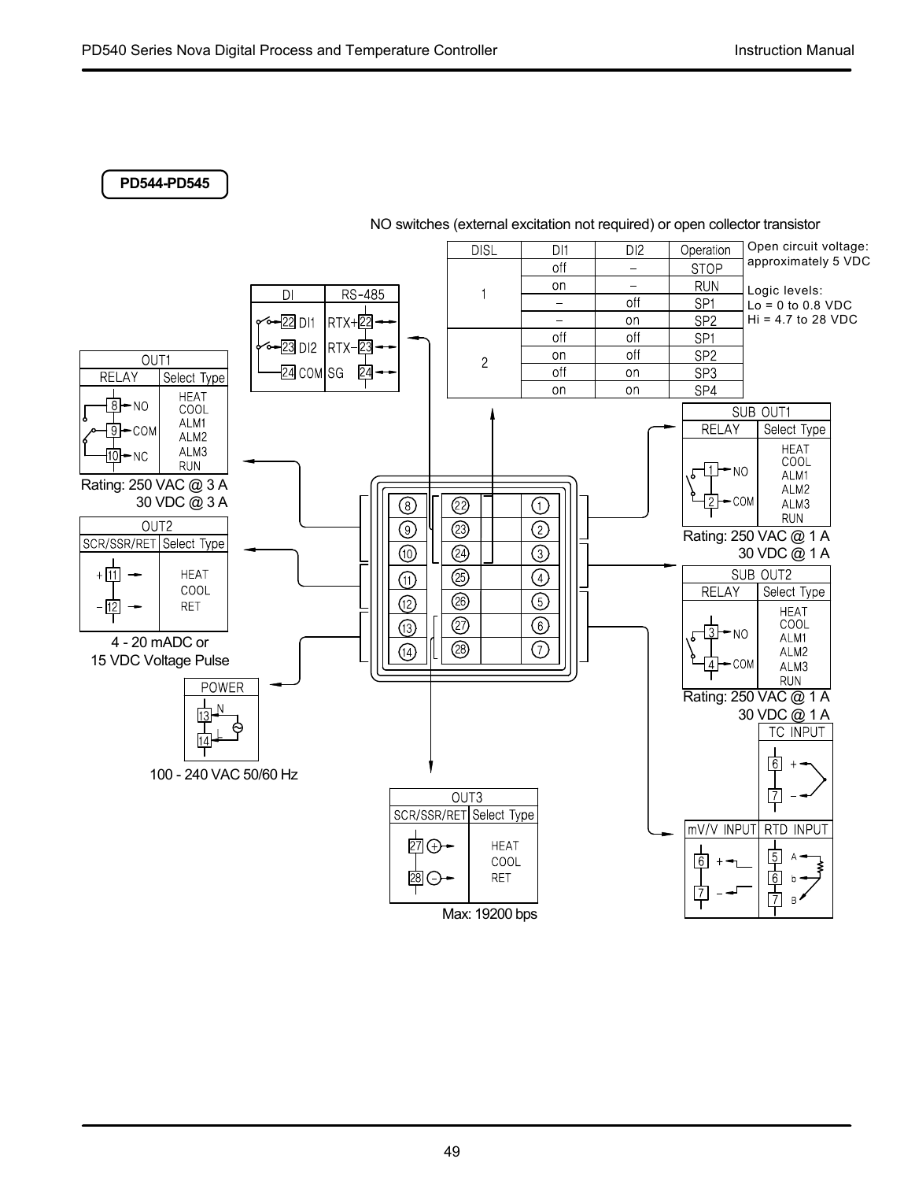**PD544-PD545**

NO switches (external excitation not required) or open collector transistor

| DISL | DI1 | DI2 | Operation |
|---|---|---|---|
| 1 | off | – | STOP |
| | on | – | RUN |
| | – | off | SP1 |
| | – | on | SP2 |
| 2 | off | off | SP1 |
| | on | off | SP2 |
| | off | on | SP3 |
| | on | on | SP4 |

Open circuit voltage: approximately 5 VDC

Logic levels:
Lo = 0 to 0.8 VDC
Hi = 4.7 to 28 VDC

| DI | RS-485 |
|---|---|
| 22 DI1 | RTX+ 22 |
| 23 DI2 | RTX− 23 |
| 24 COM | SG 24 |

Max: 19200 bps

| OUT1 RELAY | Select Type |
|---|---|
| 8 NO, 9 COM, 10 NC | HEAT, COOL, ALM1, ALM2, ALM3, RUN |

Rating: 250 VAC @ 3 A
30 VDC @ 3 A

| OUT2 SCR/SSR/RET | Select Type |
|---|---|
| + 11, − 12 | HEAT, COOL, RET |

4 - 20 mADC or
15 VDC Voltage Pulse

| POWER |
|---|
| 13 N, 14 L |

100 - 240 VAC 50/60 Hz

| OUT3 SCR/SSR/RET | Select Type |
|---|---|
| 27 (+), 28 (−) | HEAT, COOL, RET |

| SUB OUT1 RELAY | Select Type |
|---|---|
| 1 NO, 2 COM | HEAT, COOL, ALM1, ALM2, ALM3, RUN |

Rating: 250 VAC @ 1 A
30 VDC @ 1 A

| SUB OUT2 RELAY | Select Type |
|---|---|
| 3 NO, 4 COM | HEAT, COOL, ALM1, ALM2, ALM3, RUN |

Rating: 250 VAC @ 1 A
30 VDC @ 1 A

| TC INPUT |
|---|
| 6 +, 7 − |

| mV/V INPUT | RTD INPUT |
|---|---|
| 6 +, 7 − | 5 A, 6 b, 7 B |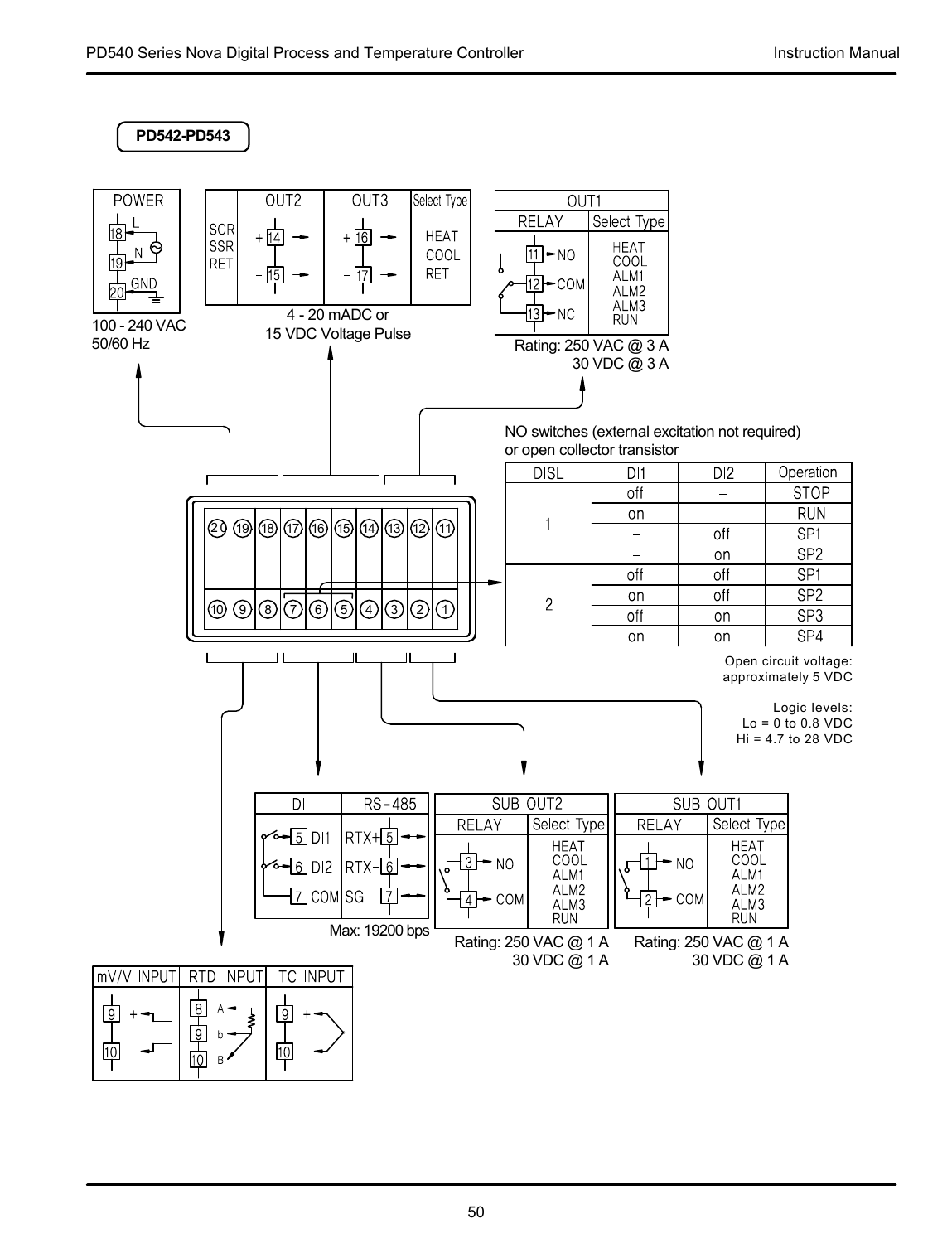**PD542-PD543**

**POWER**

- 18 L
- 19 N
- 20 GND

100 - 240 VAC
50/60 Hz

| | OUT2 | OUT3 | Select Type |
|---|---|---|---|
| SCR SSR RET | + 14, − 15 | + 16, − 17 | HEAT COOL RET |

4 - 20 mADC or
15 VDC Voltage Pulse

| OUT1 | |
|---|---|
| RELAY | Select Type |
| 11 NO, 12 COM, 13 NC | HEAT COOL ALM1 ALM2 ALM3 RUN |

Rating: 250 VAC @ 3 A
30 VDC @ 3 A

Terminals: 20 19 18 17 16 15 14 13 12 11 / 10 9 8 7 6 5 4 3 2 1

NO switches (external excitation not required)
or open collector transistor

| DISL | DI1 | DI2 | Operation |
|---|---|---|---|
| 1 | off | – | STOP |
| | on | – | RUN |
| | – | off | SP1 |
| | – | on | SP2 |
| 2 | off | off | SP1 |
| | on | off | SP2 |
| | off | on | SP3 |
| | on | on | SP4 |

Open circuit voltage:
approximately 5 VDC

Logic levels:
Lo = 0 to 0.8 VDC
Hi = 4.7 to 28 VDC

| DI | RS-485 |
|---|---|
| 5 DI1 | RTX+ 5 |
| 6 DI2 | RTX− 6 |
| 7 COM | SG 7 |

Max: 19200 bps

| SUB OUT2 | |
|---|---|
| RELAY | Select Type |
| 3 NO, 4 COM | HEAT COOL ALM1 ALM2 ALM3 RUN |

Rating: 250 VAC @ 1 A
30 VDC @ 1 A

| SUB OUT1 | |
|---|---|
| RELAY | Select Type |
| 1 NO, 2 COM | HEAT COOL ALM1 ALM2 ALM3 RUN |

Rating: 250 VAC @ 1 A
30 VDC @ 1 A

| mV/V INPUT | RTD INPUT | TC INPUT |
|---|---|---|
| 9 +, 10 − | 8 A, 9 b, 10 B | 9 +, 10 − |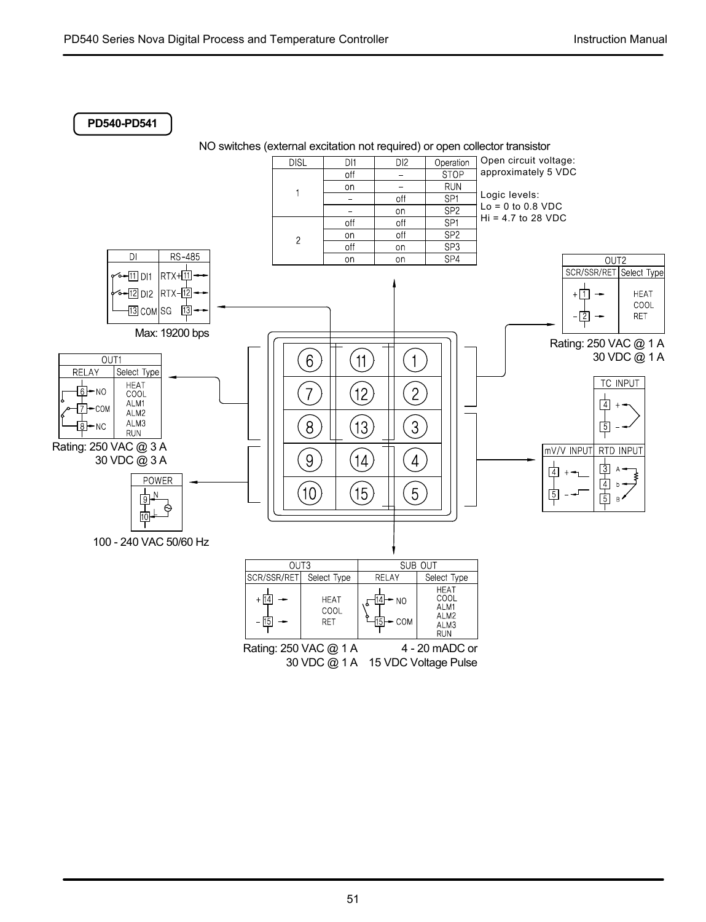**PD540-PD541**

NO switches (external excitation not required) or open collector transistor

| DISL | DI1 | DI2 | Operation |
|---|---|---|---|
| 1 | off | – | STOP |
| | on | – | RUN |
| | – | off | SP1 |
| | – | on | SP2 |
| 2 | off | off | SP1 |
| | on | off | SP2 |
| | off | on | SP3 |
| | on | on | SP4 |

Open circuit voltage: approximately 5 VDC

Logic levels:
Lo = 0 to 0.8 VDC
Hi = 4.7 to 28 VDC

**DI / RS-485**

| DI | RS-485 |
|---|---|
| 11 DI1 | RTX+ 11 |
| 12 DI2 | RTX− 12 |
| 13 COM | SG 13 |

Max: 19200 bps

**OUT1**

| RELAY | Select Type |
|---|---|
| 6 NO, 7 COM, 8 NC | HEAT, COOL, ALM1, ALM2, ALM3, RUN |

Rating: 250 VAC @ 3 A
30 VDC @ 3 A

**POWER**

9 N, 10 L

100 - 240 VAC 50/60 Hz

**OUT2**

| SCR/SSR/RET | Select Type |
|---|---|
| + 1, − 2 | HEAT, COOL, RET |

Rating: 250 VAC @ 1 A
30 VDC @ 1 A

**TC INPUT**: 4 +, 5 −

**mV/V INPUT**: 4 +, 5 −

**RTD INPUT**: 3 A, 4 b, 5 B

Terminal layout:

| | | |
|---|---|---|
| 6 | 11 | 1 |
| 7 | 12 | 2 |
| 8 | 13 | 3 |
| 9 | 14 | 4 |
| 10 | 15 | 5 |

**OUT3 / SUB OUT**

| OUT3 | | SUB OUT | |
|---|---|---|---|
| SCR/SSR/RET | Select Type | RELAY | Select Type |
| + 14, − 15 | HEAT, COOL, RET | 14 NO, 15 COM | HEAT, COOL, ALM1, ALM2, ALM3, RUN |

Rating: 250 VAC @ 1 A
30 VDC @ 1 A

4 - 20 mADC or
15 VDC Voltage Pulse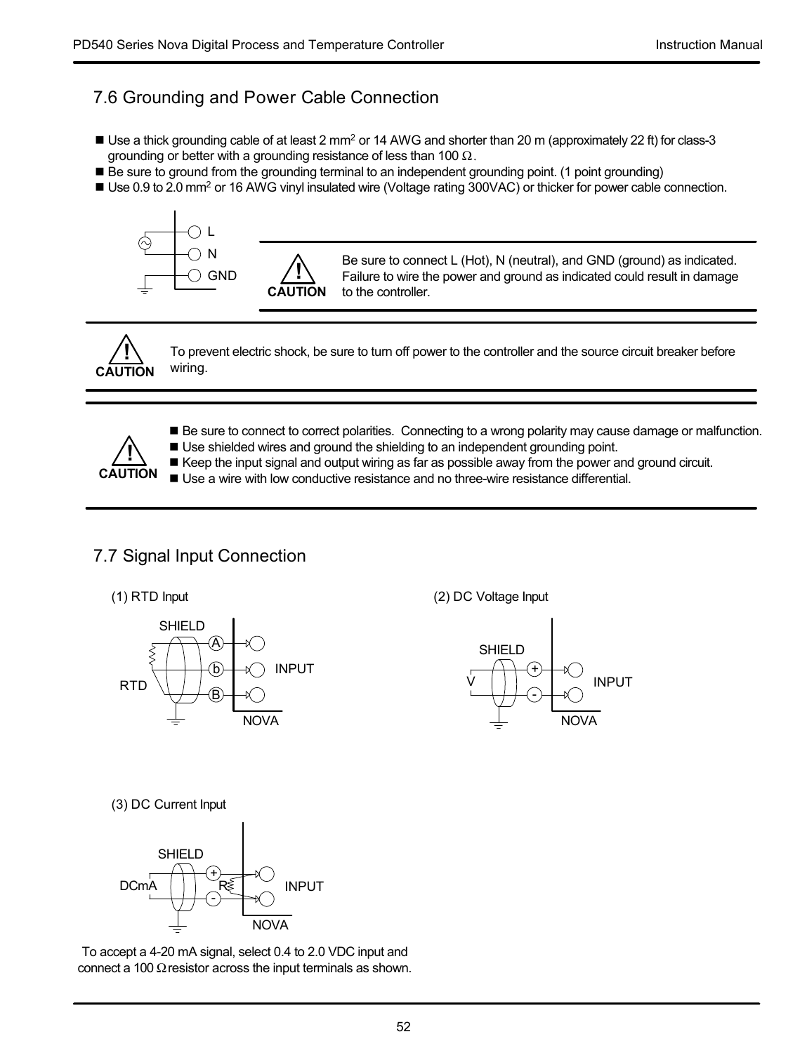## 7.6 Grounding and Power Cable Connection

- Use a thick grounding cable of at least 2 mm$^2$ or 14 AWG and shorter than 20 m (approximately 22 ft) for class-3 grounding or better with a grounding resistance of less than 100 Ω.
- Be sure to ground from the grounding terminal to an independent grounding point. (1 point grounding)
- Use 0.9 to 2.0 mm$^2$ or 16 AWG vinyl insulated wire (Voltage rating 300VAC) or thicker for power cable connection.

L
N
GND

**CAUTION** Be sure to connect L (Hot), N (neutral), and GND (ground) as indicated. Failure to wire the power and ground as indicated could result in damage to the controller.

**CAUTION** To prevent electric shock, be sure to turn off power to the controller and the source circuit breaker before wiring.

**CAUTION**

- Be sure to connect to correct polarities. Connecting to a wrong polarity may cause damage or malfunction.
- Use shielded wires and ground the shielding to an independent grounding point.
- Keep the input signal and output wiring as far as possible away from the power and ground circuit.
- Use a wire with low conductive resistance and no three-wire resistance differential.

## 7.7 Signal Input Connection

(1) RTD Input

SHIELD, RTD, A, b, B, INPUT, NOVA

(2) DC Voltage Input

SHIELD, V, +, -, INPUT, NOVA

(3) DC Current Input

SHIELD, DCmA, +, -, R, INPUT, NOVA

To accept a 4-20 mA signal, select 0.4 to 2.0 VDC input and connect a 100 Ω resistor across the input terminals as shown.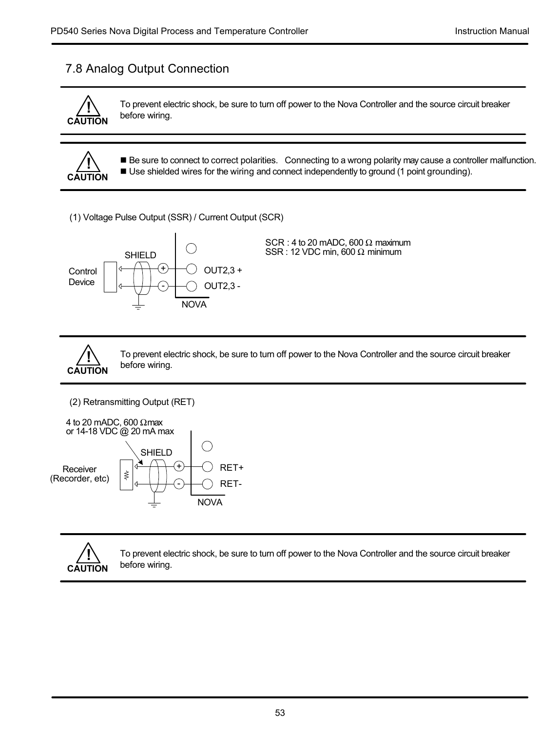## 7.8 Analog Output Connection

**CAUTION**: To prevent electric shock, be sure to turn off power to the Nova Controller and the source circuit breaker before wiring.

**CAUTION**:
- Be sure to connect to correct polarities. Connecting to a wrong polarity may cause a controller malfunction.
- Use shielded wires for the wiring and connect independently to ground (1 point grounding).

(1) Voltage Pulse Output (SSR) / Current Output (SCR)

SCR : 4 to 20 mADC, 600 Ω maximum
SSR : 12 VDC min, 600 Ω minimum

Control Device — SHIELD — + OUT2,3 + / - OUT2,3 - — NOVA

**CAUTION**: To prevent electric shock, be sure to turn off power to the Nova Controller and the source circuit breaker before wiring.

(2) Retransmitting Output (RET)

4 to 20 mADC, 600 Ωmax
or 14-18 VDC @ 20 mA max

Receiver (Recorder, etc) — SHIELD — + RET+ / - RET- — NOVA

**CAUTION**: To prevent electric shock, be sure to turn off power to the Nova Controller and the source circuit breaker before wiring.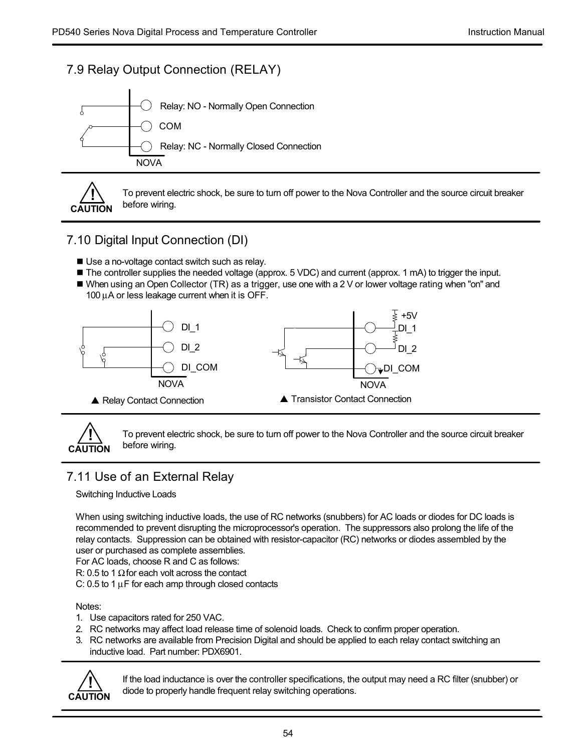## 7.9 Relay Output Connection (RELAY)

Relay: NO - Normally Open Connection

COM

Relay: NC - Normally Closed Connection

NOVA

**CAUTION** To prevent electric shock, be sure to turn off power to the Nova Controller and the source circuit breaker before wiring.

## 7.10 Digital Input Connection (DI)

- Use a no-voltage contact switch such as relay.
- The controller supplies the needed voltage (approx. 5 VDC) and current (approx. 1 mA) to trigger the input.
- When using an Open Collector (TR) as a trigger, use one with a 2 V or lower voltage rating when "on" and 100 µA or less leakage current when it is OFF.

DI_1

DI_2

DI_COM

NOVA

▲ Relay Contact Connection

+5V

DI_1

DI_2

DI_COM

NOVA

▲ Transistor Contact Connection

**CAUTION** To prevent electric shock, be sure to turn off power to the Nova Controller and the source circuit breaker before wiring.

## 7.11 Use of an External Relay

Switching Inductive Loads

When using switching inductive loads, the use of RC networks (snubbers) for AC loads or diodes for DC loads is recommended to prevent disrupting the microprocessor's operation. The suppressors also prolong the life of the relay contacts. Suppression can be obtained with resistor-capacitor (RC) networks or diodes assembled by the user or purchased as complete assemblies.
For AC loads, choose R and C as follows:
R: 0.5 to 1 Ω for each volt across the contact
C: 0.5 to 1 µF for each amp through closed contacts

Notes:

1. Use capacitors rated for 250 VAC.
2. RC networks may affect load release time of solenoid loads. Check to confirm proper operation.
3. RC networks are available from Precision Digital and should be applied to each relay contact switching an inductive load. Part number: PDX6901.

**CAUTION** If the load inductance is over the controller specifications, the output may need a RC filter (snubber) or diode to properly handle frequent relay switching operations.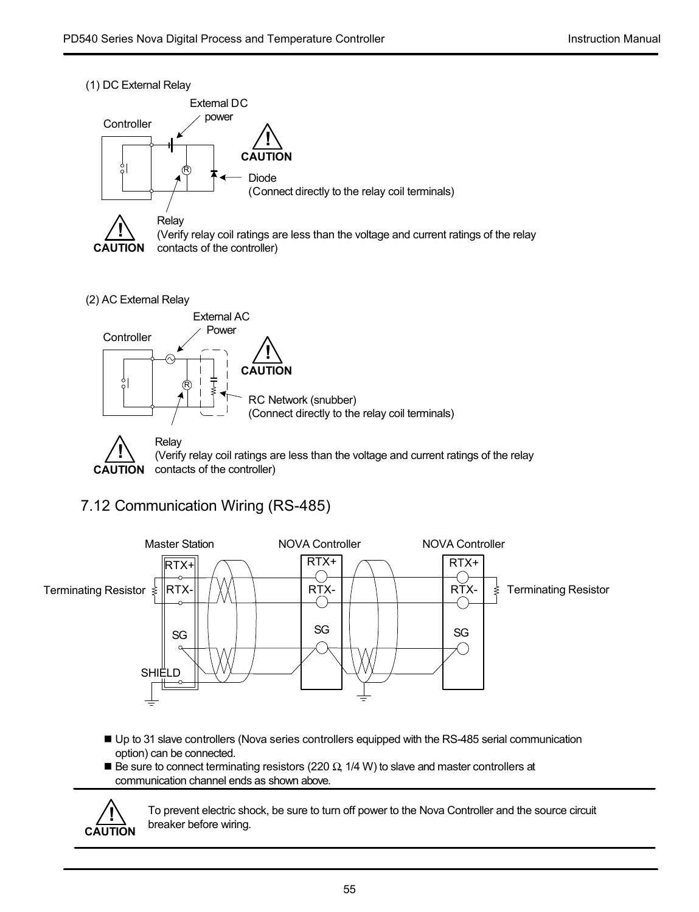(1) DC External Relay

Controller

External DC power

CAUTION

Diode
(Connect directly to the relay coil terminals)

CAUTION

Relay
(Verify relay coil ratings are less than the voltage and current ratings of the relay contacts of the controller)

(2) AC External Relay

Controller

External AC Power

CAUTION

RC Network (snubber)
(Connect directly to the relay coil terminals)

CAUTION

Relay
(Verify relay coil ratings are less than the voltage and current ratings of the relay contacts of the controller)

## 7.12 Communication Wiring (RS-485)

Master Station | NOVA Controller | NOVA Controller

Terminating Resistor | RTX+ | RTX- | SG | SHIELD | Terminating Resistor

- Up to 31 slave controllers (Nova series controllers equipped with the RS-485 serial communication option) can be connected.
- Be sure to connect terminating resistors (220 Ω, 1/4 W) to slave and master controllers at communication channel ends as shown above.

**CAUTION** To prevent electric shock, be sure to turn off power to the Nova Controller and the source circuit breaker before wiring.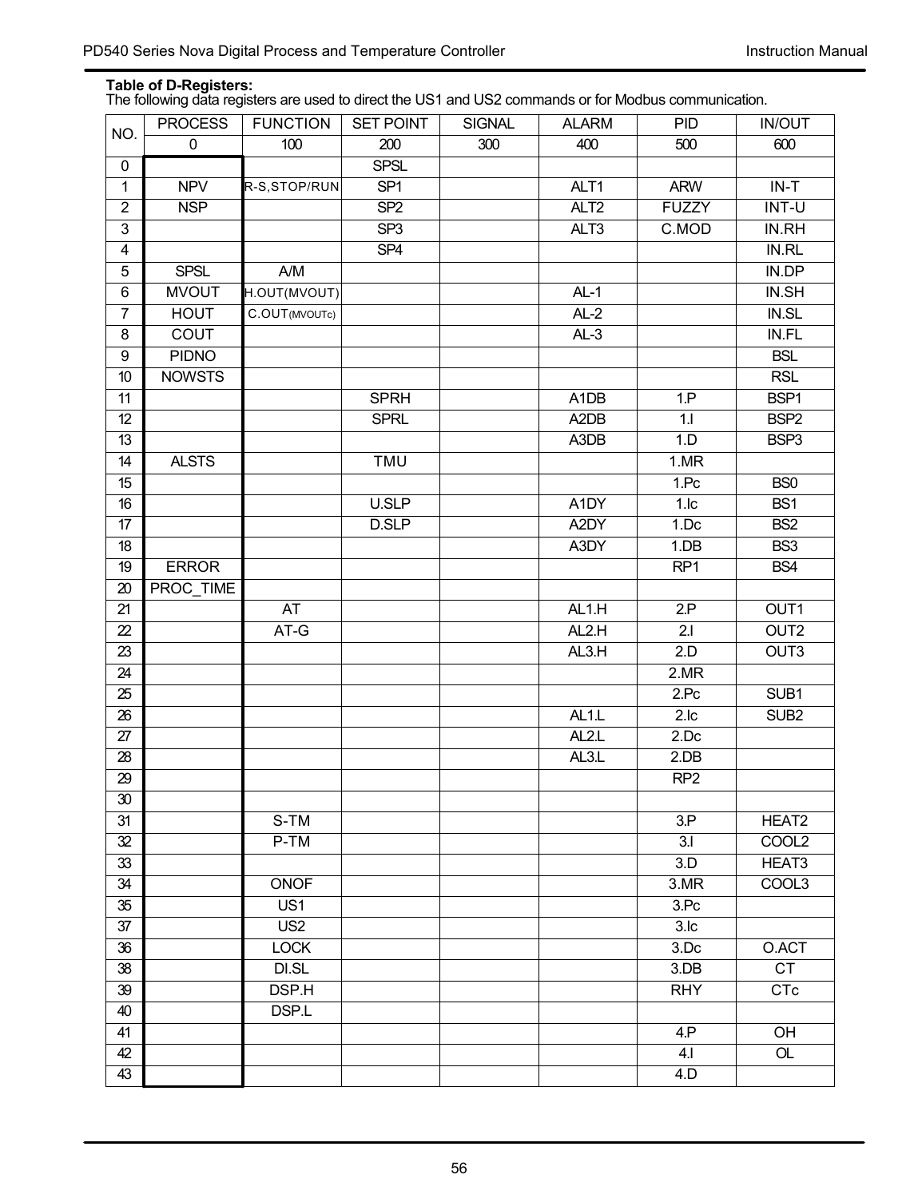**Table of D-Registers:**
The following data registers are used to direct the US1 and US2 commands or for Modbus communication.

| NO. | PROCESS | FUNCTION | SET POINT | SIGNAL | ALARM | PID | IN/OUT |
|---|---|---|---|---|---|---|---|
| | 0 | 100 | 200 | 300 | 400 | 500 | 600 |
| 0 | | | SPSL | | | | |
| 1 | NPV | R-S,STOP/RUN | SP1 | | ALT1 | ARW | IN-T |
| 2 | NSP | | SP2 | | ALT2 | FUZZY | INT-U |
| 3 | | | SP3 | | ALT3 | C.MOD | IN.RH |
| 4 | | | SP4 | | | | IN.RL |
| 5 | SPSL | A/M | | | | | IN.DP |
| 6 | MVOUT | H.OUT(MVOUT) | | | AL-1 | | IN.SH |
| 7 | HOUT | C.OUT(MVOUTc) | | | AL-2 | | IN.SL |
| 8 | COUT | | | | AL-3 | | IN.FL |
| 9 | PIDNO | | | | | | BSL |
| 10 | NOWSTS | | | | | | RSL |
| 11 | | | SPRH | | A1DB | 1.P | BSP1 |
| 12 | | | SPRL | | A2DB | 1.I | BSP2 |
| 13 | | | | | A3DB | 1.D | BSP3 |
| 14 | ALSTS | | TMU | | | 1.MR | |
| 15 | | | | | | 1.Pc | BS0 |
| 16 | | | U.SLP | | A1DY | 1.Ic | BS1 |
| 17 | | | D.SLP | | A2DY | 1.Dc | BS2 |
| 18 | | | | | A3DY | 1.DB | BS3 |
| 19 | ERROR | | | | | RP1 | BS4 |
| 20 | PROC_TIME | | | | | | |
| 21 | | AT | | | AL1.H | 2.P | OUT1 |
| 22 | | AT-G | | | AL2.H | 2.I | OUT2 |
| 23 | | | | | AL3.H | 2.D | OUT3 |
| 24 | | | | | | 2.MR | |
| 25 | | | | | | 2.Pc | SUB1 |
| 26 | | | | | AL1.L | 2.Ic | SUB2 |
| 27 | | | | | AL2.L | 2.Dc | |
| 28 | | | | | AL3.L | 2.DB | |
| 29 | | | | | | RP2 | |
| 30 | | | | | | | |
| 31 | | S-TM | | | | 3.P | HEAT2 |
| 32 | | P-TM | | | | 3.I | COOL2 |
| 33 | | | | | | 3.D | HEAT3 |
| 34 | | ONOF | | | | 3.MR | COOL3 |
| 35 | | US1 | | | | 3.Pc | |
| 37 | | US2 | | | | 3.Ic | |
| 36 | | LOCK | | | | 3.Dc | O.ACT |
| 38 | | DI.SL | | | | 3.DB | CT |
| 39 | | DSP.H | | | | RHY | CTc |
| 40 | | DSP.L | | | | | |
| 41 | | | | | | 4.P | OH |
| 42 | | | | | | 4.I | OL |
| 43 | | | | | | 4.D | |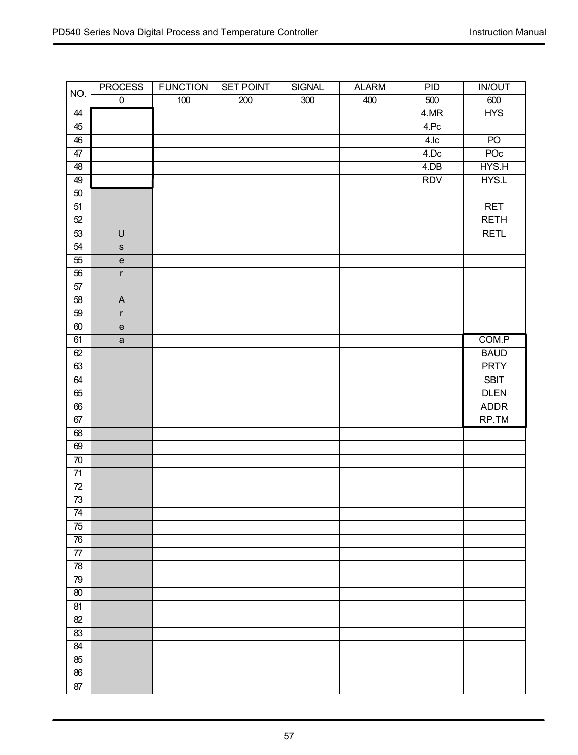| NO. | PROCESS | FUNCTION | SET POINT | SIGNAL | ALARM | PID | IN/OUT |
|---|---|---|---|---|---|---|---|
| | 0 | 100 | 200 | 300 | 400 | 500 | 600 |
| 44 | | | | | | 4.MR | HYS |
| 45 | | | | | | 4.Pc | |
| 46 | | | | | | 4.Ic | PO |
| 47 | | | | | | 4.Dc | POc |
| 48 | | | | | | 4.DB | HYS.H |
| 49 | | | | | | RDV | HYS.L |
| 50 | | | | | | | |
| 51 | | | | | | | RET |
| 52 | | | | | | | RETH |
| 53 | U | | | | | | RETL |
| 54 | s | | | | | | |
| 55 | e | | | | | | |
| 56 | r | | | | | | |
| 57 | | | | | | | |
| 58 | A | | | | | | |
| 59 | r | | | | | | |
| 60 | e | | | | | | |
| 61 | a | | | | | | COM.P |
| 62 | | | | | | | BAUD |
| 63 | | | | | | | PRTY |
| 64 | | | | | | | SBIT |
| 65 | | | | | | | DLEN |
| 66 | | | | | | | ADDR |
| 67 | | | | | | | RP.TM |
| 68 | | | | | | | |
| 69 | | | | | | | |
| 70 | | | | | | | |
| 71 | | | | | | | |
| 72 | | | | | | | |
| 73 | | | | | | | |
| 74 | | | | | | | |
| 75 | | | | | | | |
| 76 | | | | | | | |
| 77 | | | | | | | |
| 78 | | | | | | | |
| 79 | | | | | | | |
| 80 | | | | | | | |
| 81 | | | | | | | |
| 82 | | | | | | | |
| 83 | | | | | | | |
| 84 | | | | | | | |
| 85 | | | | | | | |
| 86 | | | | | | | |
| 87 | | | | | | | |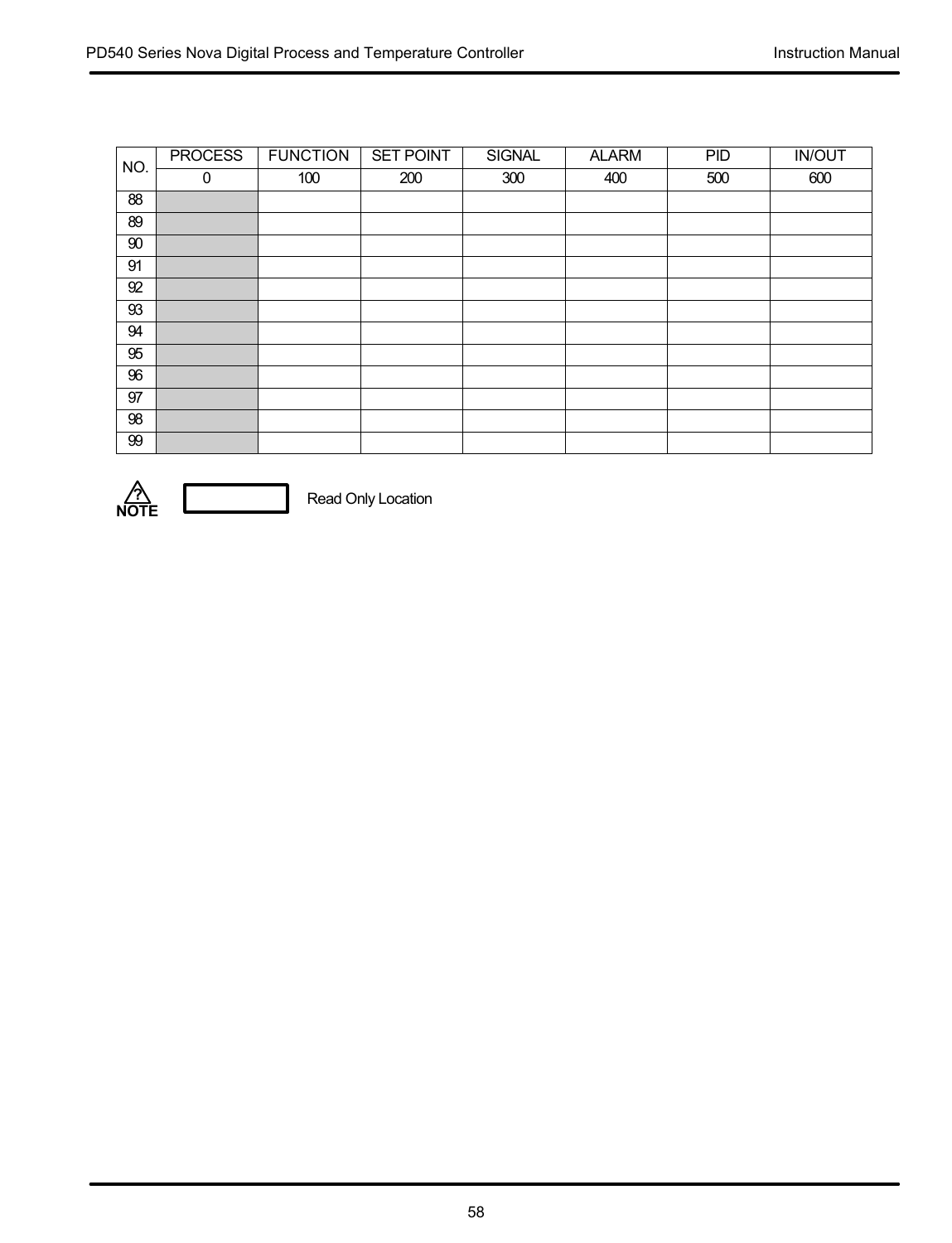| NO. | PROCESS | FUNCTION | SET POINT | SIGNAL | ALARM | PID | IN/OUT |
|---|---|---|---|---|---|---|---|
| | 0 | 100 | 200 | 300 | 400 | 500 | 600 |
| 88 | | | | | | | |
| 89 | | | | | | | |
| 90 | | | | | | | |
| 91 | | | | | | | |
| 92 | | | | | | | |
| 93 | | | | | | | |
| 94 | | | | | | | |
| 95 | | | | | | | |
| 96 | | | | | | | |
| 97 | | | | | | | |
| 98 | | | | | | | |
| 99 | | | | | | | |

**NOTE** Read Only Location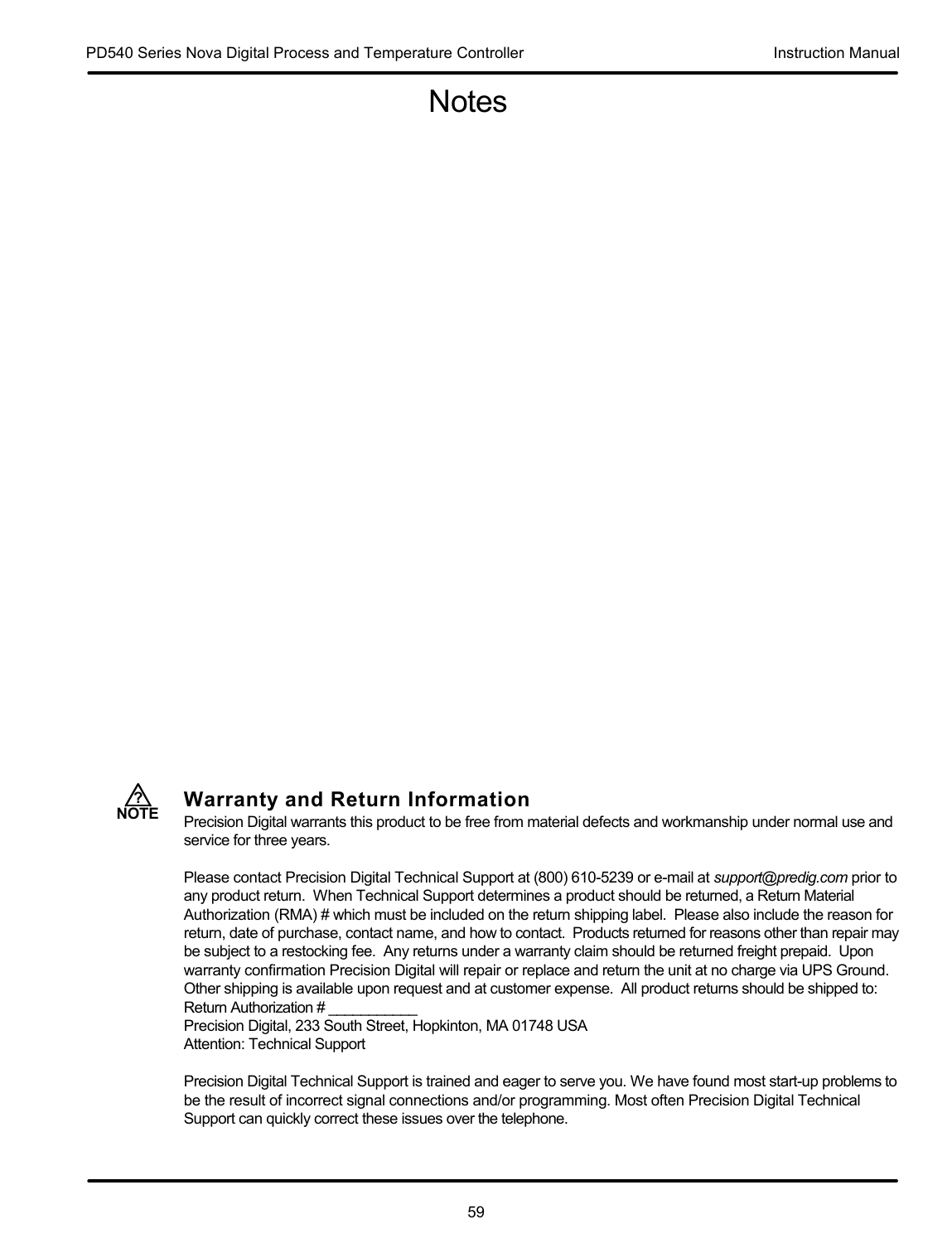# Notes

## Warranty and Return Information

Precision Digital warrants this product to be free from material defects and workmanship under normal use and service for three years.

Please contact Precision Digital Technical Support at (800) 610-5239 or e-mail at *support@predig.com* prior to any product return. When Technical Support determines a product should be returned, a Return Material Authorization (RMA) # which must be included on the return shipping label. Please also include the reason for return, date of purchase, contact name, and how to contact. Products returned for reasons other than repair may be subject to a restocking fee. Any returns under a warranty claim should be returned freight prepaid. Upon warranty confirmation Precision Digital will repair or replace and return the unit at no charge via UPS Ground. Other shipping is available upon request and at customer expense. All product returns should be shipped to:
Return Authorization # ___________
Precision Digital, 233 South Street, Hopkinton, MA 01748 USA
Attention: Technical Support

Precision Digital Technical Support is trained and eager to serve you. We have found most start-up problems to be the result of incorrect signal connections and/or programming. Most often Precision Digital Technical Support can quickly correct these issues over the telephone.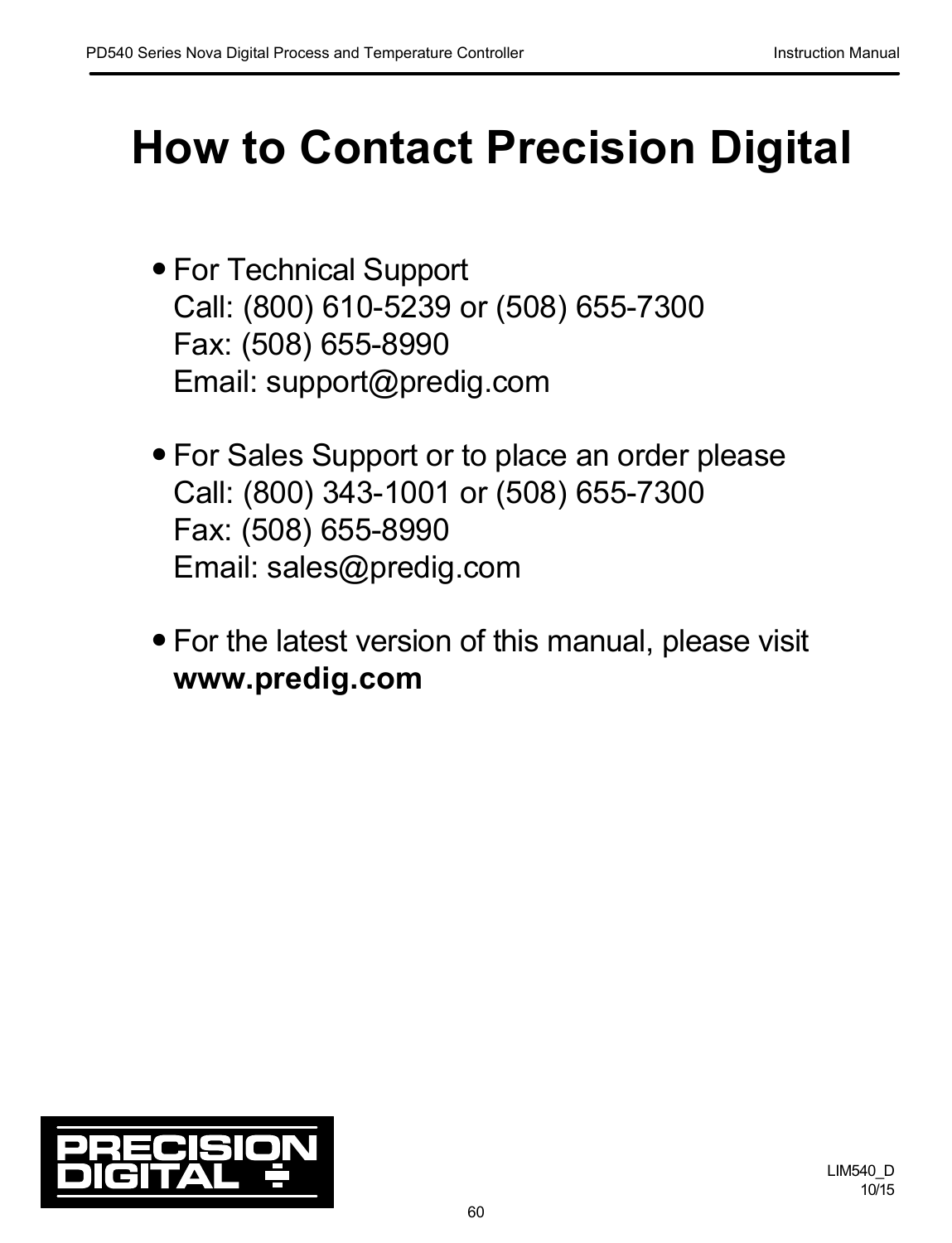# How to Contact Precision Digital

- For Technical Support
  Call: (800) 610-5239 or (508) 655-7300
  Fax: (508) 655-8990
  Email: support@predig.com

- For Sales Support or to place an order please
  Call: (800) 343-1001 or (508) 655-7300
  Fax: (508) 655-8990
  Email: sales@predig.com

- For the latest version of this manual, please visit
  **www.predig.com**

LIM540_D
10/15